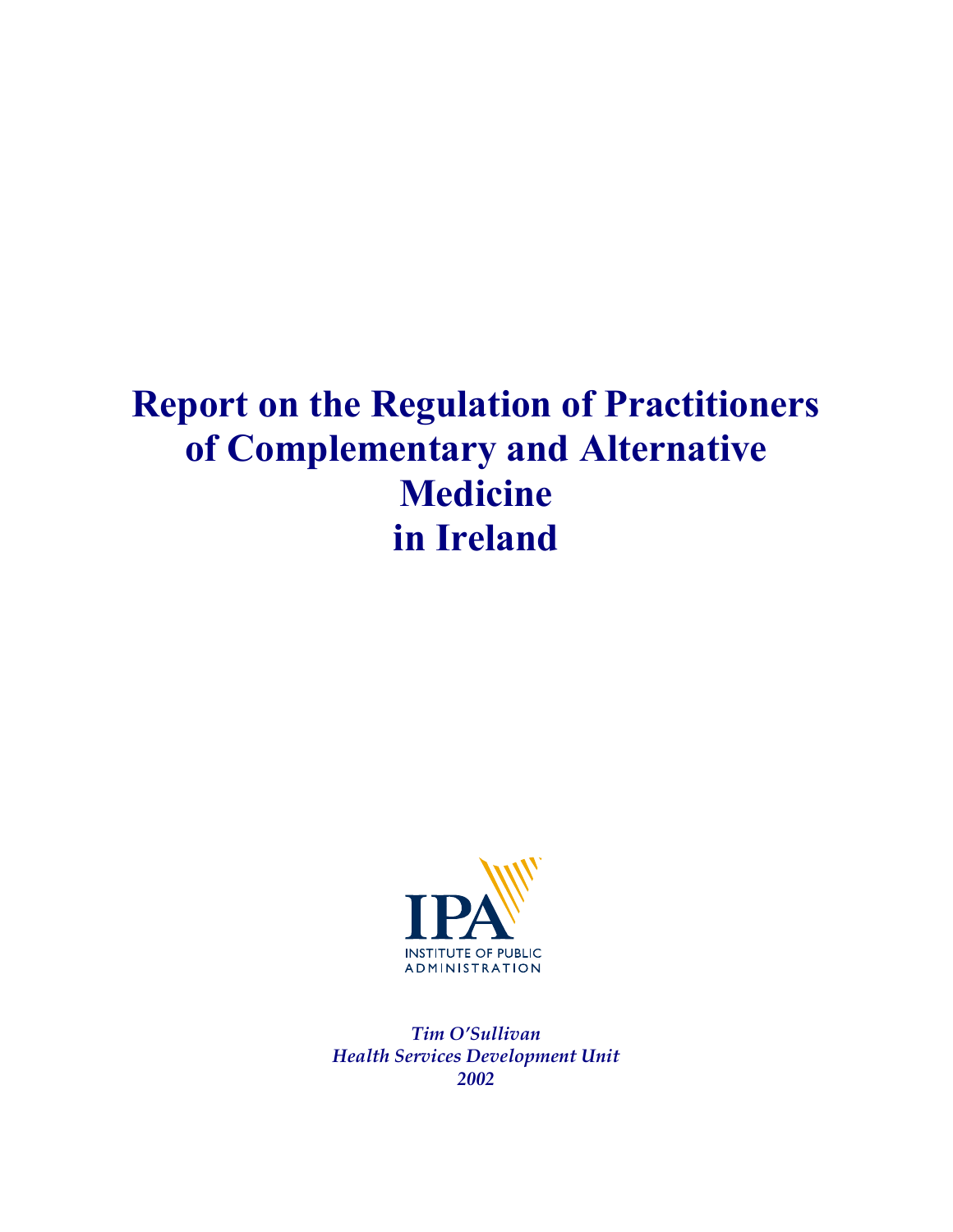# Report on the Regulation of Practitioners of Complementary and Alternative Medicine in Ireland

IPA
INSTITUTE OF PUBLIC ADMINISTRATION

*Tim O'Sullivan*
*Health Services Development Unit*
*2002*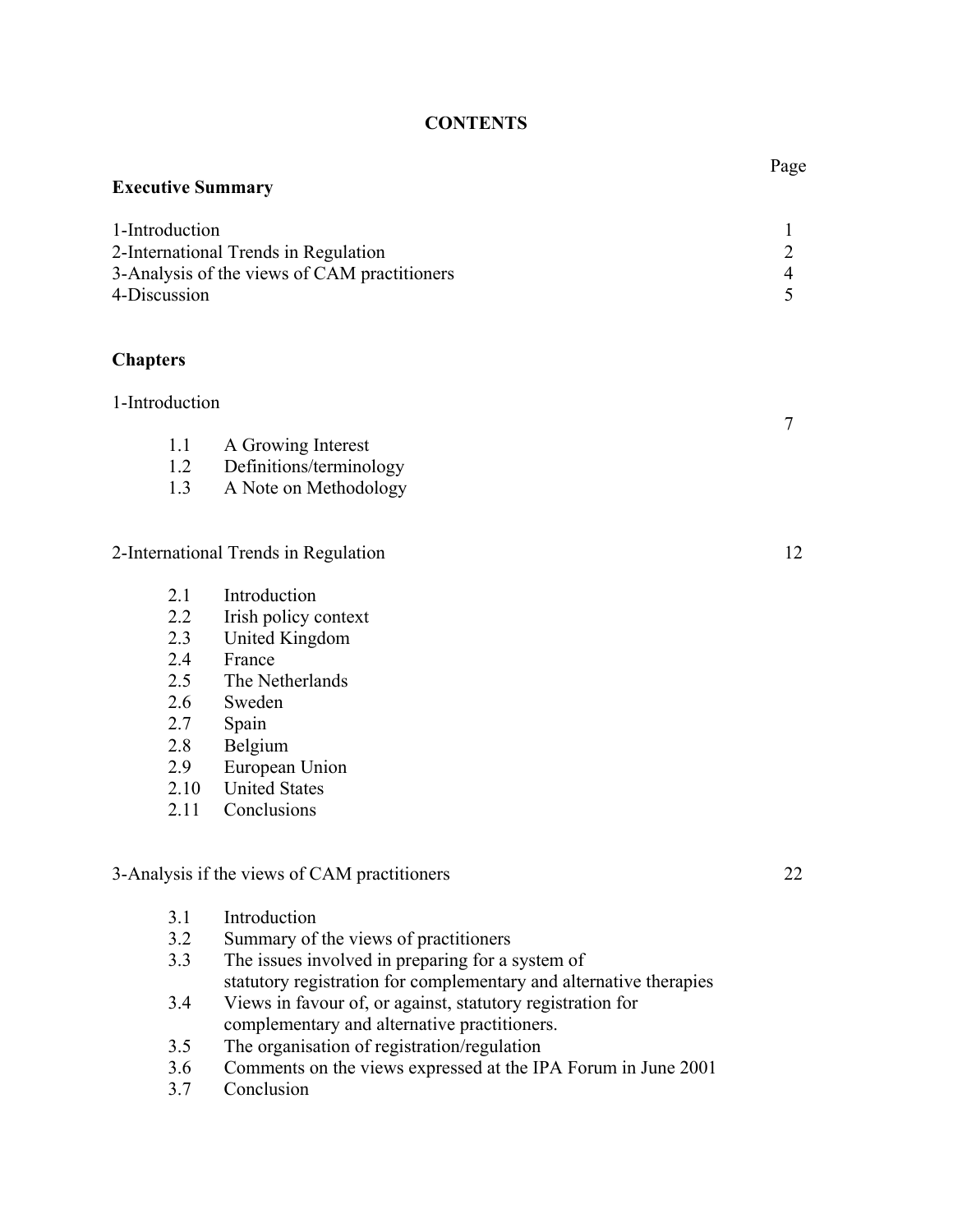# CONTENTS

| | Page |
|---|---|
| **Executive Summary** | |
| 1-Introduction | 1 |
| 2-International Trends in Regulation | 2 |
| 3-Analysis of the views of CAM practitioners | 4 |
| 4-Discussion | 5 |

## Chapters

| | Page |
|---|---|
| 1-Introduction | 7 |
| 1.1 A Growing Interest | |
| 1.2 Definitions/terminology | |
| 1.3 A Note on Methodology | |
| 2-International Trends in Regulation | 12 |
| 2.1 Introduction | |
| 2.2 Irish policy context | |
| 2.3 United Kingdom | |
| 2.4 France | |
| 2.5 The Netherlands | |
| 2.6 Sweden | |
| 2.7 Spain | |
| 2.8 Belgium | |
| 2.9 European Union | |
| 2.10 United States | |
| 2.11 Conclusions | |
| 3-Analysis if the views of CAM practitioners | 22 |
| 3.1 Introduction | |
| 3.2 Summary of the views of practitioners | |
| 3.3 The issues involved in preparing for a system of statutory registration for complementary and alternative therapies | |
| 3.4 Views in favour of, or against, statutory registration for complementary and alternative practitioners. | |
| 3.5 The organisation of registration/regulation | |
| 3.6 Comments on the views expressed at the IPA Forum in June 2001 | |
| 3.7 Conclusion | |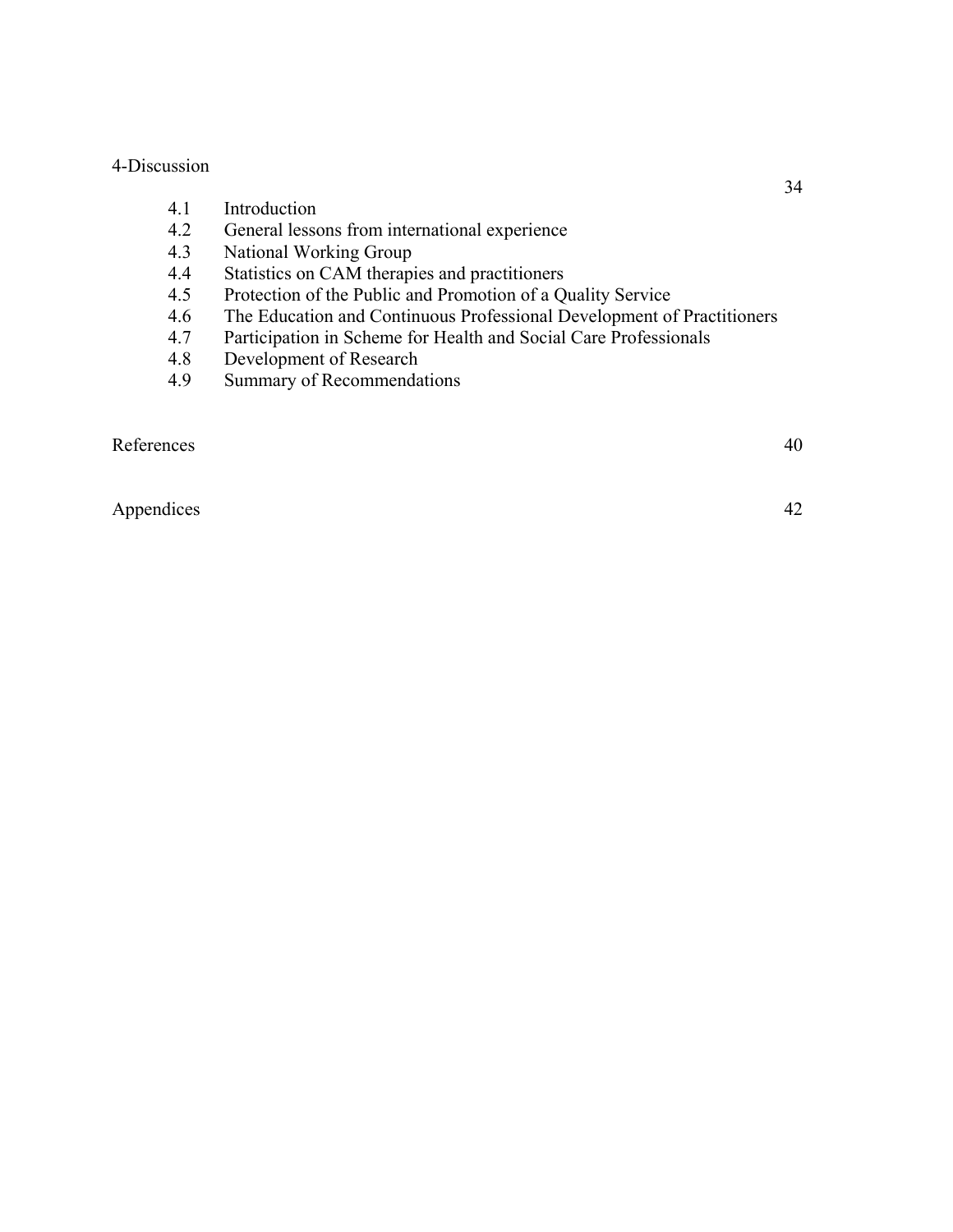4-Discussion 34

- 4.1 Introduction
- 4.2 General lessons from international experience
- 4.3 National Working Group
- 4.4 Statistics on CAM therapies and practitioners
- 4.5 Protection of the Public and Promotion of a Quality Service
- 4.6 The Education and Continuous Professional Development of Practitioners
- 4.7 Participation in Scheme for Health and Social Care Professionals
- 4.8 Development of Research
- 4.9 Summary of Recommendations

References 40

Appendices 42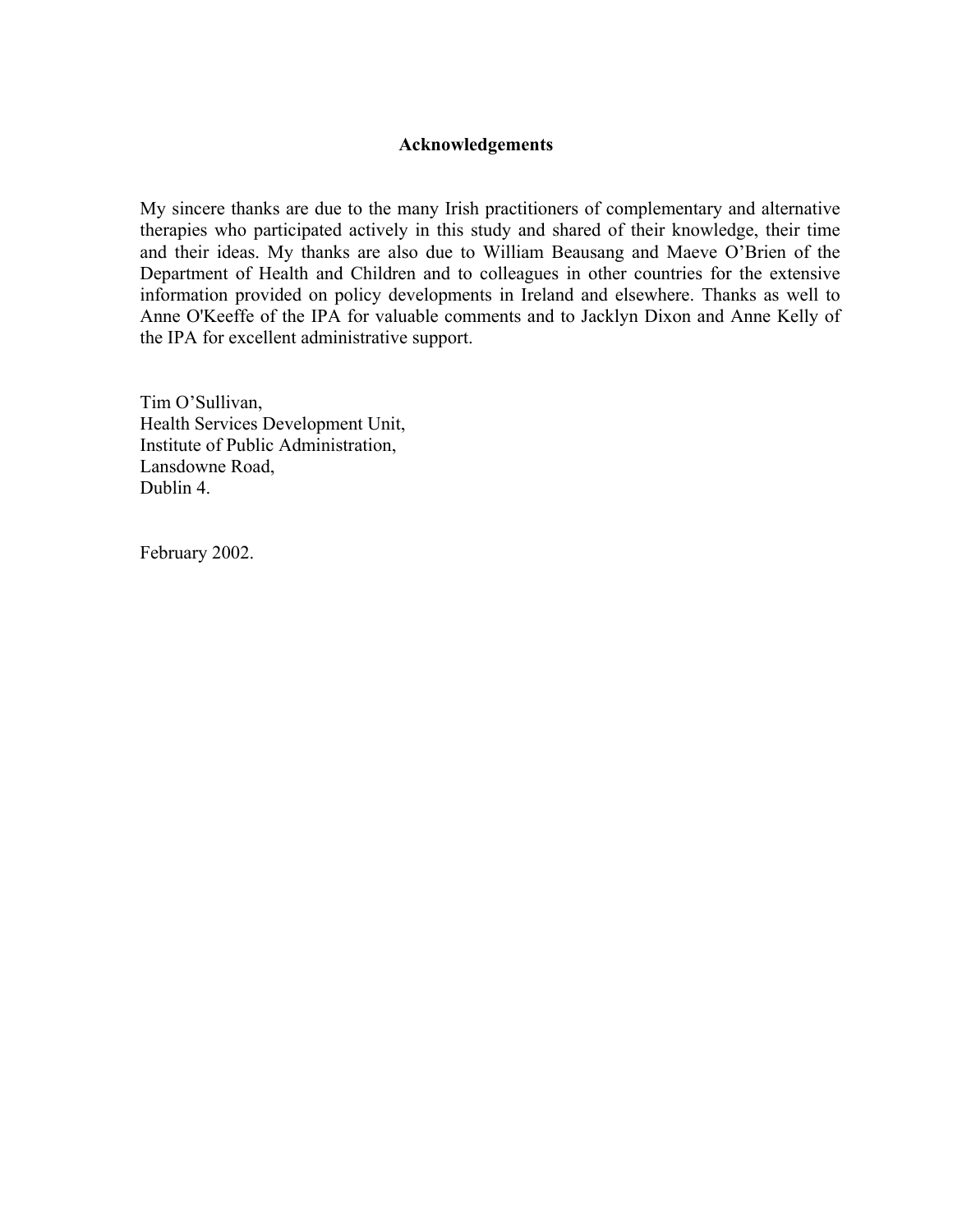## Acknowledgements

My sincere thanks are due to the many Irish practitioners of complementary and alternative therapies who participated actively in this study and shared of their knowledge, their time and their ideas. My thanks are also due to William Beausang and Maeve O'Brien of the Department of Health and Children and to colleagues in other countries for the extensive information provided on policy developments in Ireland and elsewhere. Thanks as well to Anne O'Keeffe of the IPA for valuable comments and to Jacklyn Dixon and Anne Kelly of the IPA for excellent administrative support.

Tim O'Sullivan,
Health Services Development Unit,
Institute of Public Administration,
Lansdowne Road,
Dublin 4.

February 2002.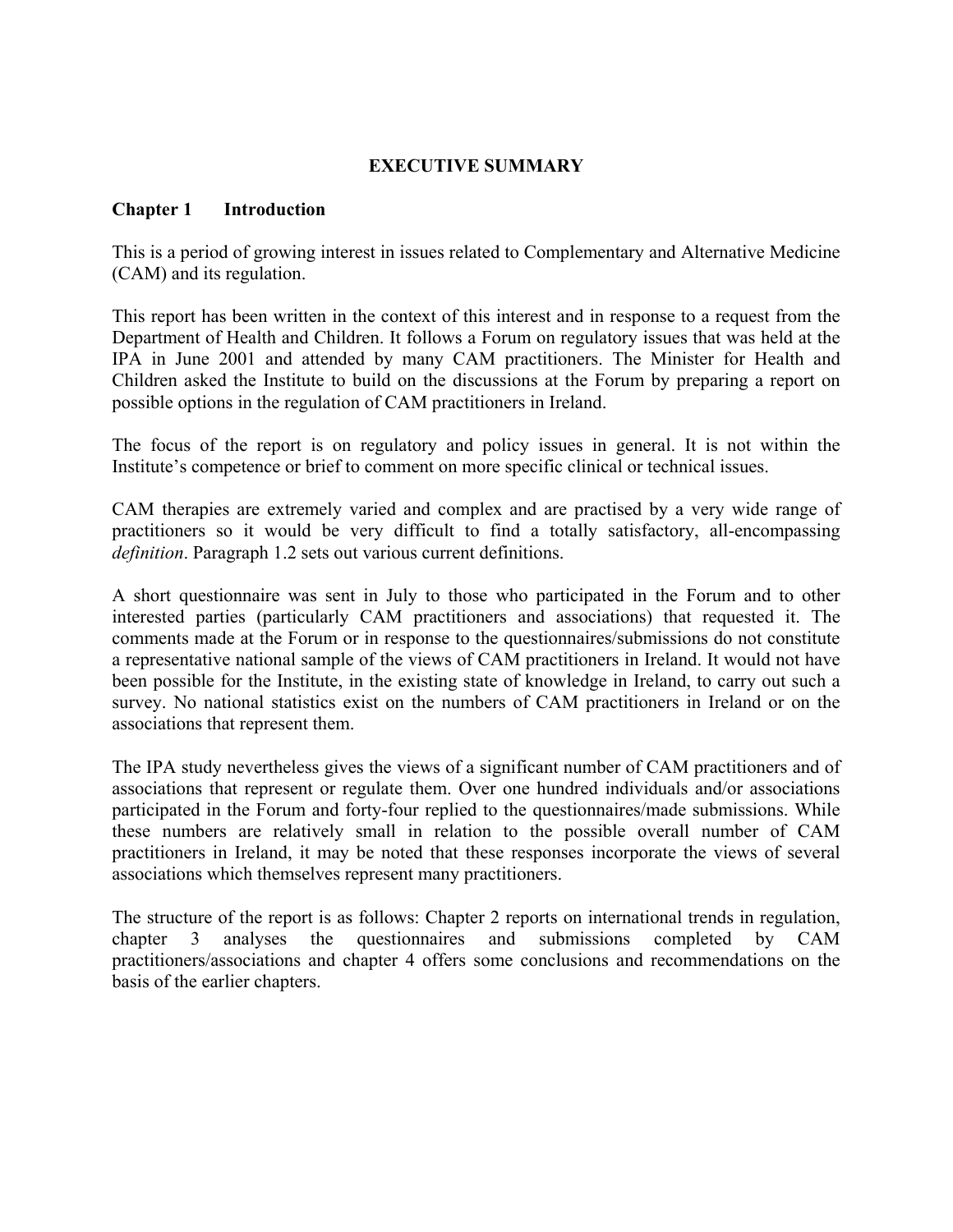# EXECUTIVE SUMMARY

## Chapter 1 Introduction

This is a period of growing interest in issues related to Complementary and Alternative Medicine (CAM) and its regulation.

This report has been written in the context of this interest and in response to a request from the Department of Health and Children. It follows a Forum on regulatory issues that was held at the IPA in June 2001 and attended by many CAM practitioners. The Minister for Health and Children asked the Institute to build on the discussions at the Forum by preparing a report on possible options in the regulation of CAM practitioners in Ireland.

The focus of the report is on regulatory and policy issues in general. It is not within the Institute's competence or brief to comment on more specific clinical or technical issues.

CAM therapies are extremely varied and complex and are practised by a very wide range of practitioners so it would be very difficult to find a totally satisfactory, all-encompassing *definition*. Paragraph 1.2 sets out various current definitions.

A short questionnaire was sent in July to those who participated in the Forum and to other interested parties (particularly CAM practitioners and associations) that requested it. The comments made at the Forum or in response to the questionnaires/submissions do not constitute a representative national sample of the views of CAM practitioners in Ireland. It would not have been possible for the Institute, in the existing state of knowledge in Ireland, to carry out such a survey. No national statistics exist on the numbers of CAM practitioners in Ireland or on the associations that represent them.

The IPA study nevertheless gives the views of a significant number of CAM practitioners and of associations that represent or regulate them. Over one hundred individuals and/or associations participated in the Forum and forty-four replied to the questionnaires/made submissions. While these numbers are relatively small in relation to the possible overall number of CAM practitioners in Ireland, it may be noted that these responses incorporate the views of several associations which themselves represent many practitioners.

The structure of the report is as follows: Chapter 2 reports on international trends in regulation, chapter 3 analyses the questionnaires and submissions completed by CAM practitioners/associations and chapter 4 offers some conclusions and recommendations on the basis of the earlier chapters.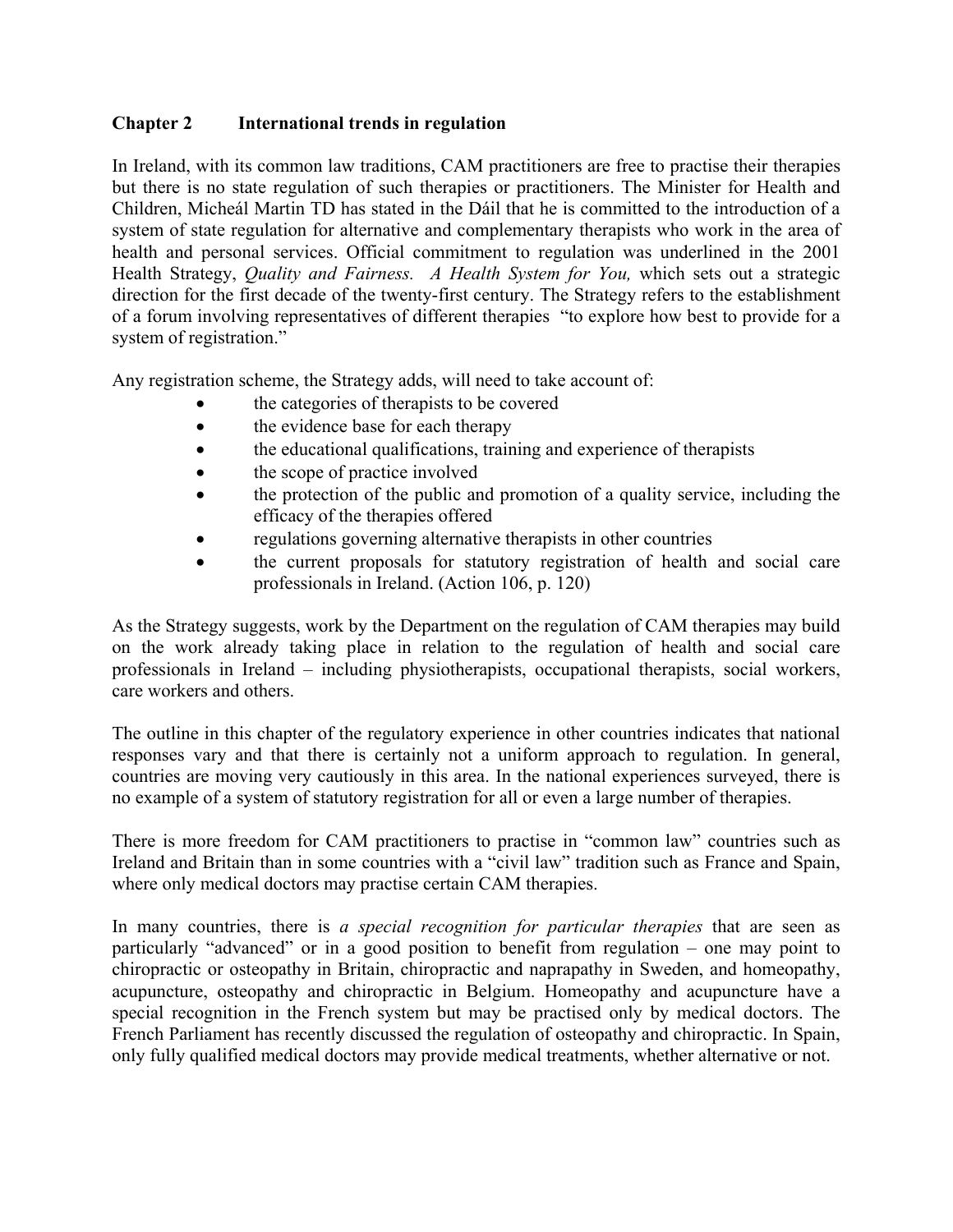## Chapter 2 International trends in regulation

In Ireland, with its common law traditions, CAM practitioners are free to practise their therapies but there is no state regulation of such therapies or practitioners. The Minister for Health and Children, Micheál Martin TD has stated in the Dáil that he is committed to the introduction of a system of state regulation for alternative and complementary therapists who work in the area of health and personal services. Official commitment to regulation was underlined in the 2001 Health Strategy, *Quality and Fairness. A Health System for You,* which sets out a strategic direction for the first decade of the twenty-first century. The Strategy refers to the establishment of a forum involving representatives of different therapies "to explore how best to provide for a system of registration."

Any registration scheme, the Strategy adds, will need to take account of:

- the categories of therapists to be covered
- the evidence base for each therapy
- the educational qualifications, training and experience of therapists
- the scope of practice involved
- the protection of the public and promotion of a quality service, including the efficacy of the therapies offered
- regulations governing alternative therapists in other countries
- the current proposals for statutory registration of health and social care professionals in Ireland. (Action 106, p. 120)

As the Strategy suggests, work by the Department on the regulation of CAM therapies may build on the work already taking place in relation to the regulation of health and social care professionals in Ireland – including physiotherapists, occupational therapists, social workers, care workers and others.

The outline in this chapter of the regulatory experience in other countries indicates that national responses vary and that there is certainly not a uniform approach to regulation. In general, countries are moving very cautiously in this area. In the national experiences surveyed, there is no example of a system of statutory registration for all or even a large number of therapies.

There is more freedom for CAM practitioners to practise in "common law" countries such as Ireland and Britain than in some countries with a "civil law" tradition such as France and Spain, where only medical doctors may practise certain CAM therapies.

In many countries, there is *a special recognition for particular therapies* that are seen as particularly "advanced" or in a good position to benefit from regulation – one may point to chiropractic or osteopathy in Britain, chiropractic and naprapathy in Sweden, and homeopathy, acupuncture, osteopathy and chiropractic in Belgium. Homeopathy and acupuncture have a special recognition in the French system but may be practised only by medical doctors. The French Parliament has recently discussed the regulation of osteopathy and chiropractic. In Spain, only fully qualified medical doctors may provide medical treatments, whether alternative or not.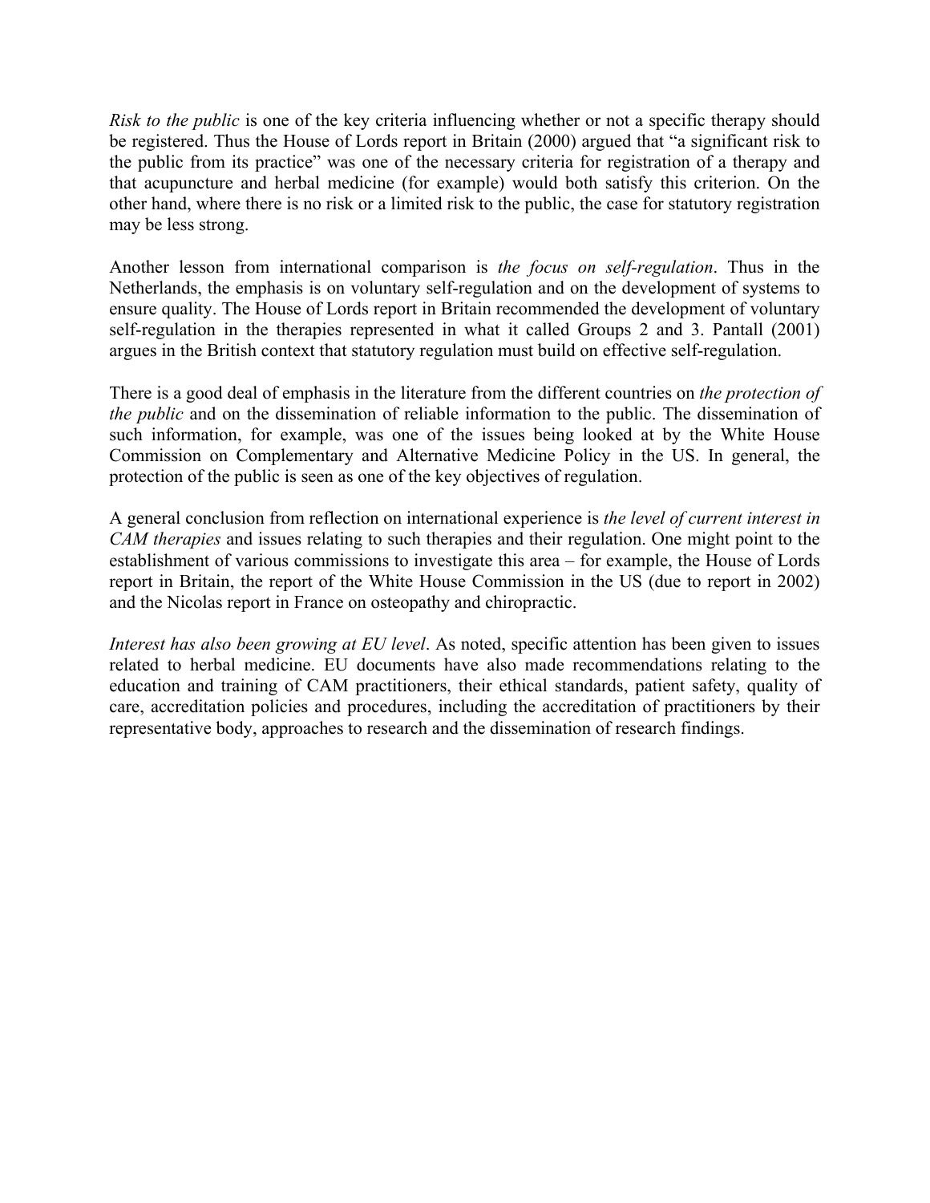*Risk to the public* is one of the key criteria influencing whether or not a specific therapy should be registered. Thus the House of Lords report in Britain (2000) argued that "a significant risk to the public from its practice" was one of the necessary criteria for registration of a therapy and that acupuncture and herbal medicine (for example) would both satisfy this criterion. On the other hand, where there is no risk or a limited risk to the public, the case for statutory registration may be less strong.

Another lesson from international comparison is *the focus on self-regulation*. Thus in the Netherlands, the emphasis is on voluntary self-regulation and on the development of systems to ensure quality. The House of Lords report in Britain recommended the development of voluntary self-regulation in the therapies represented in what it called Groups 2 and 3. Pantall (2001) argues in the British context that statutory regulation must build on effective self-regulation.

There is a good deal of emphasis in the literature from the different countries on *the protection of the public* and on the dissemination of reliable information to the public. The dissemination of such information, for example, was one of the issues being looked at by the White House Commission on Complementary and Alternative Medicine Policy in the US. In general, the protection of the public is seen as one of the key objectives of regulation.

A general conclusion from reflection on international experience is *the level of current interest in CAM therapies* and issues relating to such therapies and their regulation. One might point to the establishment of various commissions to investigate this area – for example, the House of Lords report in Britain, the report of the White House Commission in the US (due to report in 2002) and the Nicolas report in France on osteopathy and chiropractic.

*Interest has also been growing at EU level*. As noted, specific attention has been given to issues related to herbal medicine. EU documents have also made recommendations relating to the education and training of CAM practitioners, their ethical standards, patient safety, quality of care, accreditation policies and procedures, including the accreditation of practitioners by their representative body, approaches to research and the dissemination of research findings.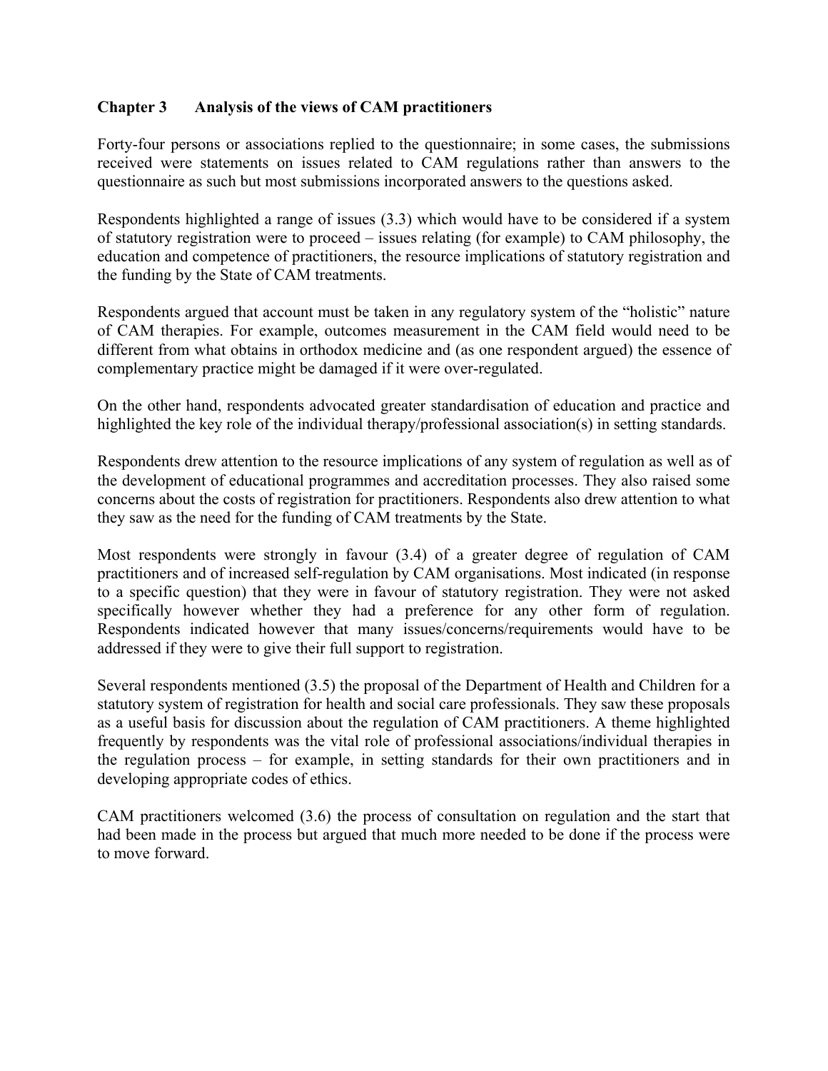## Chapter 3 Analysis of the views of CAM practitioners

Forty-four persons or associations replied to the questionnaire; in some cases, the submissions received were statements on issues related to CAM regulations rather than answers to the questionnaire as such but most submissions incorporated answers to the questions asked.

Respondents highlighted a range of issues (3.3) which would have to be considered if a system of statutory registration were to proceed – issues relating (for example) to CAM philosophy, the education and competence of practitioners, the resource implications of statutory registration and the funding by the State of CAM treatments.

Respondents argued that account must be taken in any regulatory system of the "holistic" nature of CAM therapies. For example, outcomes measurement in the CAM field would need to be different from what obtains in orthodox medicine and (as one respondent argued) the essence of complementary practice might be damaged if it were over-regulated.

On the other hand, respondents advocated greater standardisation of education and practice and highlighted the key role of the individual therapy/professional association(s) in setting standards.

Respondents drew attention to the resource implications of any system of regulation as well as of the development of educational programmes and accreditation processes. They also raised some concerns about the costs of registration for practitioners. Respondents also drew attention to what they saw as the need for the funding of CAM treatments by the State.

Most respondents were strongly in favour (3.4) of a greater degree of regulation of CAM practitioners and of increased self-regulation by CAM organisations. Most indicated (in response to a specific question) that they were in favour of statutory registration. They were not asked specifically however whether they had a preference for any other form of regulation. Respondents indicated however that many issues/concerns/requirements would have to be addressed if they were to give their full support to registration.

Several respondents mentioned (3.5) the proposal of the Department of Health and Children for a statutory system of registration for health and social care professionals. They saw these proposals as a useful basis for discussion about the regulation of CAM practitioners. A theme highlighted frequently by respondents was the vital role of professional associations/individual therapies in the regulation process – for example, in setting standards for their own practitioners and in developing appropriate codes of ethics.

CAM practitioners welcomed (3.6) the process of consultation on regulation and the start that had been made in the process but argued that much more needed to be done if the process were to move forward.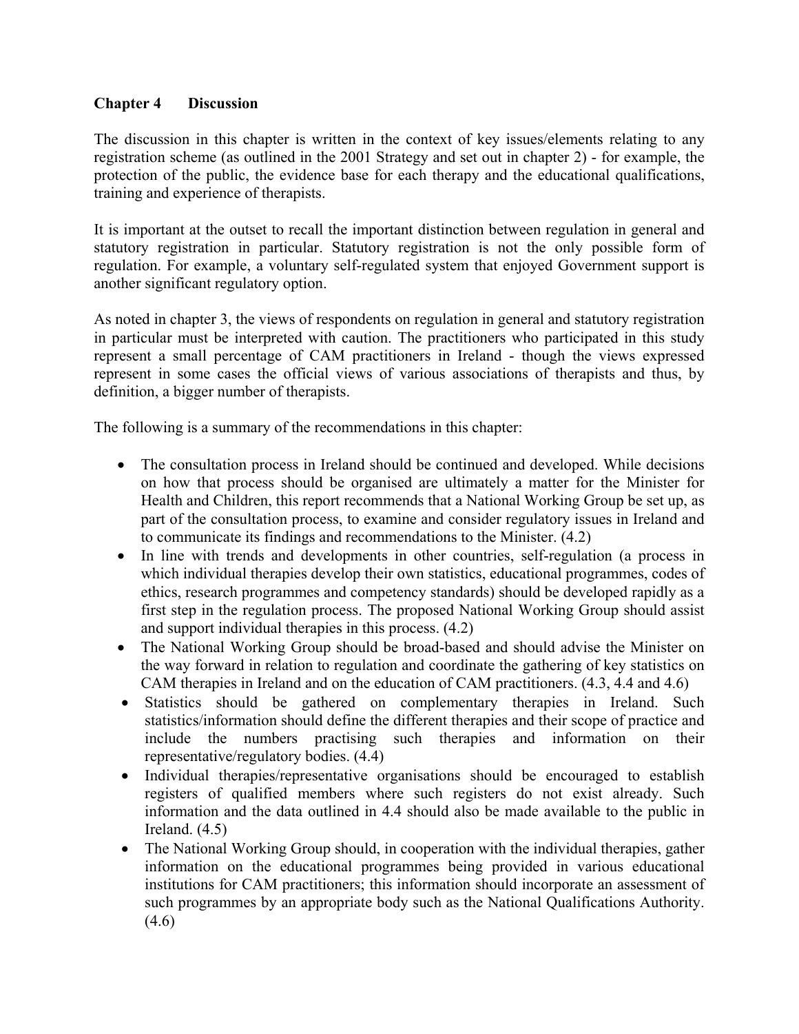## Chapter 4 Discussion

The discussion in this chapter is written in the context of key issues/elements relating to any registration scheme (as outlined in the 2001 Strategy and set out in chapter 2) - for example, the protection of the public, the evidence base for each therapy and the educational qualifications, training and experience of therapists.

It is important at the outset to recall the important distinction between regulation in general and statutory registration in particular. Statutory registration is not the only possible form of regulation. For example, a voluntary self-regulated system that enjoyed Government support is another significant regulatory option.

As noted in chapter 3, the views of respondents on regulation in general and statutory registration in particular must be interpreted with caution. The practitioners who participated in this study represent a small percentage of CAM practitioners in Ireland - though the views expressed represent in some cases the official views of various associations of therapists and thus, by definition, a bigger number of therapists.

The following is a summary of the recommendations in this chapter:

- The consultation process in Ireland should be continued and developed. While decisions on how that process should be organised are ultimately a matter for the Minister for Health and Children, this report recommends that a National Working Group be set up, as part of the consultation process, to examine and consider regulatory issues in Ireland and to communicate its findings and recommendations to the Minister. (4.2)
- In line with trends and developments in other countries, self-regulation (a process in which individual therapies develop their own statistics, educational programmes, codes of ethics, research programmes and competency standards) should be developed rapidly as a first step in the regulation process. The proposed National Working Group should assist and support individual therapies in this process. (4.2)
- The National Working Group should be broad-based and should advise the Minister on the way forward in relation to regulation and coordinate the gathering of key statistics on CAM therapies in Ireland and on the education of CAM practitioners. (4.3, 4.4 and 4.6)
- Statistics should be gathered on complementary therapies in Ireland. Such statistics/information should define the different therapies and their scope of practice and include the numbers practising such therapies and information on their representative/regulatory bodies. (4.4)
- Individual therapies/representative organisations should be encouraged to establish registers of qualified members where such registers do not exist already. Such information and the data outlined in 4.4 should also be made available to the public in Ireland. (4.5)
- The National Working Group should, in cooperation with the individual therapies, gather information on the educational programmes being provided in various educational institutions for CAM practitioners; this information should incorporate an assessment of such programmes by an appropriate body such as the National Qualifications Authority. (4.6)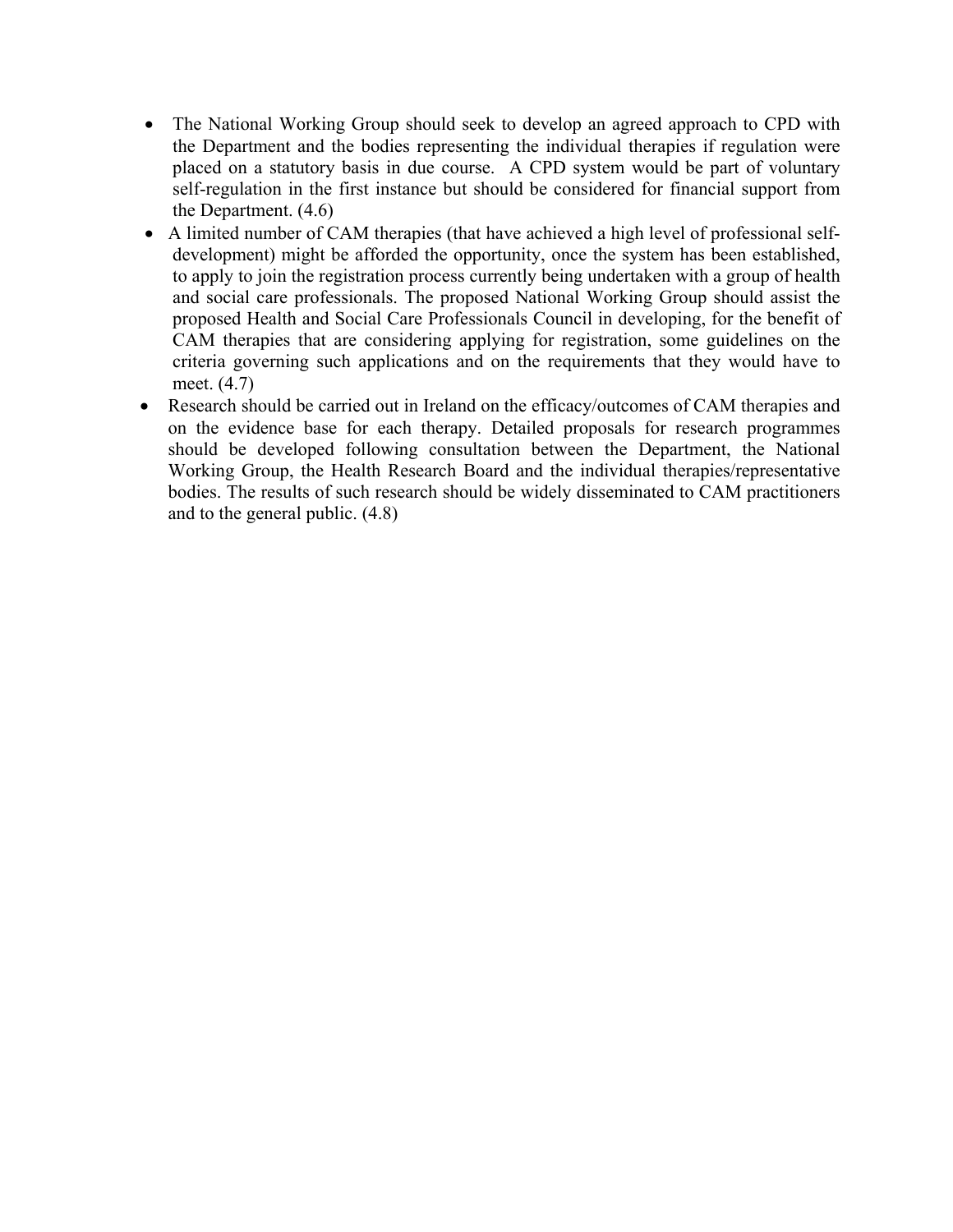- The National Working Group should seek to develop an agreed approach to CPD with the Department and the bodies representing the individual therapies if regulation were placed on a statutory basis in due course. A CPD system would be part of voluntary self-regulation in the first instance but should be considered for financial support from the Department. (4.6)
- A limited number of CAM therapies (that have achieved a high level of professional self-development) might be afforded the opportunity, once the system has been established, to apply to join the registration process currently being undertaken with a group of health and social care professionals. The proposed National Working Group should assist the proposed Health and Social Care Professionals Council in developing, for the benefit of CAM therapies that are considering applying for registration, some guidelines on the criteria governing such applications and on the requirements that they would have to meet. (4.7)
- Research should be carried out in Ireland on the efficacy/outcomes of CAM therapies and on the evidence base for each therapy. Detailed proposals for research programmes should be developed following consultation between the Department, the National Working Group, the Health Research Board and the individual therapies/representative bodies. The results of such research should be widely disseminated to CAM practitioners and to the general public. (4.8)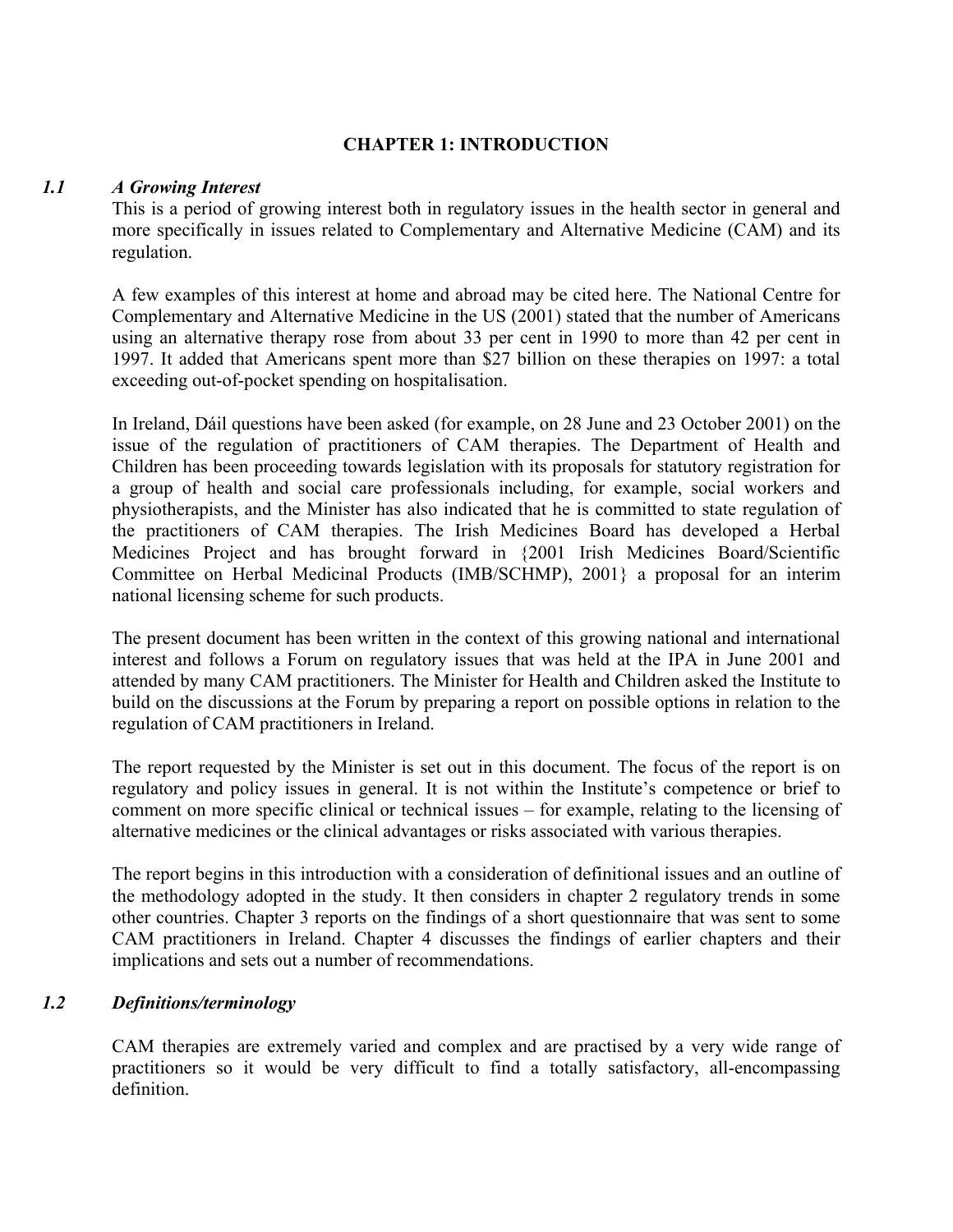# CHAPTER 1: INTRODUCTION

## *1.1 A Growing Interest*

This is a period of growing interest both in regulatory issues in the health sector in general and more specifically in issues related to Complementary and Alternative Medicine (CAM) and its regulation.

A few examples of this interest at home and abroad may be cited here. The National Centre for Complementary and Alternative Medicine in the US (2001) stated that the number of Americans using an alternative therapy rose from about 33 per cent in 1990 to more than 42 per cent in 1997. It added that Americans spent more than $27 billion on these therapies on 1997: a total exceeding out-of-pocket spending on hospitalisation.

In Ireland, Dáil questions have been asked (for example, on 28 June and 23 October 2001) on the issue of the regulation of practitioners of CAM therapies. The Department of Health and Children has been proceeding towards legislation with its proposals for statutory registration for a group of health and social care professionals including, for example, social workers and physiotherapists, and the Minister has also indicated that he is committed to state regulation of the practitioners of CAM therapies. The Irish Medicines Board has developed a Herbal Medicines Project and has brought forward in {2001 Irish Medicines Board/Scientific Committee on Herbal Medicinal Products (IMB/SCHMP), 2001} a proposal for an interim national licensing scheme for such products.

The present document has been written in the context of this growing national and international interest and follows a Forum on regulatory issues that was held at the IPA in June 2001 and attended by many CAM practitioners. The Minister for Health and Children asked the Institute to build on the discussions at the Forum by preparing a report on possible options in relation to the regulation of CAM practitioners in Ireland.

The report requested by the Minister is set out in this document. The focus of the report is on regulatory and policy issues in general. It is not within the Institute's competence or brief to comment on more specific clinical or technical issues – for example, relating to the licensing of alternative medicines or the clinical advantages or risks associated with various therapies.

The report begins in this introduction with a consideration of definitional issues and an outline of the methodology adopted in the study. It then considers in chapter 2 regulatory trends in some other countries. Chapter 3 reports on the findings of a short questionnaire that was sent to some CAM practitioners in Ireland. Chapter 4 discusses the findings of earlier chapters and their implications and sets out a number of recommendations.

## *1.2 Definitions/terminology*

CAM therapies are extremely varied and complex and are practised by a very wide range of practitioners so it would be very difficult to find a totally satisfactory, all-encompassing definition.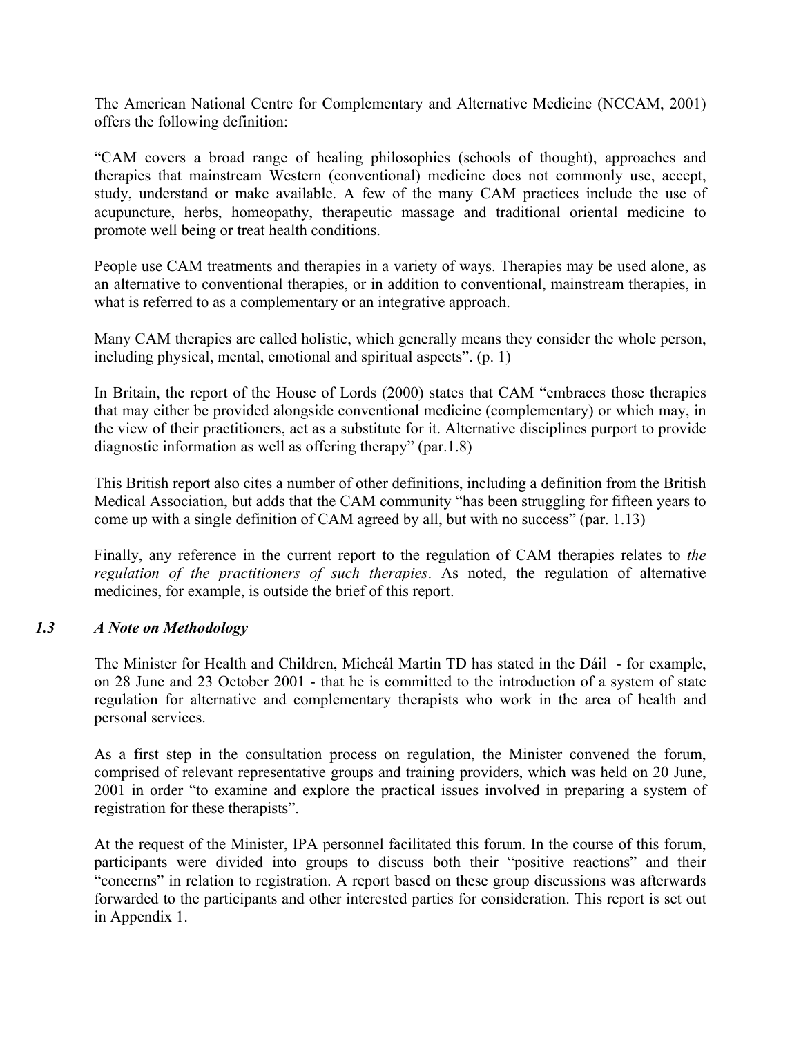The American National Centre for Complementary and Alternative Medicine (NCCAM, 2001) offers the following definition:

"CAM covers a broad range of healing philosophies (schools of thought), approaches and therapies that mainstream Western (conventional) medicine does not commonly use, accept, study, understand or make available. A few of the many CAM practices include the use of acupuncture, herbs, homeopathy, therapeutic massage and traditional oriental medicine to promote well being or treat health conditions.

People use CAM treatments and therapies in a variety of ways. Therapies may be used alone, as an alternative to conventional therapies, or in addition to conventional, mainstream therapies, in what is referred to as a complementary or an integrative approach.

Many CAM therapies are called holistic, which generally means they consider the whole person, including physical, mental, emotional and spiritual aspects". (p. 1)

In Britain, the report of the House of Lords (2000) states that CAM "embraces those therapies that may either be provided alongside conventional medicine (complementary) or which may, in the view of their practitioners, act as a substitute for it. Alternative disciplines purport to provide diagnostic information as well as offering therapy" (par.1.8)

This British report also cites a number of other definitions, including a definition from the British Medical Association, but adds that the CAM community "has been struggling for fifteen years to come up with a single definition of CAM agreed by all, but with no success" (par. 1.13)

Finally, any reference in the current report to the regulation of CAM therapies relates to *the regulation of the practitioners of such therapies*. As noted, the regulation of alternative medicines, for example, is outside the brief of this report.

### *1.3 A Note on Methodology*

The Minister for Health and Children, Micheál Martin TD has stated in the Dáil - for example, on 28 June and 23 October 2001 - that he is committed to the introduction of a system of state regulation for alternative and complementary therapists who work in the area of health and personal services.

As a first step in the consultation process on regulation, the Minister convened the forum, comprised of relevant representative groups and training providers, which was held on 20 June, 2001 in order "to examine and explore the practical issues involved in preparing a system of registration for these therapists".

At the request of the Minister, IPA personnel facilitated this forum. In the course of this forum, participants were divided into groups to discuss both their "positive reactions" and their "concerns" in relation to registration. A report based on these group discussions was afterwards forwarded to the participants and other interested parties for consideration. This report is set out in Appendix 1.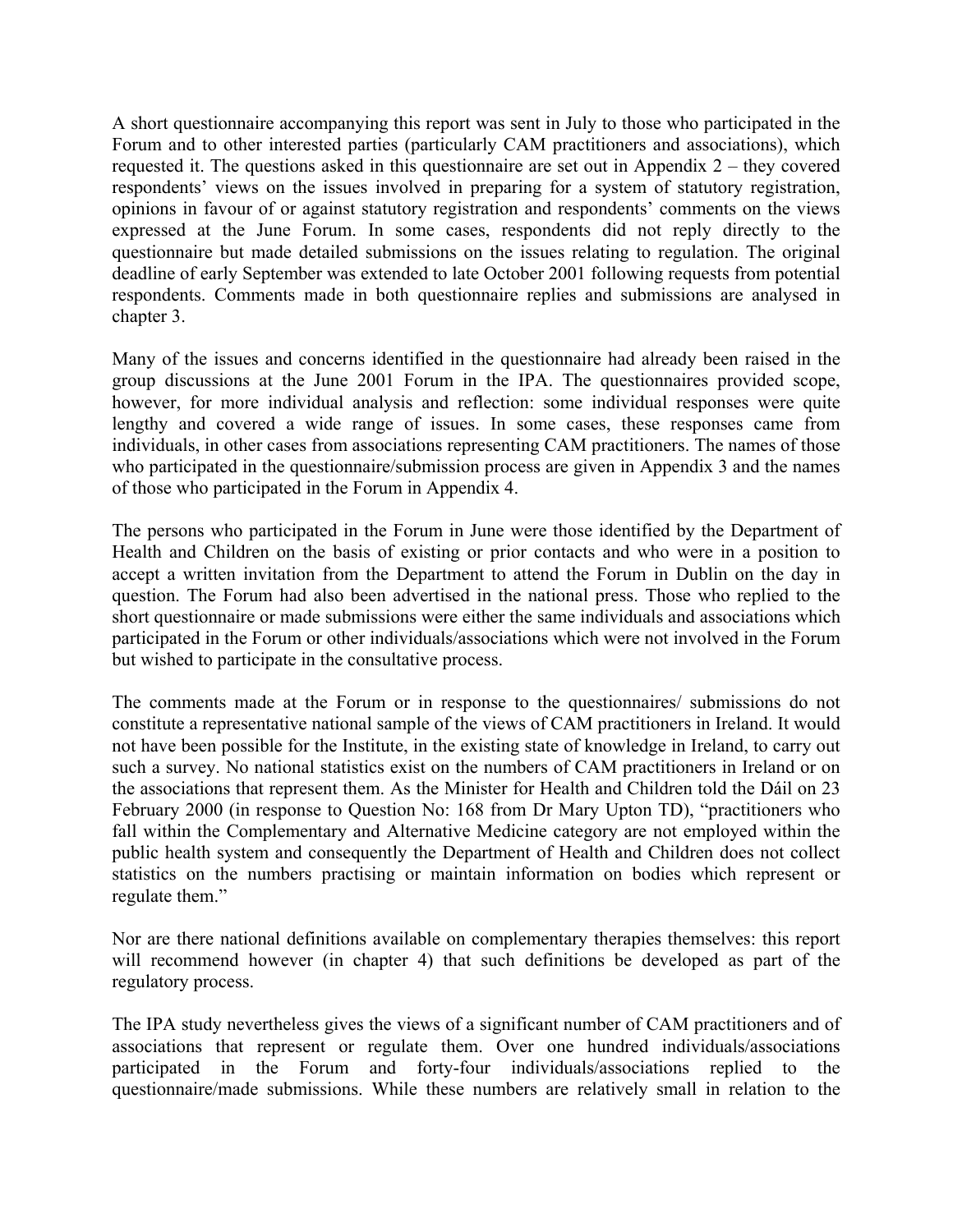A short questionnaire accompanying this report was sent in July to those who participated in the Forum and to other interested parties (particularly CAM practitioners and associations), which requested it. The questions asked in this questionnaire are set out in Appendix 2 – they covered respondents' views on the issues involved in preparing for a system of statutory registration, opinions in favour of or against statutory registration and respondents' comments on the views expressed at the June Forum. In some cases, respondents did not reply directly to the questionnaire but made detailed submissions on the issues relating to regulation. The original deadline of early September was extended to late October 2001 following requests from potential respondents. Comments made in both questionnaire replies and submissions are analysed in chapter 3.

Many of the issues and concerns identified in the questionnaire had already been raised in the group discussions at the June 2001 Forum in the IPA. The questionnaires provided scope, however, for more individual analysis and reflection: some individual responses were quite lengthy and covered a wide range of issues. In some cases, these responses came from individuals, in other cases from associations representing CAM practitioners. The names of those who participated in the questionnaire/submission process are given in Appendix 3 and the names of those who participated in the Forum in Appendix 4.

The persons who participated in the Forum in June were those identified by the Department of Health and Children on the basis of existing or prior contacts and who were in a position to accept a written invitation from the Department to attend the Forum in Dublin on the day in question. The Forum had also been advertised in the national press. Those who replied to the short questionnaire or made submissions were either the same individuals and associations which participated in the Forum or other individuals/associations which were not involved in the Forum but wished to participate in the consultative process.

The comments made at the Forum or in response to the questionnaires/ submissions do not constitute a representative national sample of the views of CAM practitioners in Ireland. It would not have been possible for the Institute, in the existing state of knowledge in Ireland, to carry out such a survey. No national statistics exist on the numbers of CAM practitioners in Ireland or on the associations that represent them. As the Minister for Health and Children told the Dáil on 23 February 2000 (in response to Question No: 168 from Dr Mary Upton TD), "practitioners who fall within the Complementary and Alternative Medicine category are not employed within the public health system and consequently the Department of Health and Children does not collect statistics on the numbers practising or maintain information on bodies which represent or regulate them."

Nor are there national definitions available on complementary therapies themselves: this report will recommend however (in chapter 4) that such definitions be developed as part of the regulatory process.

The IPA study nevertheless gives the views of a significant number of CAM practitioners and of associations that represent or regulate them. Over one hundred individuals/associations participated in the Forum and forty-four individuals/associations replied to the questionnaire/made submissions. While these numbers are relatively small in relation to the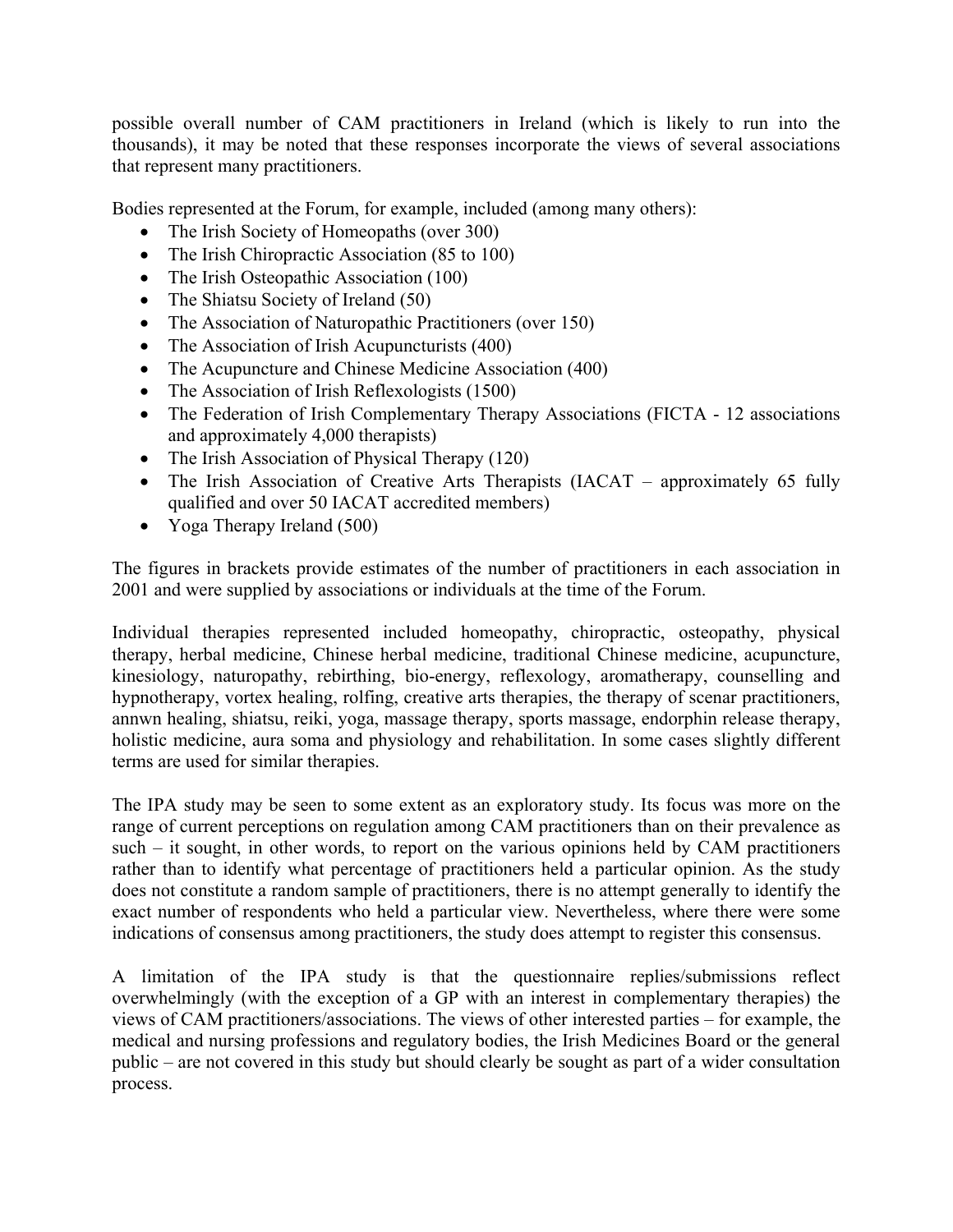possible overall number of CAM practitioners in Ireland (which is likely to run into the thousands), it may be noted that these responses incorporate the views of several associations that represent many practitioners.

Bodies represented at the Forum, for example, included (among many others):

- The Irish Society of Homeopaths (over 300)
- The Irish Chiropractic Association (85 to 100)
- The Irish Osteopathic Association (100)
- The Shiatsu Society of Ireland (50)
- The Association of Naturopathic Practitioners (over 150)
- The Association of Irish Acupuncturists (400)
- The Acupuncture and Chinese Medicine Association (400)
- The Association of Irish Reflexologists (1500)
- The Federation of Irish Complementary Therapy Associations (FICTA - 12 associations and approximately 4,000 therapists)
- The Irish Association of Physical Therapy (120)
- The Irish Association of Creative Arts Therapists (IACAT – approximately 65 fully qualified and over 50 IACAT accredited members)
- Yoga Therapy Ireland (500)

The figures in brackets provide estimates of the number of practitioners in each association in 2001 and were supplied by associations or individuals at the time of the Forum.

Individual therapies represented included homeopathy, chiropractic, osteopathy, physical therapy, herbal medicine, Chinese herbal medicine, traditional Chinese medicine, acupuncture, kinesiology, naturopathy, rebirthing, bio-energy, reflexology, aromatherapy, counselling and hypnotherapy, vortex healing, rolfing, creative arts therapies, the therapy of scenar practitioners, annwn healing, shiatsu, reiki, yoga, massage therapy, sports massage, endorphin release therapy, holistic medicine, aura soma and physiology and rehabilitation. In some cases slightly different terms are used for similar therapies.

The IPA study may be seen to some extent as an exploratory study. Its focus was more on the range of current perceptions on regulation among CAM practitioners than on their prevalence as such – it sought, in other words, to report on the various opinions held by CAM practitioners rather than to identify what percentage of practitioners held a particular opinion. As the study does not constitute a random sample of practitioners, there is no attempt generally to identify the exact number of respondents who held a particular view. Nevertheless, where there were some indications of consensus among practitioners, the study does attempt to register this consensus.

A limitation of the IPA study is that the questionnaire replies/submissions reflect overwhelmingly (with the exception of a GP with an interest in complementary therapies) the views of CAM practitioners/associations. The views of other interested parties – for example, the medical and nursing professions and regulatory bodies, the Irish Medicines Board or the general public – are not covered in this study but should clearly be sought as part of a wider consultation process.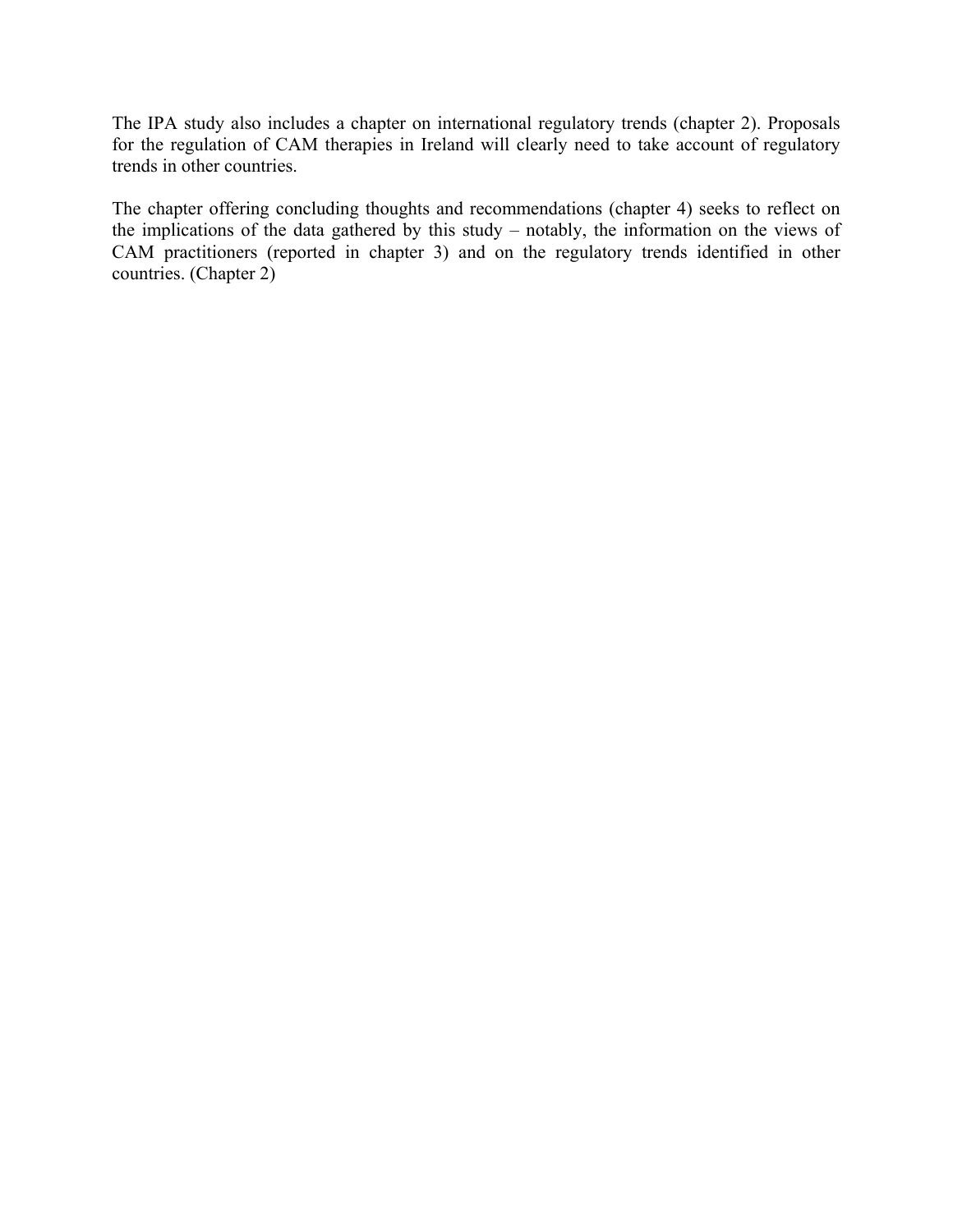The IPA study also includes a chapter on international regulatory trends (chapter 2). Proposals for the regulation of CAM therapies in Ireland will clearly need to take account of regulatory trends in other countries.

The chapter offering concluding thoughts and recommendations (chapter 4) seeks to reflect on the implications of the data gathered by this study – notably, the information on the views of CAM practitioners (reported in chapter 3) and on the regulatory trends identified in other countries. (Chapter 2)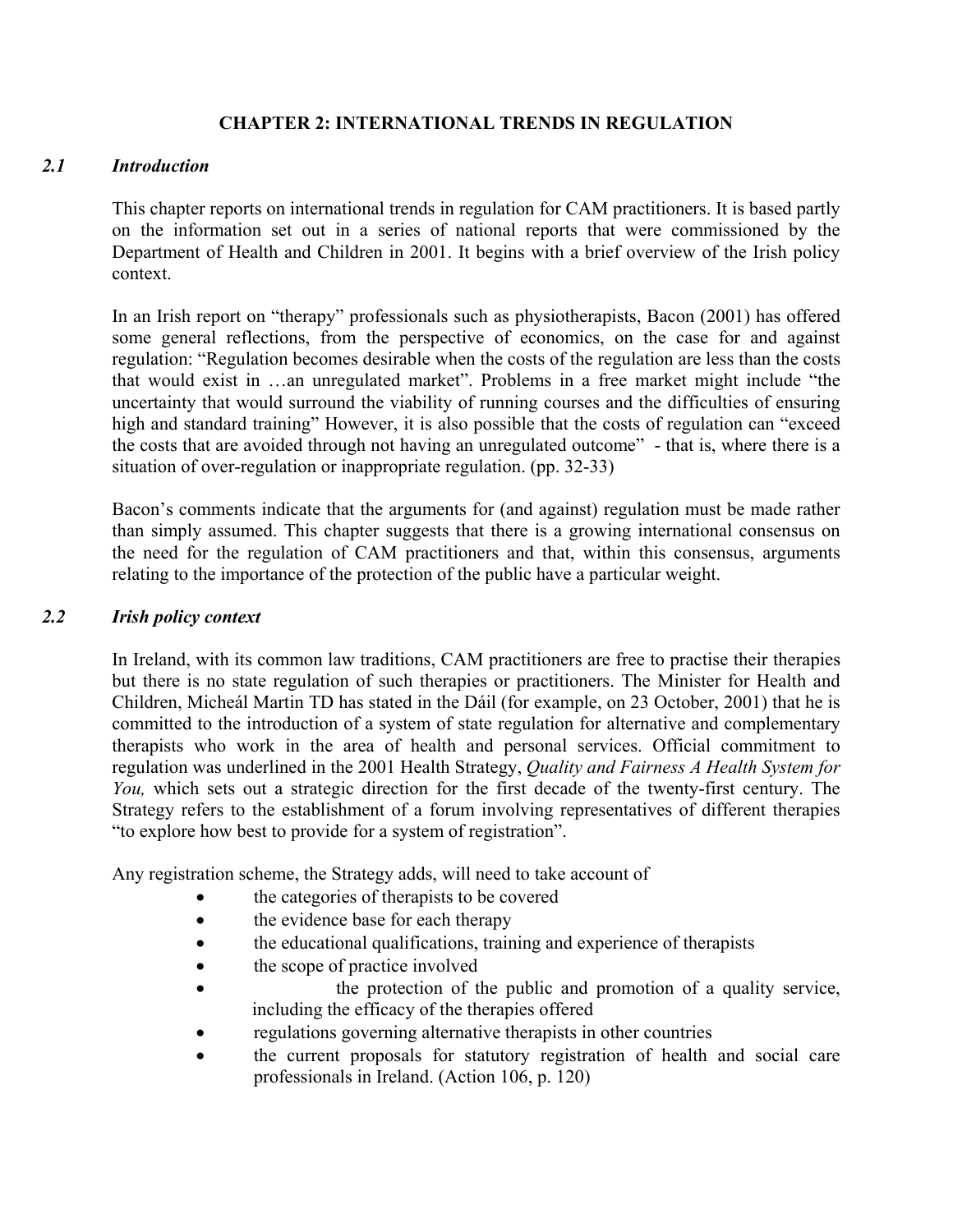# CHAPTER 2: INTERNATIONAL TRENDS IN REGULATION

## *2.1 Introduction*

This chapter reports on international trends in regulation for CAM practitioners. It is based partly on the information set out in a series of national reports that were commissioned by the Department of Health and Children in 2001. It begins with a brief overview of the Irish policy context.

In an Irish report on "therapy" professionals such as physiotherapists, Bacon (2001) has offered some general reflections, from the perspective of economics, on the case for and against regulation: "Regulation becomes desirable when the costs of the regulation are less than the costs that would exist in …an unregulated market". Problems in a free market might include "the uncertainty that would surround the viability of running courses and the difficulties of ensuring high and standard training" However, it is also possible that the costs of regulation can "exceed the costs that are avoided through not having an unregulated outcome" - that is, where there is a situation of over-regulation or inappropriate regulation. (pp. 32-33)

Bacon's comments indicate that the arguments for (and against) regulation must be made rather than simply assumed. This chapter suggests that there is a growing international consensus on the need for the regulation of CAM practitioners and that, within this consensus, arguments relating to the importance of the protection of the public have a particular weight.

## *2.2 Irish policy context*

In Ireland, with its common law traditions, CAM practitioners are free to practise their therapies but there is no state regulation of such therapies or practitioners. The Minister for Health and Children, Micheál Martin TD has stated in the Dáil (for example, on 23 October, 2001) that he is committed to the introduction of a system of state regulation for alternative and complementary therapists who work in the area of health and personal services. Official commitment to regulation was underlined in the 2001 Health Strategy, *Quality and Fairness A Health System for You,* which sets out a strategic direction for the first decade of the twenty-first century. The Strategy refers to the establishment of a forum involving representatives of different therapies "to explore how best to provide for a system of registration".

Any registration scheme, the Strategy adds, will need to take account of

- the categories of therapists to be covered
- the evidence base for each therapy
- the educational qualifications, training and experience of therapists
- the scope of practice involved
- the protection of the public and promotion of a quality service, including the efficacy of the therapies offered
- regulations governing alternative therapists in other countries
- the current proposals for statutory registration of health and social care professionals in Ireland. (Action 106, p. 120)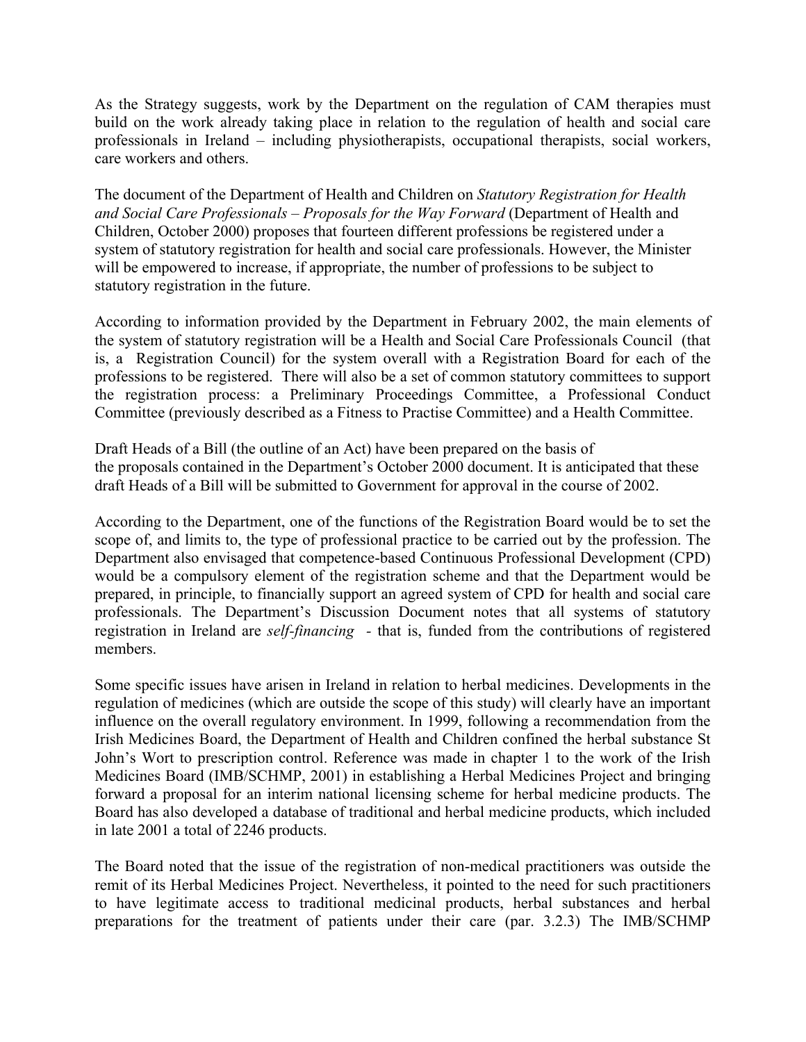As the Strategy suggests, work by the Department on the regulation of CAM therapies must build on the work already taking place in relation to the regulation of health and social care professionals in Ireland – including physiotherapists, occupational therapists, social workers, care workers and others.

The document of the Department of Health and Children on *Statutory Registration for Health and Social Care Professionals – Proposals for the Way Forward* (Department of Health and Children, October 2000) proposes that fourteen different professions be registered under a system of statutory registration for health and social care professionals. However, the Minister will be empowered to increase, if appropriate, the number of professions to be subject to statutory registration in the future.

According to information provided by the Department in February 2002, the main elements of the system of statutory registration will be a Health and Social Care Professionals Council (that is, a Registration Council) for the system overall with a Registration Board for each of the professions to be registered. There will also be a set of common statutory committees to support the registration process: a Preliminary Proceedings Committee, a Professional Conduct Committee (previously described as a Fitness to Practise Committee) and a Health Committee.

Draft Heads of a Bill (the outline of an Act) have been prepared on the basis of the proposals contained in the Department's October 2000 document. It is anticipated that these draft Heads of a Bill will be submitted to Government for approval in the course of 2002.

According to the Department, one of the functions of the Registration Board would be to set the scope of, and limits to, the type of professional practice to be carried out by the profession. The Department also envisaged that competence-based Continuous Professional Development (CPD) would be a compulsory element of the registration scheme and that the Department would be prepared, in principle, to financially support an agreed system of CPD for health and social care professionals. The Department's Discussion Document notes that all systems of statutory registration in Ireland are *self-financing* - that is, funded from the contributions of registered members.

Some specific issues have arisen in Ireland in relation to herbal medicines. Developments in the regulation of medicines (which are outside the scope of this study) will clearly have an important influence on the overall regulatory environment. In 1999, following a recommendation from the Irish Medicines Board, the Department of Health and Children confined the herbal substance St John's Wort to prescription control. Reference was made in chapter 1 to the work of the Irish Medicines Board (IMB/SCHMP, 2001) in establishing a Herbal Medicines Project and bringing forward a proposal for an interim national licensing scheme for herbal medicine products. The Board has also developed a database of traditional and herbal medicine products, which included in late 2001 a total of 2246 products.

The Board noted that the issue of the registration of non-medical practitioners was outside the remit of its Herbal Medicines Project. Nevertheless, it pointed to the need for such practitioners to have legitimate access to traditional medicinal products, herbal substances and herbal preparations for the treatment of patients under their care (par. 3.2.3) The IMB/SCHMP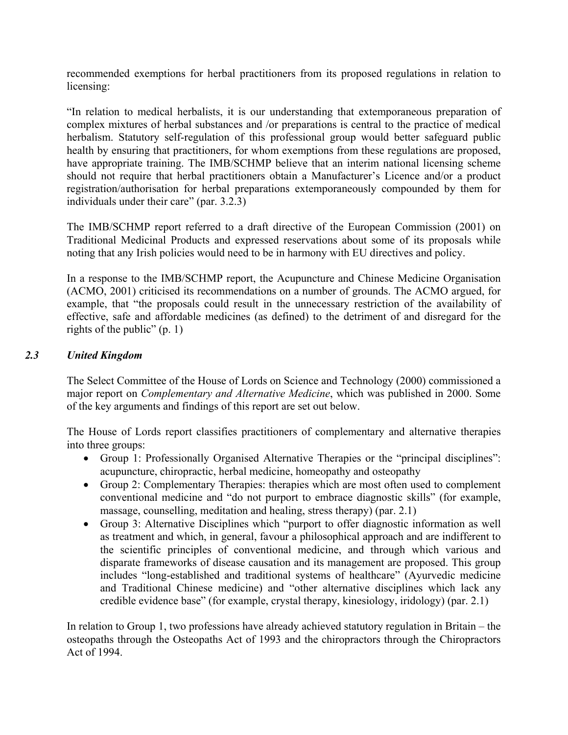recommended exemptions for herbal practitioners from its proposed regulations in relation to licensing:

"In relation to medical herbalists, it is our understanding that extemporaneous preparation of complex mixtures of herbal substances and /or preparations is central to the practice of medical herbalism. Statutory self-regulation of this professional group would better safeguard public health by ensuring that practitioners, for whom exemptions from these regulations are proposed, have appropriate training. The IMB/SCHMP believe that an interim national licensing scheme should not require that herbal practitioners obtain a Manufacturer's Licence and/or a product registration/authorisation for herbal preparations extemporaneously compounded by them for individuals under their care" (par. 3.2.3)

The IMB/SCHMP report referred to a draft directive of the European Commission (2001) on Traditional Medicinal Products and expressed reservations about some of its proposals while noting that any Irish policies would need to be in harmony with EU directives and policy.

In a response to the IMB/SCHMP report, the Acupuncture and Chinese Medicine Organisation (ACMO, 2001) criticised its recommendations on a number of grounds. The ACMO argued, for example, that "the proposals could result in the unnecessary restriction of the availability of effective, safe and affordable medicines (as defined) to the detriment of and disregard for the rights of the public" (p. 1)

### *2.3 United Kingdom*

The Select Committee of the House of Lords on Science and Technology (2000) commissioned a major report on *Complementary and Alternative Medicine*, which was published in 2000. Some of the key arguments and findings of this report are set out below.

The House of Lords report classifies practitioners of complementary and alternative therapies into three groups:

- Group 1: Professionally Organised Alternative Therapies or the "principal disciplines": acupuncture, chiropractic, herbal medicine, homeopathy and osteopathy
- Group 2: Complementary Therapies: therapies which are most often used to complement conventional medicine and "do not purport to embrace diagnostic skills" (for example, massage, counselling, meditation and healing, stress therapy) (par. 2.1)
- Group 3: Alternative Disciplines which "purport to offer diagnostic information as well as treatment and which, in general, favour a philosophical approach and are indifferent to the scientific principles of conventional medicine, and through which various and disparate frameworks of disease causation and its management are proposed. This group includes "long-established and traditional systems of healthcare" (Ayurvedic medicine and Traditional Chinese medicine) and "other alternative disciplines which lack any credible evidence base" (for example, crystal therapy, kinesiology, iridology) (par. 2.1)

In relation to Group 1, two professions have already achieved statutory regulation in Britain – the osteopaths through the Osteopaths Act of 1993 and the chiropractors through the Chiropractors Act of 1994.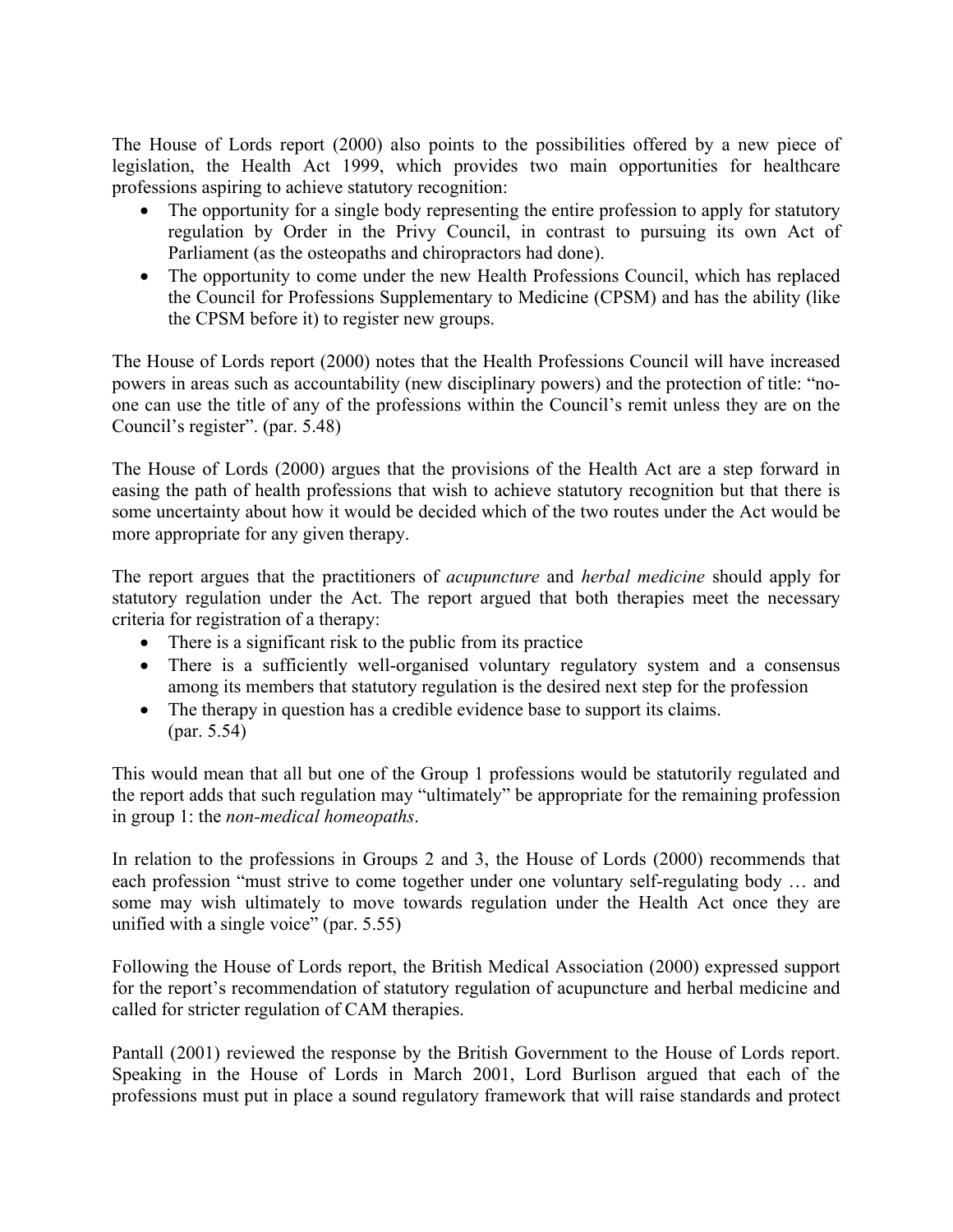The House of Lords report (2000) also points to the possibilities offered by a new piece of legislation, the Health Act 1999, which provides two main opportunities for healthcare professions aspiring to achieve statutory recognition:

- The opportunity for a single body representing the entire profession to apply for statutory regulation by Order in the Privy Council, in contrast to pursuing its own Act of Parliament (as the osteopaths and chiropractors had done).
- The opportunity to come under the new Health Professions Council, which has replaced the Council for Professions Supplementary to Medicine (CPSM) and has the ability (like the CPSM before it) to register new groups.

The House of Lords report (2000) notes that the Health Professions Council will have increased powers in areas such as accountability (new disciplinary powers) and the protection of title: "no-one can use the title of any of the professions within the Council's remit unless they are on the Council's register". (par. 5.48)

The House of Lords (2000) argues that the provisions of the Health Act are a step forward in easing the path of health professions that wish to achieve statutory recognition but that there is some uncertainty about how it would be decided which of the two routes under the Act would be more appropriate for any given therapy.

The report argues that the practitioners of *acupuncture* and *herbal medicine* should apply for statutory regulation under the Act. The report argued that both therapies meet the necessary criteria for registration of a therapy:

- There is a significant risk to the public from its practice
- There is a sufficiently well-organised voluntary regulatory system and a consensus among its members that statutory regulation is the desired next step for the profession
- The therapy in question has a credible evidence base to support its claims.
  (par. 5.54)

This would mean that all but one of the Group 1 professions would be statutorily regulated and the report adds that such regulation may "ultimately" be appropriate for the remaining profession in group 1: the *non-medical homeopaths*.

In relation to the professions in Groups 2 and 3, the House of Lords (2000) recommends that each profession "must strive to come together under one voluntary self-regulating body … and some may wish ultimately to move towards regulation under the Health Act once they are unified with a single voice" (par. 5.55)

Following the House of Lords report, the British Medical Association (2000) expressed support for the report's recommendation of statutory regulation of acupuncture and herbal medicine and called for stricter regulation of CAM therapies.

Pantall (2001) reviewed the response by the British Government to the House of Lords report. Speaking in the House of Lords in March 2001, Lord Burlison argued that each of the professions must put in place a sound regulatory framework that will raise standards and protect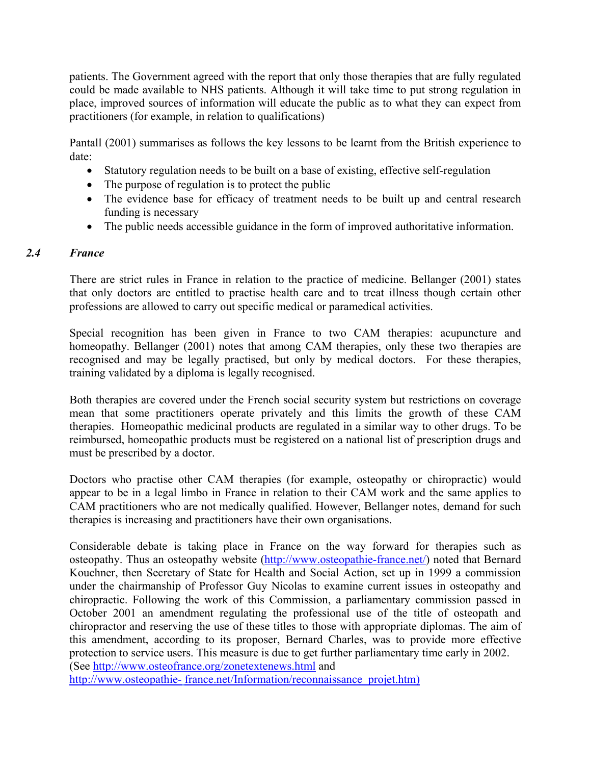patients. The Government agreed with the report that only those therapies that are fully regulated could be made available to NHS patients. Although it will take time to put strong regulation in place, improved sources of information will educate the public as to what they can expect from practitioners (for example, in relation to qualifications)

Pantall (2001) summarises as follows the key lessons to be learnt from the British experience to date:

- Statutory regulation needs to be built on a base of existing, effective self-regulation
- The purpose of regulation is to protect the public
- The evidence base for efficacy of treatment needs to be built up and central research funding is necessary
- The public needs accessible guidance in the form of improved authoritative information.

### *2.4 France*

There are strict rules in France in relation to the practice of medicine. Bellanger (2001) states that only doctors are entitled to practise health care and to treat illness though certain other professions are allowed to carry out specific medical or paramedical activities.

Special recognition has been given in France to two CAM therapies: acupuncture and homeopathy. Bellanger (2001) notes that among CAM therapies, only these two therapies are recognised and may be legally practised, but only by medical doctors. For these therapies, training validated by a diploma is legally recognised.

Both therapies are covered under the French social security system but restrictions on coverage mean that some practitioners operate privately and this limits the growth of these CAM therapies. Homeopathic medicinal products are regulated in a similar way to other drugs. To be reimbursed, homeopathic products must be registered on a national list of prescription drugs and must be prescribed by a doctor.

Doctors who practise other CAM therapies (for example, osteopathy or chiropractic) would appear to be in a legal limbo in France in relation to their CAM work and the same applies to CAM practitioners who are not medically qualified. However, Bellanger notes, demand for such therapies is increasing and practitioners have their own organisations.

Considerable debate is taking place in France on the way forward for therapies such as osteopathy. Thus an osteopathy website (http://www.osteopathie-france.net/) noted that Bernard Kouchner, then Secretary of State for Health and Social Action, set up in 1999 a commission under the chairmanship of Professor Guy Nicolas to examine current issues in osteopathy and chiropractic. Following the work of this Commission, a parliamentary commission passed in October 2001 an amendment regulating the professional use of the title of osteopath and chiropractor and reserving the use of these titles to those with appropriate diplomas. The aim of this amendment, according to its proposer, Bernard Charles, was to provide more effective protection to service users. This measure is due to get further parliamentary time early in 2002. (See http://www.osteofrance.org/zonetextenews.html and http://www.osteopathie- france.net/Information/reconnaissance_projet.htm)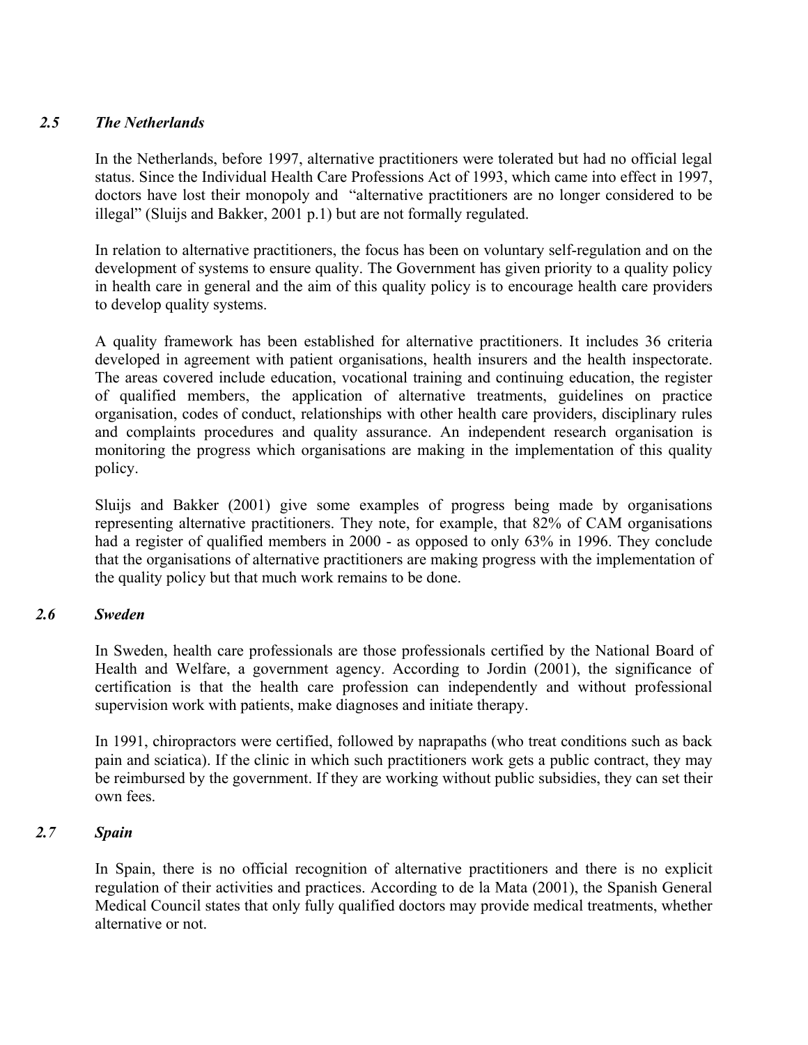### *2.5 The Netherlands*

In the Netherlands, before 1997, alternative practitioners were tolerated but had no official legal status. Since the Individual Health Care Professions Act of 1993, which came into effect in 1997, doctors have lost their monopoly and "alternative practitioners are no longer considered to be illegal" (Sluijs and Bakker, 2001 p.1) but are not formally regulated.

In relation to alternative practitioners, the focus has been on voluntary self-regulation and on the development of systems to ensure quality. The Government has given priority to a quality policy in health care in general and the aim of this quality policy is to encourage health care providers to develop quality systems.

A quality framework has been established for alternative practitioners. It includes 36 criteria developed in agreement with patient organisations, health insurers and the health inspectorate. The areas covered include education, vocational training and continuing education, the register of qualified members, the application of alternative treatments, guidelines on practice organisation, codes of conduct, relationships with other health care providers, disciplinary rules and complaints procedures and quality assurance. An independent research organisation is monitoring the progress which organisations are making in the implementation of this quality policy.

Sluijs and Bakker (2001) give some examples of progress being made by organisations representing alternative practitioners. They note, for example, that 82% of CAM organisations had a register of qualified members in 2000 - as opposed to only 63% in 1996. They conclude that the organisations of alternative practitioners are making progress with the implementation of the quality policy but that much work remains to be done.

### *2.6 Sweden*

In Sweden, health care professionals are those professionals certified by the National Board of Health and Welfare, a government agency. According to Jordin (2001), the significance of certification is that the health care profession can independently and without professional supervision work with patients, make diagnoses and initiate therapy.

In 1991, chiropractors were certified, followed by naprapaths (who treat conditions such as back pain and sciatica). If the clinic in which such practitioners work gets a public contract, they may be reimbursed by the government. If they are working without public subsidies, they can set their own fees.

### *2.7 Spain*

In Spain, there is no official recognition of alternative practitioners and there is no explicit regulation of their activities and practices. According to de la Mata (2001), the Spanish General Medical Council states that only fully qualified doctors may provide medical treatments, whether alternative or not.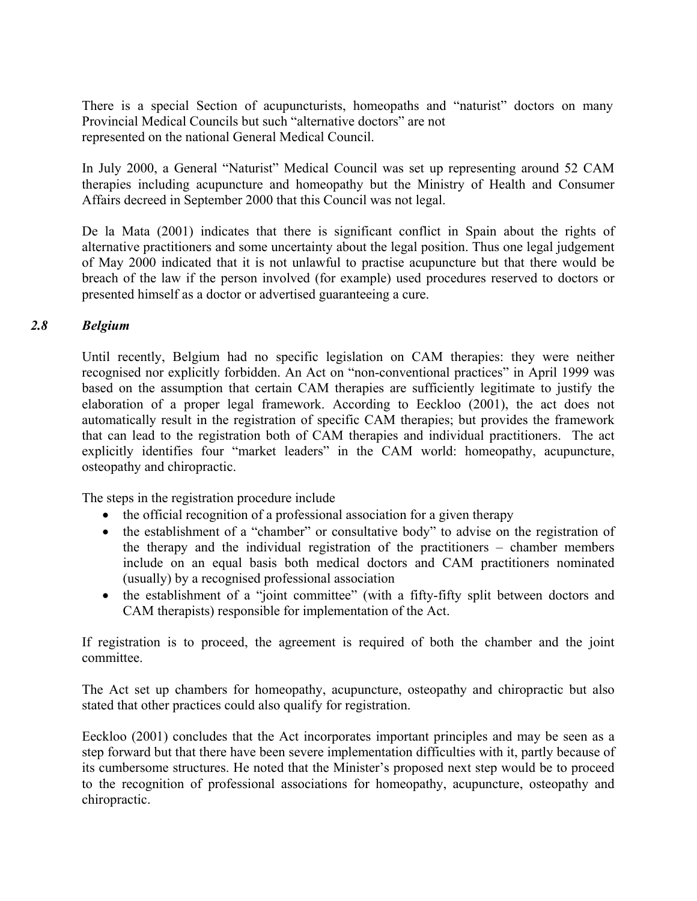There is a special Section of acupuncturists, homeopaths and "naturist" doctors on many Provincial Medical Councils but such "alternative doctors" are not represented on the national General Medical Council.

In July 2000, a General "Naturist" Medical Council was set up representing around 52 CAM therapies including acupuncture and homeopathy but the Ministry of Health and Consumer Affairs decreed in September 2000 that this Council was not legal.

De la Mata (2001) indicates that there is significant conflict in Spain about the rights of alternative practitioners and some uncertainty about the legal position. Thus one legal judgement of May 2000 indicated that it is not unlawful to practise acupuncture but that there would be breach of the law if the person involved (for example) used procedures reserved to doctors or presented himself as a doctor or advertised guaranteeing a cure.

### *2.8 Belgium*

Until recently, Belgium had no specific legislation on CAM therapies: they were neither recognised nor explicitly forbidden. An Act on "non-conventional practices" in April 1999 was based on the assumption that certain CAM therapies are sufficiently legitimate to justify the elaboration of a proper legal framework. According to Eeckloo (2001), the act does not automatically result in the registration of specific CAM therapies; but provides the framework that can lead to the registration both of CAM therapies and individual practitioners. The act explicitly identifies four "market leaders" in the CAM world: homeopathy, acupuncture, osteopathy and chiropractic.

The steps in the registration procedure include

- the official recognition of a professional association for a given therapy
- the establishment of a "chamber" or consultative body" to advise on the registration of the therapy and the individual registration of the practitioners – chamber members include on an equal basis both medical doctors and CAM practitioners nominated (usually) by a recognised professional association
- the establishment of a "joint committee" (with a fifty-fifty split between doctors and CAM therapists) responsible for implementation of the Act.

If registration is to proceed, the agreement is required of both the chamber and the joint committee.

The Act set up chambers for homeopathy, acupuncture, osteopathy and chiropractic but also stated that other practices could also qualify for registration.

Eeckloo (2001) concludes that the Act incorporates important principles and may be seen as a step forward but that there have been severe implementation difficulties with it, partly because of its cumbersome structures. He noted that the Minister's proposed next step would be to proceed to the recognition of professional associations for homeopathy, acupuncture, osteopathy and chiropractic.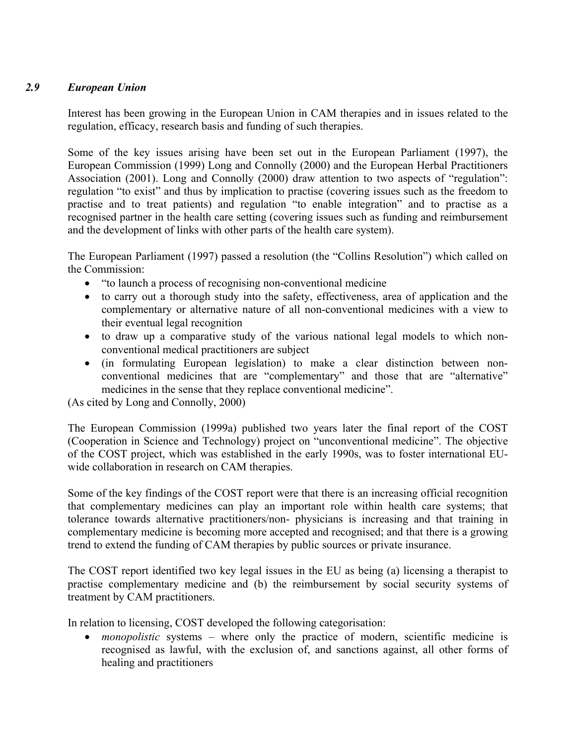### *2.9 European Union*

Interest has been growing in the European Union in CAM therapies and in issues related to the regulation, efficacy, research basis and funding of such therapies.

Some of the key issues arising have been set out in the European Parliament (1997), the European Commission (1999) Long and Connolly (2000) and the European Herbal Practitioners Association (2001). Long and Connolly (2000) draw attention to two aspects of "regulation": regulation "to exist" and thus by implication to practise (covering issues such as the freedom to practise and to treat patients) and regulation "to enable integration" and to practise as a recognised partner in the health care setting (covering issues such as funding and reimbursement and the development of links with other parts of the health care system).

The European Parliament (1997) passed a resolution (the "Collins Resolution") which called on the Commission:

- "to launch a process of recognising non-conventional medicine
- to carry out a thorough study into the safety, effectiveness, area of application and the complementary or alternative nature of all non-conventional medicines with a view to their eventual legal recognition
- to draw up a comparative study of the various national legal models to which non-conventional medical practitioners are subject
- (in formulating European legislation) to make a clear distinction between non-conventional medicines that are "complementary" and those that are "alternative" medicines in the sense that they replace conventional medicine".

(As cited by Long and Connolly, 2000)

The European Commission (1999a) published two years later the final report of the COST (Cooperation in Science and Technology) project on "unconventional medicine". The objective of the COST project, which was established in the early 1990s, was to foster international EU-wide collaboration in research on CAM therapies.

Some of the key findings of the COST report were that there is an increasing official recognition that complementary medicines can play an important role within health care systems; that tolerance towards alternative practitioners/non- physicians is increasing and that training in complementary medicine is becoming more accepted and recognised; and that there is a growing trend to extend the funding of CAM therapies by public sources or private insurance.

The COST report identified two key legal issues in the EU as being (a) licensing a therapist to practise complementary medicine and (b) the reimbursement by social security systems of treatment by CAM practitioners.

In relation to licensing, COST developed the following categorisation:

- *monopolistic* systems – where only the practice of modern, scientific medicine is recognised as lawful, with the exclusion of, and sanctions against, all other forms of healing and practitioners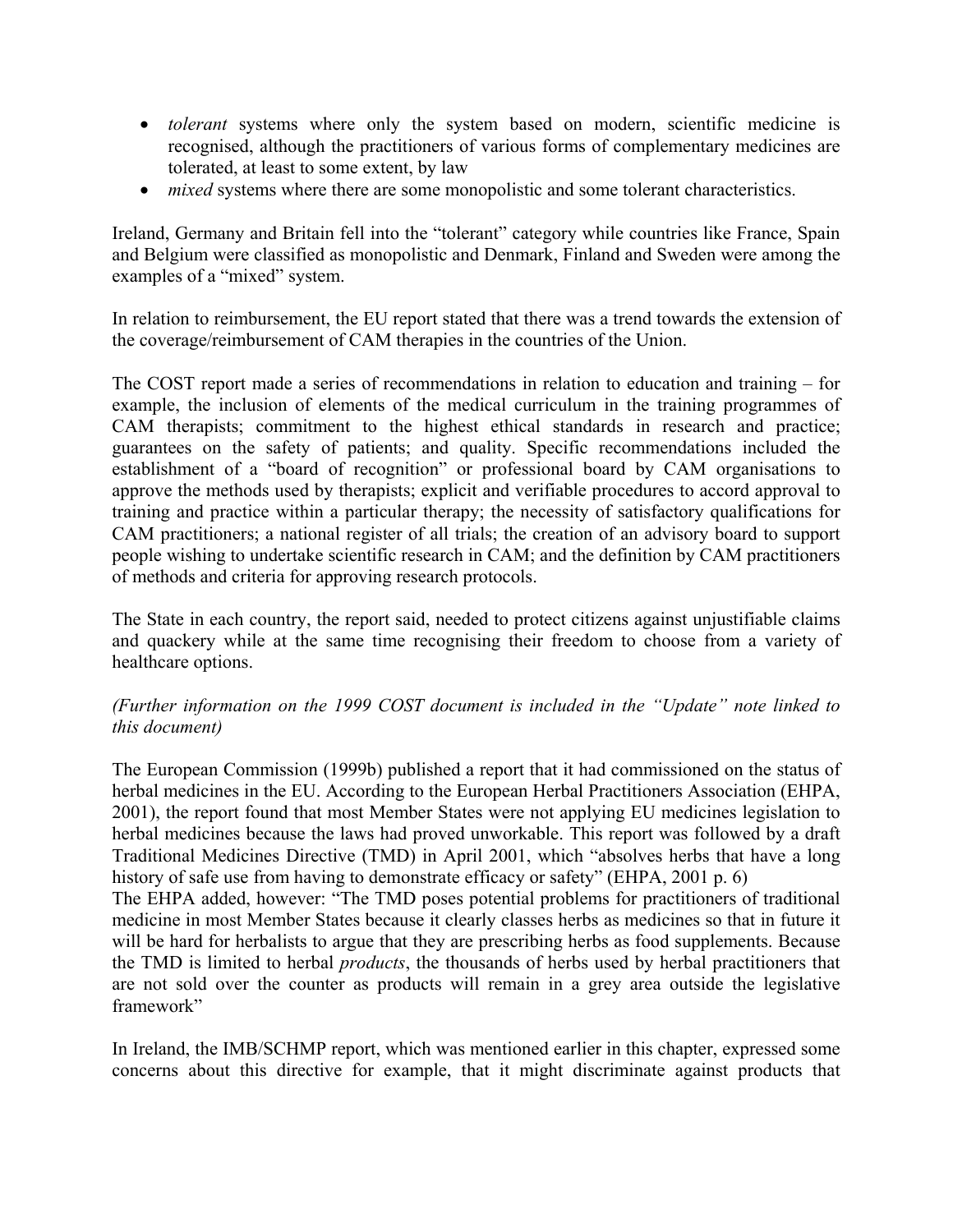- *tolerant* systems where only the system based on modern, scientific medicine is recognised, although the practitioners of various forms of complementary medicines are tolerated, at least to some extent, by law
- *mixed* systems where there are some monopolistic and some tolerant characteristics.

Ireland, Germany and Britain fell into the "tolerant" category while countries like France, Spain and Belgium were classified as monopolistic and Denmark, Finland and Sweden were among the examples of a "mixed" system.

In relation to reimbursement, the EU report stated that there was a trend towards the extension of the coverage/reimbursement of CAM therapies in the countries of the Union.

The COST report made a series of recommendations in relation to education and training – for example, the inclusion of elements of the medical curriculum in the training programmes of CAM therapists; commitment to the highest ethical standards in research and practice; guarantees on the safety of patients; and quality. Specific recommendations included the establishment of a "board of recognition" or professional board by CAM organisations to approve the methods used by therapists; explicit and verifiable procedures to accord approval to training and practice within a particular therapy; the necessity of satisfactory qualifications for CAM practitioners; a national register of all trials; the creation of an advisory board to support people wishing to undertake scientific research in CAM; and the definition by CAM practitioners of methods and criteria for approving research protocols.

The State in each country, the report said, needed to protect citizens against unjustifiable claims and quackery while at the same time recognising their freedom to choose from a variety of healthcare options.

*(Further information on the 1999 COST document is included in the "Update" note linked to this document)*

The European Commission (1999b) published a report that it had commissioned on the status of herbal medicines in the EU. According to the European Herbal Practitioners Association (EHPA, 2001), the report found that most Member States were not applying EU medicines legislation to herbal medicines because the laws had proved unworkable. This report was followed by a draft Traditional Medicines Directive (TMD) in April 2001, which "absolves herbs that have a long history of safe use from having to demonstrate efficacy or safety" (EHPA, 2001 p. 6)
The EHPA added, however: "The TMD poses potential problems for practitioners of traditional medicine in most Member States because it clearly classes herbs as medicines so that in future it will be hard for herbalists to argue that they are prescribing herbs as food supplements. Because the TMD is limited to herbal *products*, the thousands of herbs used by herbal practitioners that are not sold over the counter as products will remain in a grey area outside the legislative framework"

In Ireland, the IMB/SCHMP report, which was mentioned earlier in this chapter, expressed some concerns about this directive for example, that it might discriminate against products that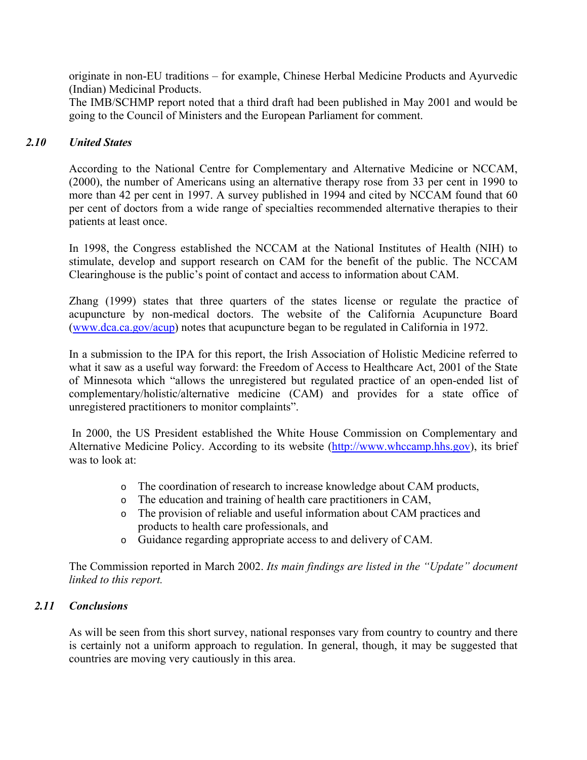originate in non-EU traditions – for example, Chinese Herbal Medicine Products and Ayurvedic (Indian) Medicinal Products.
The IMB/SCHMP report noted that a third draft had been published in May 2001 and would be going to the Council of Ministers and the European Parliament for comment.

### *2.10 United States*

According to the National Centre for Complementary and Alternative Medicine or NCCAM, (2000), the number of Americans using an alternative therapy rose from 33 per cent in 1990 to more than 42 per cent in 1997. A survey published in 1994 and cited by NCCAM found that 60 per cent of doctors from a wide range of specialties recommended alternative therapies to their patients at least once.

In 1998, the Congress established the NCCAM at the National Institutes of Health (NIH) to stimulate, develop and support research on CAM for the benefit of the public. The NCCAM Clearinghouse is the public's point of contact and access to information about CAM.

Zhang (1999) states that three quarters of the states license or regulate the practice of acupuncture by non-medical doctors. The website of the California Acupuncture Board (www.dca.ca.gov/acup) notes that acupuncture began to be regulated in California in 1972.

In a submission to the IPA for this report, the Irish Association of Holistic Medicine referred to what it saw as a useful way forward: the Freedom of Access to Healthcare Act, 2001 of the State of Minnesota which "allows the unregistered but regulated practice of an open-ended list of complementary/holistic/alternative medicine (CAM) and provides for a state office of unregistered practitioners to monitor complaints".

In 2000, the US President established the White House Commission on Complementary and Alternative Medicine Policy. According to its website (http://www.whccamp.hhs.gov), its brief was to look at:

- The coordination of research to increase knowledge about CAM products,
- The education and training of health care practitioners in CAM,
- The provision of reliable and useful information about CAM practices and products to health care professionals, and
- Guidance regarding appropriate access to and delivery of CAM.

The Commission reported in March 2002. *Its main findings are listed in the "Update" document linked to this report.*

### *2.11 Conclusions*

As will be seen from this short survey, national responses vary from country to country and there is certainly not a uniform approach to regulation. In general, though, it may be suggested that countries are moving very cautiously in this area.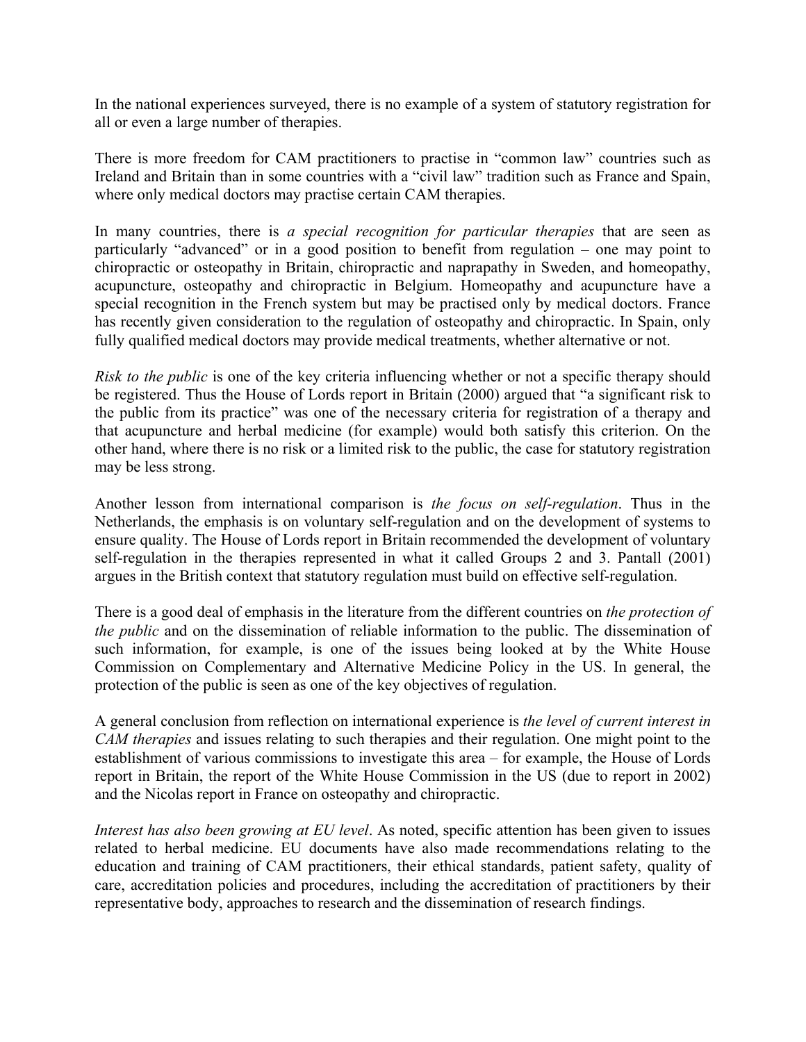In the national experiences surveyed, there is no example of a system of statutory registration for all or even a large number of therapies.

There is more freedom for CAM practitioners to practise in "common law" countries such as Ireland and Britain than in some countries with a "civil law" tradition such as France and Spain, where only medical doctors may practise certain CAM therapies.

In many countries, there is *a special recognition for particular therapies* that are seen as particularly "advanced" or in a good position to benefit from regulation – one may point to chiropractic or osteopathy in Britain, chiropractic and naprapathy in Sweden, and homeopathy, acupuncture, osteopathy and chiropractic in Belgium. Homeopathy and acupuncture have a special recognition in the French system but may be practised only by medical doctors. France has recently given consideration to the regulation of osteopathy and chiropractic. In Spain, only fully qualified medical doctors may provide medical treatments, whether alternative or not.

*Risk to the public* is one of the key criteria influencing whether or not a specific therapy should be registered. Thus the House of Lords report in Britain (2000) argued that "a significant risk to the public from its practice" was one of the necessary criteria for registration of a therapy and that acupuncture and herbal medicine (for example) would both satisfy this criterion. On the other hand, where there is no risk or a limited risk to the public, the case for statutory registration may be less strong.

Another lesson from international comparison is *the focus on self-regulation*. Thus in the Netherlands, the emphasis is on voluntary self-regulation and on the development of systems to ensure quality. The House of Lords report in Britain recommended the development of voluntary self-regulation in the therapies represented in what it called Groups 2 and 3. Pantall (2001) argues in the British context that statutory regulation must build on effective self-regulation.

There is a good deal of emphasis in the literature from the different countries on *the protection of the public* and on the dissemination of reliable information to the public. The dissemination of such information, for example, is one of the issues being looked at by the White House Commission on Complementary and Alternative Medicine Policy in the US. In general, the protection of the public is seen as one of the key objectives of regulation.

A general conclusion from reflection on international experience is *the level of current interest in CAM therapies* and issues relating to such therapies and their regulation. One might point to the establishment of various commissions to investigate this area – for example, the House of Lords report in Britain, the report of the White House Commission in the US (due to report in 2002) and the Nicolas report in France on osteopathy and chiropractic.

*Interest has also been growing at EU level*. As noted, specific attention has been given to issues related to herbal medicine. EU documents have also made recommendations relating to the education and training of CAM practitioners, their ethical standards, patient safety, quality of care, accreditation policies and procedures, including the accreditation of practitioners by their representative body, approaches to research and the dissemination of research findings.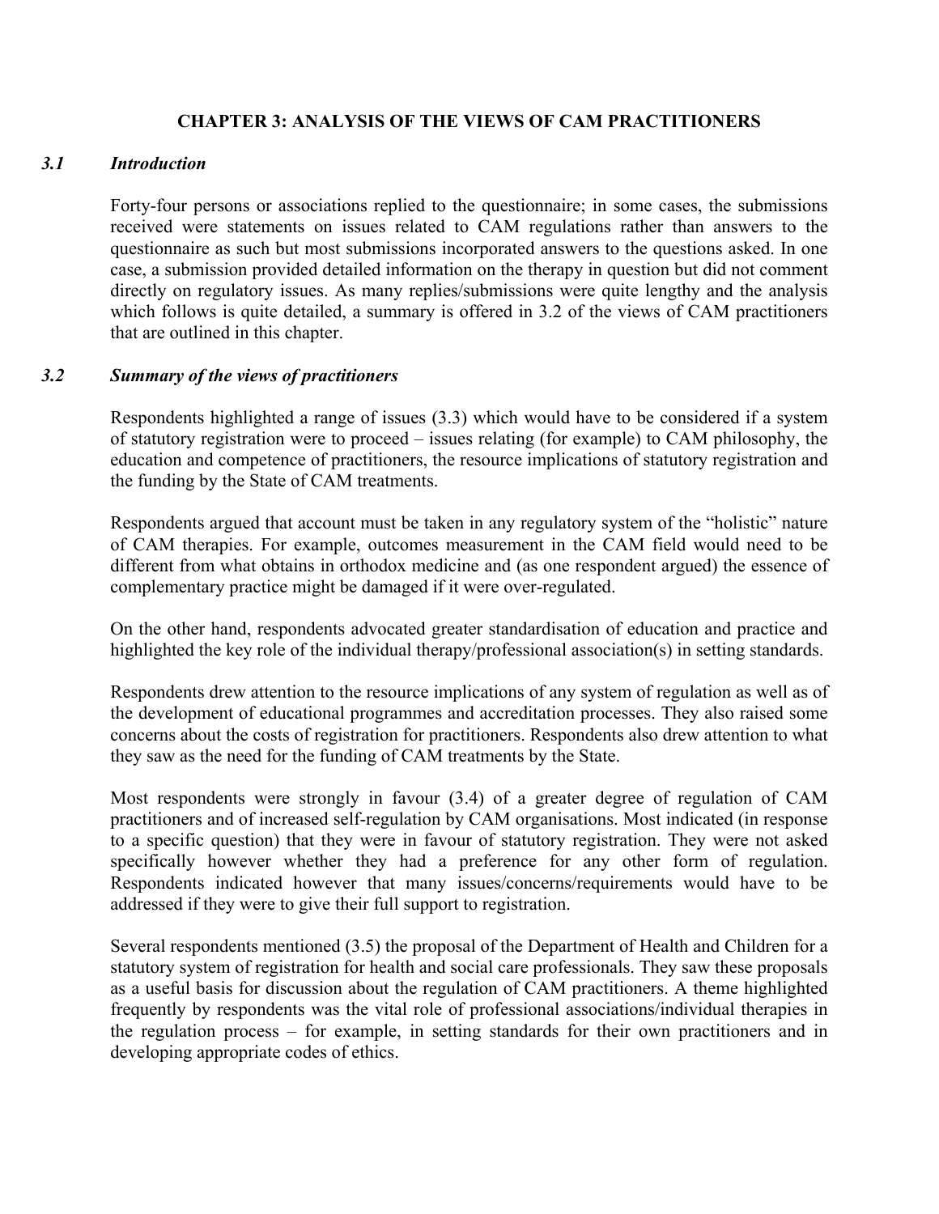# CHAPTER 3: ANALYSIS OF THE VIEWS OF CAM PRACTITIONERS

## *3.1 Introduction*

Forty-four persons or associations replied to the questionnaire; in some cases, the submissions received were statements on issues related to CAM regulations rather than answers to the questionnaire as such but most submissions incorporated answers to the questions asked. In one case, a submission provided detailed information on the therapy in question but did not comment directly on regulatory issues. As many replies/submissions were quite lengthy and the analysis which follows is quite detailed, a summary is offered in 3.2 of the views of CAM practitioners that are outlined in this chapter.

## *3.2 Summary of the views of practitioners*

Respondents highlighted a range of issues (3.3) which would have to be considered if a system of statutory registration were to proceed – issues relating (for example) to CAM philosophy, the education and competence of practitioners, the resource implications of statutory registration and the funding by the State of CAM treatments.

Respondents argued that account must be taken in any regulatory system of the "holistic" nature of CAM therapies. For example, outcomes measurement in the CAM field would need to be different from what obtains in orthodox medicine and (as one respondent argued) the essence of complementary practice might be damaged if it were over-regulated.

On the other hand, respondents advocated greater standardisation of education and practice and highlighted the key role of the individual therapy/professional association(s) in setting standards.

Respondents drew attention to the resource implications of any system of regulation as well as of the development of educational programmes and accreditation processes. They also raised some concerns about the costs of registration for practitioners. Respondents also drew attention to what they saw as the need for the funding of CAM treatments by the State.

Most respondents were strongly in favour (3.4) of a greater degree of regulation of CAM practitioners and of increased self-regulation by CAM organisations. Most indicated (in response to a specific question) that they were in favour of statutory registration. They were not asked specifically however whether they had a preference for any other form of regulation. Respondents indicated however that many issues/concerns/requirements would have to be addressed if they were to give their full support to registration.

Several respondents mentioned (3.5) the proposal of the Department of Health and Children for a statutory system of registration for health and social care professionals. They saw these proposals as a useful basis for discussion about the regulation of CAM practitioners. A theme highlighted frequently by respondents was the vital role of professional associations/individual therapies in the regulation process – for example, in setting standards for their own practitioners and in developing appropriate codes of ethics.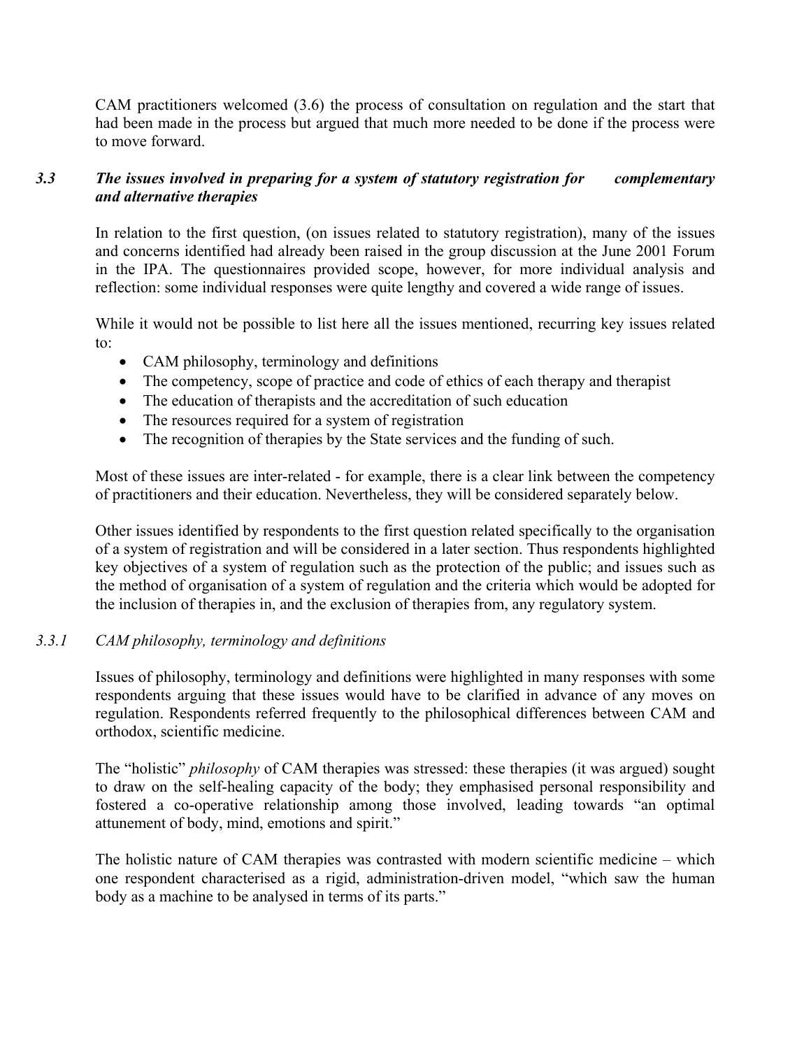CAM practitioners welcomed (3.6) the process of consultation on regulation and the start that had been made in the process but argued that much more needed to be done if the process were to move forward.

### *3.3 The issues involved in preparing for a system of statutory registration for complementary and alternative therapies*

In relation to the first question, (on issues related to statutory registration), many of the issues and concerns identified had already been raised in the group discussion at the June 2001 Forum in the IPA. The questionnaires provided scope, however, for more individual analysis and reflection: some individual responses were quite lengthy and covered a wide range of issues.

While it would not be possible to list here all the issues mentioned, recurring key issues related to:

- CAM philosophy, terminology and definitions
- The competency, scope of practice and code of ethics of each therapy and therapist
- The education of therapists and the accreditation of such education
- The resources required for a system of registration
- The recognition of therapies by the State services and the funding of such.

Most of these issues are inter-related - for example, there is a clear link between the competency of practitioners and their education. Nevertheless, they will be considered separately below.

Other issues identified by respondents to the first question related specifically to the organisation of a system of registration and will be considered in a later section. Thus respondents highlighted key objectives of a system of regulation such as the protection of the public; and issues such as the method of organisation of a system of regulation and the criteria which would be adopted for the inclusion of therapies in, and the exclusion of therapies from, any regulatory system.

#### *3.3.1 CAM philosophy, terminology and definitions*

Issues of philosophy, terminology and definitions were highlighted in many responses with some respondents arguing that these issues would have to be clarified in advance of any moves on regulation. Respondents referred frequently to the philosophical differences between CAM and orthodox, scientific medicine.

The "holistic" *philosophy* of CAM therapies was stressed: these therapies (it was argued) sought to draw on the self-healing capacity of the body; they emphasised personal responsibility and fostered a co-operative relationship among those involved, leading towards "an optimal attunement of body, mind, emotions and spirit."

The holistic nature of CAM therapies was contrasted with modern scientific medicine – which one respondent characterised as a rigid, administration-driven model, "which saw the human body as a machine to be analysed in terms of its parts."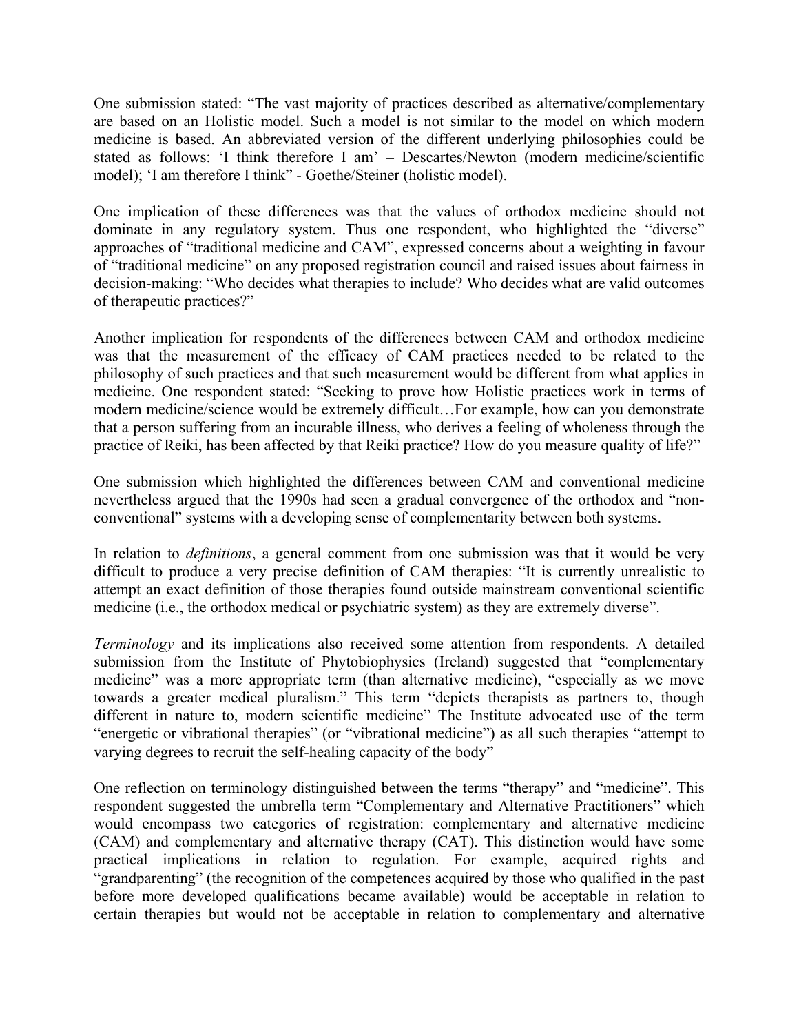One submission stated: "The vast majority of practices described as alternative/complementary are based on an Holistic model. Such a model is not similar to the model on which modern medicine is based. An abbreviated version of the different underlying philosophies could be stated as follows: 'I think therefore I am' – Descartes/Newton (modern medicine/scientific model); 'I am therefore I think" - Goethe/Steiner (holistic model).

One implication of these differences was that the values of orthodox medicine should not dominate in any regulatory system. Thus one respondent, who highlighted the "diverse" approaches of "traditional medicine and CAM", expressed concerns about a weighting in favour of "traditional medicine" on any proposed registration council and raised issues about fairness in decision-making: "Who decides what therapies to include? Who decides what are valid outcomes of therapeutic practices?"

Another implication for respondents of the differences between CAM and orthodox medicine was that the measurement of the efficacy of CAM practices needed to be related to the philosophy of such practices and that such measurement would be different from what applies in medicine. One respondent stated: "Seeking to prove how Holistic practices work in terms of modern medicine/science would be extremely difficult…For example, how can you demonstrate that a person suffering from an incurable illness, who derives a feeling of wholeness through the practice of Reiki, has been affected by that Reiki practice? How do you measure quality of life?"

One submission which highlighted the differences between CAM and conventional medicine nevertheless argued that the 1990s had seen a gradual convergence of the orthodox and "non-conventional" systems with a developing sense of complementarity between both systems.

In relation to *definitions*, a general comment from one submission was that it would be very difficult to produce a very precise definition of CAM therapies: "It is currently unrealistic to attempt an exact definition of those therapies found outside mainstream conventional scientific medicine (i.e., the orthodox medical or psychiatric system) as they are extremely diverse".

*Terminology* and its implications also received some attention from respondents. A detailed submission from the Institute of Phytobiophysics (Ireland) suggested that "complementary medicine" was a more appropriate term (than alternative medicine), "especially as we move towards a greater medical pluralism." This term "depicts therapists as partners to, though different in nature to, modern scientific medicine" The Institute advocated use of the term "energetic or vibrational therapies" (or "vibrational medicine") as all such therapies "attempt to varying degrees to recruit the self-healing capacity of the body"

One reflection on terminology distinguished between the terms "therapy" and "medicine". This respondent suggested the umbrella term "Complementary and Alternative Practitioners" which would encompass two categories of registration: complementary and alternative medicine (CAM) and complementary and alternative therapy (CAT). This distinction would have some practical implications in relation to regulation. For example, acquired rights and "grandparenting" (the recognition of the competences acquired by those who qualified in the past before more developed qualifications became available) would be acceptable in relation to certain therapies but would not be acceptable in relation to complementary and alternative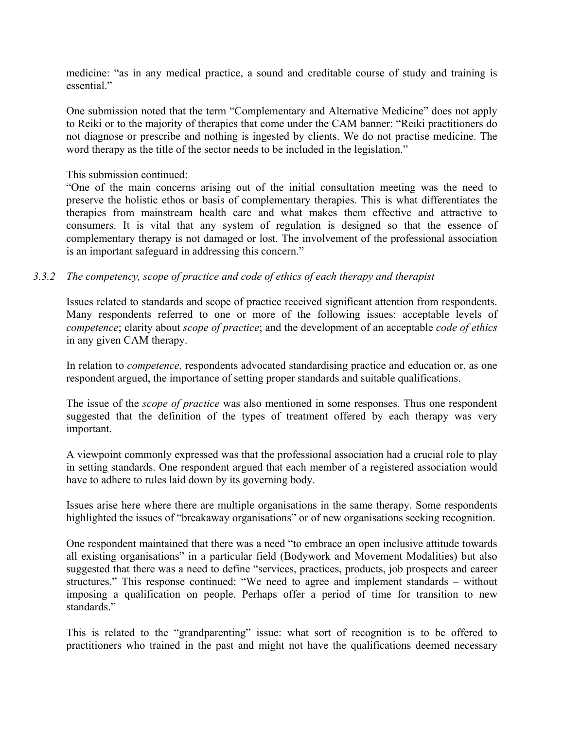medicine: "as in any medical practice, a sound and creditable course of study and training is essential."

One submission noted that the term "Complementary and Alternative Medicine" does not apply to Reiki or to the majority of therapies that come under the CAM banner: "Reiki practitioners do not diagnose or prescribe and nothing is ingested by clients. We do not practise medicine. The word therapy as the title of the sector needs to be included in the legislation."

This submission continued:
"One of the main concerns arising out of the initial consultation meeting was the need to preserve the holistic ethos or basis of complementary therapies. This is what differentiates the therapies from mainstream health care and what makes them effective and attractive to consumers. It is vital that any system of regulation is designed so that the essence of complementary therapy is not damaged or lost. The involvement of the professional association is an important safeguard in addressing this concern."

### *3.3.2 The competency, scope of practice and code of ethics of each therapy and therapist*

Issues related to standards and scope of practice received significant attention from respondents. Many respondents referred to one or more of the following issues: acceptable levels of *competence*; clarity about *scope of practice*; and the development of an acceptable *code of ethics* in any given CAM therapy.

In relation to *competence,* respondents advocated standardising practice and education or, as one respondent argued, the importance of setting proper standards and suitable qualifications.

The issue of the *scope of practice* was also mentioned in some responses. Thus one respondent suggested that the definition of the types of treatment offered by each therapy was very important.

A viewpoint commonly expressed was that the professional association had a crucial role to play in setting standards. One respondent argued that each member of a registered association would have to adhere to rules laid down by its governing body.

Issues arise here where there are multiple organisations in the same therapy. Some respondents highlighted the issues of "breakaway organisations" or of new organisations seeking recognition.

One respondent maintained that there was a need "to embrace an open inclusive attitude towards all existing organisations" in a particular field (Bodywork and Movement Modalities) but also suggested that there was a need to define "services, practices, products, job prospects and career structures." This response continued: "We need to agree and implement standards – without imposing a qualification on people. Perhaps offer a period of time for transition to new standards."

This is related to the "grandparenting" issue: what sort of recognition is to be offered to practitioners who trained in the past and might not have the qualifications deemed necessary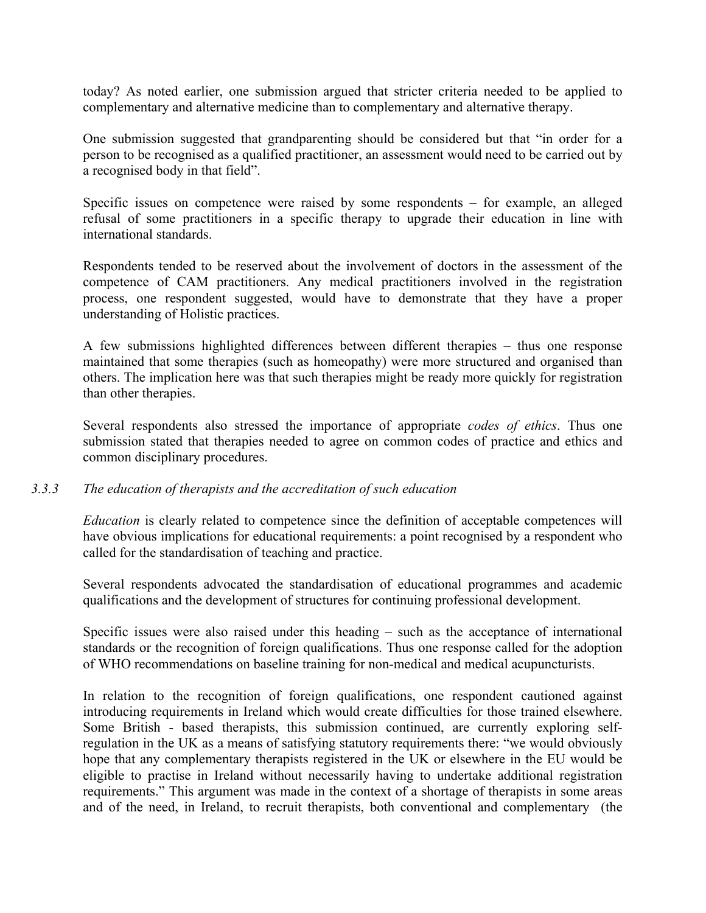today? As noted earlier, one submission argued that stricter criteria needed to be applied to complementary and alternative medicine than to complementary and alternative therapy.

One submission suggested that grandparenting should be considered but that "in order for a person to be recognised as a qualified practitioner, an assessment would need to be carried out by a recognised body in that field".

Specific issues on competence were raised by some respondents – for example, an alleged refusal of some practitioners in a specific therapy to upgrade their education in line with international standards.

Respondents tended to be reserved about the involvement of doctors in the assessment of the competence of CAM practitioners. Any medical practitioners involved in the registration process, one respondent suggested, would have to demonstrate that they have a proper understanding of Holistic practices.

A few submissions highlighted differences between different therapies – thus one response maintained that some therapies (such as homeopathy) were more structured and organised than others. The implication here was that such therapies might be ready more quickly for registration than other therapies.

Several respondents also stressed the importance of appropriate *codes of ethics*. Thus one submission stated that therapies needed to agree on common codes of practice and ethics and common disciplinary procedures.

### *3.3.3 The education of therapists and the accreditation of such education*

*Education* is clearly related to competence since the definition of acceptable competences will have obvious implications for educational requirements: a point recognised by a respondent who called for the standardisation of teaching and practice.

Several respondents advocated the standardisation of educational programmes and academic qualifications and the development of structures for continuing professional development.

Specific issues were also raised under this heading – such as the acceptance of international standards or the recognition of foreign qualifications. Thus one response called for the adoption of WHO recommendations on baseline training for non-medical and medical acupuncturists.

In relation to the recognition of foreign qualifications, one respondent cautioned against introducing requirements in Ireland which would create difficulties for those trained elsewhere. Some British - based therapists, this submission continued, are currently exploring self-regulation in the UK as a means of satisfying statutory requirements there: "we would obviously hope that any complementary therapists registered in the UK or elsewhere in the EU would be eligible to practise in Ireland without necessarily having to undertake additional registration requirements." This argument was made in the context of a shortage of therapists in some areas and of the need, in Ireland, to recruit therapists, both conventional and complementary (the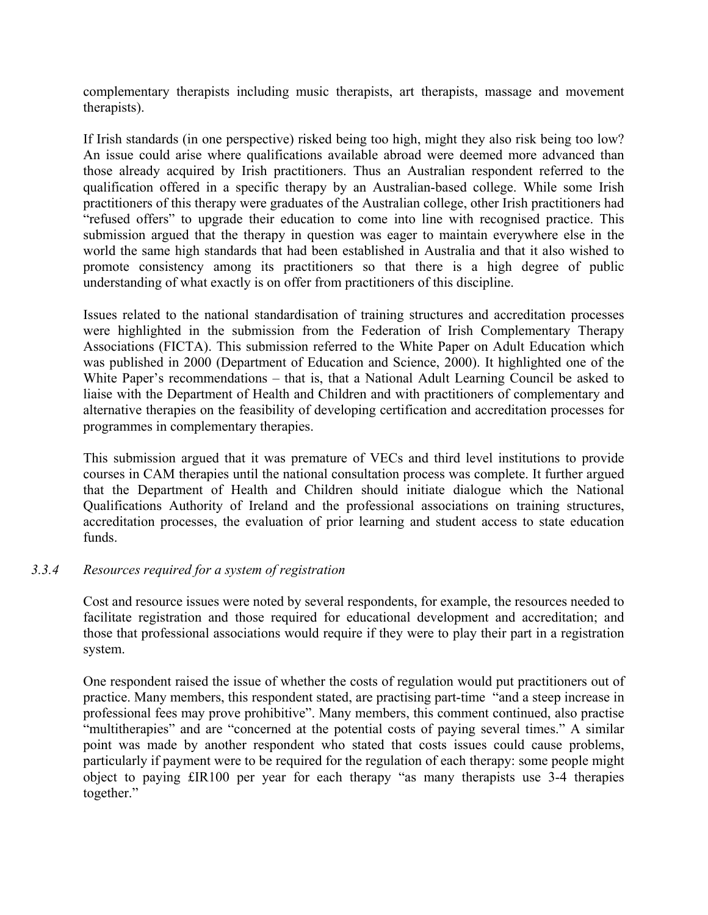complementary therapists including music therapists, art therapists, massage and movement therapists).

If Irish standards (in one perspective) risked being too high, might they also risk being too low? An issue could arise where qualifications available abroad were deemed more advanced than those already acquired by Irish practitioners. Thus an Australian respondent referred to the qualification offered in a specific therapy by an Australian-based college. While some Irish practitioners of this therapy were graduates of the Australian college, other Irish practitioners had "refused offers" to upgrade their education to come into line with recognised practice. This submission argued that the therapy in question was eager to maintain everywhere else in the world the same high standards that had been established in Australia and that it also wished to promote consistency among its practitioners so that there is a high degree of public understanding of what exactly is on offer from practitioners of this discipline.

Issues related to the national standardisation of training structures and accreditation processes were highlighted in the submission from the Federation of Irish Complementary Therapy Associations (FICTA). This submission referred to the White Paper on Adult Education which was published in 2000 (Department of Education and Science, 2000). It highlighted one of the White Paper's recommendations – that is, that a National Adult Learning Council be asked to liaise with the Department of Health and Children and with practitioners of complementary and alternative therapies on the feasibility of developing certification and accreditation processes for programmes in complementary therapies.

This submission argued that it was premature of VECs and third level institutions to provide courses in CAM therapies until the national consultation process was complete. It further argued that the Department of Health and Children should initiate dialogue which the National Qualifications Authority of Ireland and the professional associations on training structures, accreditation processes, the evaluation of prior learning and student access to state education funds.

### *3.3.4 Resources required for a system of registration*

Cost and resource issues were noted by several respondents, for example, the resources needed to facilitate registration and those required for educational development and accreditation; and those that professional associations would require if they were to play their part in a registration system.

One respondent raised the issue of whether the costs of regulation would put practitioners out of practice. Many members, this respondent stated, are practising part-time "and a steep increase in professional fees may prove prohibitive". Many members, this comment continued, also practise "multitherapies" and are "concerned at the potential costs of paying several times." A similar point was made by another respondent who stated that costs issues could cause problems, particularly if payment were to be required for the regulation of each therapy: some people might object to paying £IR100 per year for each therapy "as many therapists use 3-4 therapies together."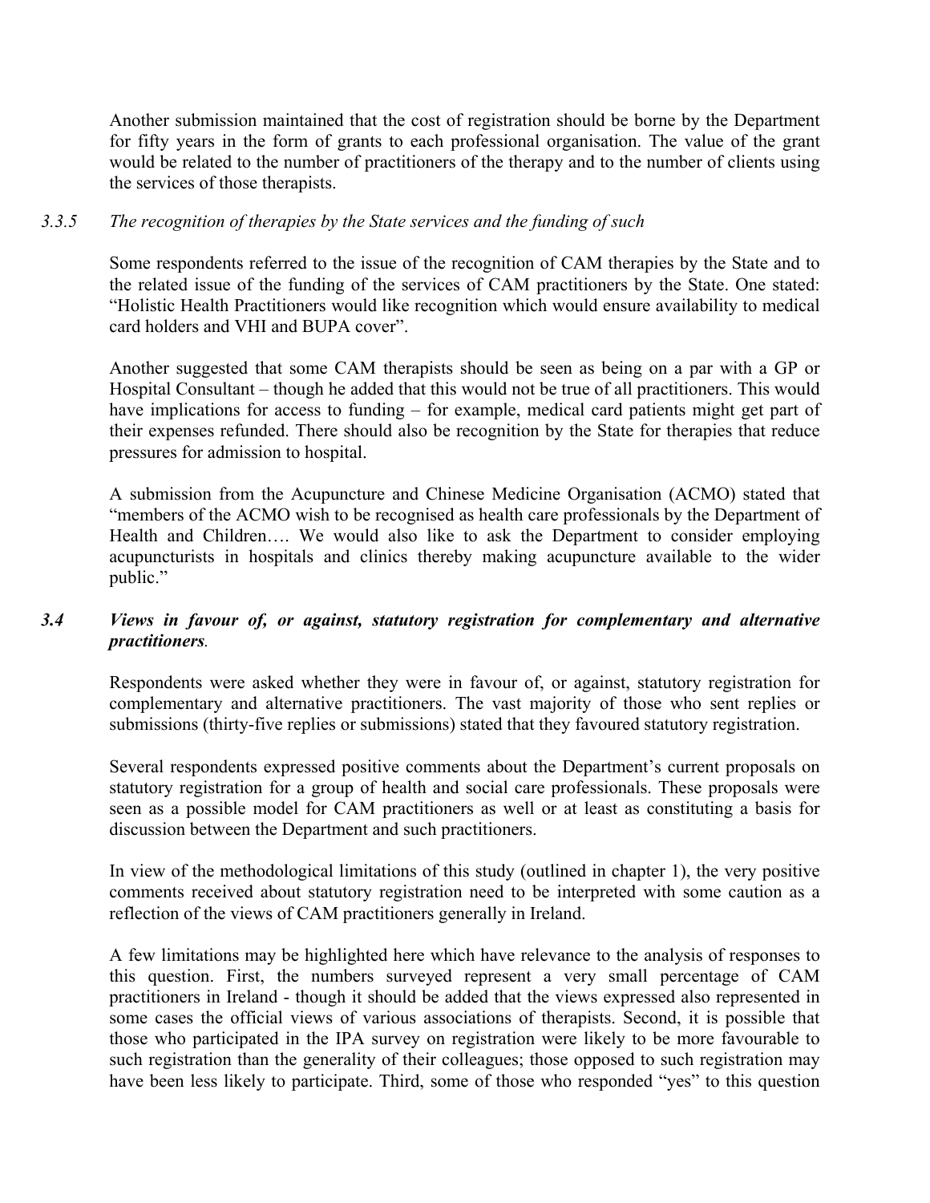Another submission maintained that the cost of registration should be borne by the Department for fifty years in the form of grants to each professional organisation. The value of the grant would be related to the number of practitioners of the therapy and to the number of clients using the services of those therapists.

### 3.3.5 *The recognition of therapies by the State services and the funding of such*

Some respondents referred to the issue of the recognition of CAM therapies by the State and to the related issue of the funding of the services of CAM practitioners by the State. One stated: "Holistic Health Practitioners would like recognition which would ensure availability to medical card holders and VHI and BUPA cover".

Another suggested that some CAM therapists should be seen as being on a par with a GP or Hospital Consultant – though he added that this would not be true of all practitioners. This would have implications for access to funding – for example, medical card patients might get part of their expenses refunded. There should also be recognition by the State for therapies that reduce pressures for admission to hospital.

A submission from the Acupuncture and Chinese Medicine Organisation (ACMO) stated that "members of the ACMO wish to be recognised as health care professionals by the Department of Health and Children…. We would also like to ask the Department to consider employing acupuncturists in hospitals and clinics thereby making acupuncture available to the wider public."

## 3.4 *Views in favour of, or against, statutory registration for complementary and alternative practitioners.*

Respondents were asked whether they were in favour of, or against, statutory registration for complementary and alternative practitioners. The vast majority of those who sent replies or submissions (thirty-five replies or submissions) stated that they favoured statutory registration.

Several respondents expressed positive comments about the Department's current proposals on statutory registration for a group of health and social care professionals. These proposals were seen as a possible model for CAM practitioners as well or at least as constituting a basis for discussion between the Department and such practitioners.

In view of the methodological limitations of this study (outlined in chapter 1), the very positive comments received about statutory registration need to be interpreted with some caution as a reflection of the views of CAM practitioners generally in Ireland.

A few limitations may be highlighted here which have relevance to the analysis of responses to this question. First, the numbers surveyed represent a very small percentage of CAM practitioners in Ireland - though it should be added that the views expressed also represented in some cases the official views of various associations of therapists. Second, it is possible that those who participated in the IPA survey on registration were likely to be more favourable to such registration than the generality of their colleagues; those opposed to such registration may have been less likely to participate. Third, some of those who responded "yes" to this question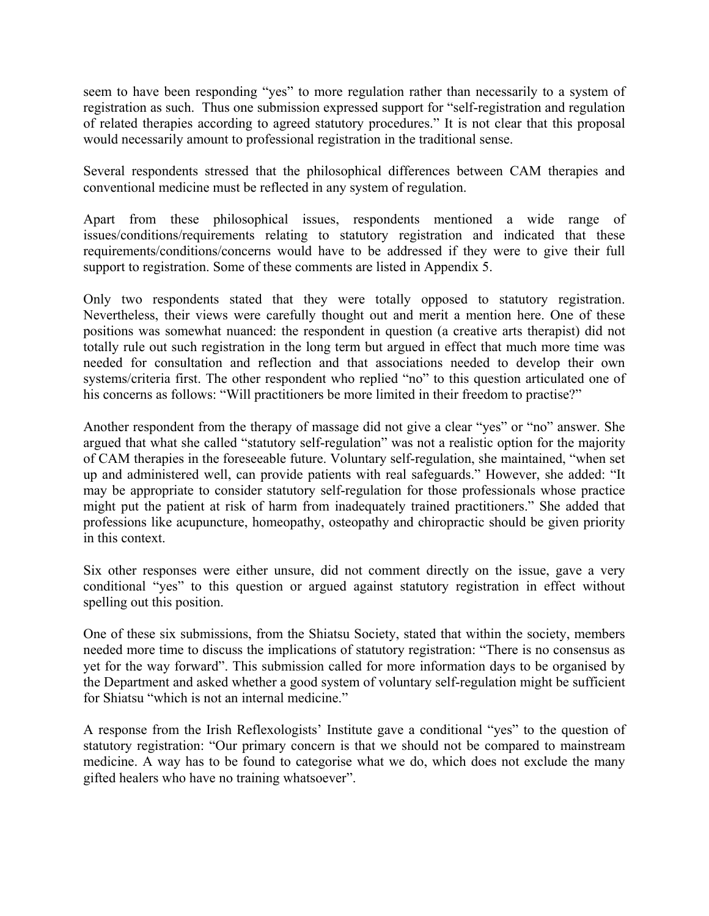seem to have been responding "yes" to more regulation rather than necessarily to a system of registration as such. Thus one submission expressed support for "self-registration and regulation of related therapies according to agreed statutory procedures." It is not clear that this proposal would necessarily amount to professional registration in the traditional sense.

Several respondents stressed that the philosophical differences between CAM therapies and conventional medicine must be reflected in any system of regulation.

Apart from these philosophical issues, respondents mentioned a wide range of issues/conditions/requirements relating to statutory registration and indicated that these requirements/conditions/concerns would have to be addressed if they were to give their full support to registration. Some of these comments are listed in Appendix 5.

Only two respondents stated that they were totally opposed to statutory registration. Nevertheless, their views were carefully thought out and merit a mention here. One of these positions was somewhat nuanced: the respondent in question (a creative arts therapist) did not totally rule out such registration in the long term but argued in effect that much more time was needed for consultation and reflection and that associations needed to develop their own systems/criteria first. The other respondent who replied "no" to this question articulated one of his concerns as follows: "Will practitioners be more limited in their freedom to practise?"

Another respondent from the therapy of massage did not give a clear "yes" or "no" answer. She argued that what she called "statutory self-regulation" was not a realistic option for the majority of CAM therapies in the foreseeable future. Voluntary self-regulation, she maintained, "when set up and administered well, can provide patients with real safeguards." However, she added: "It may be appropriate to consider statutory self-regulation for those professionals whose practice might put the patient at risk of harm from inadequately trained practitioners." She added that professions like acupuncture, homeopathy, osteopathy and chiropractic should be given priority in this context.

Six other responses were either unsure, did not comment directly on the issue, gave a very conditional "yes" to this question or argued against statutory registration in effect without spelling out this position.

One of these six submissions, from the Shiatsu Society, stated that within the society, members needed more time to discuss the implications of statutory registration: "There is no consensus as yet for the way forward". This submission called for more information days to be organised by the Department and asked whether a good system of voluntary self-regulation might be sufficient for Shiatsu "which is not an internal medicine."

A response from the Irish Reflexologists' Institute gave a conditional "yes" to the question of statutory registration: "Our primary concern is that we should not be compared to mainstream medicine. A way has to be found to categorise what we do, which does not exclude the many gifted healers who have no training whatsoever".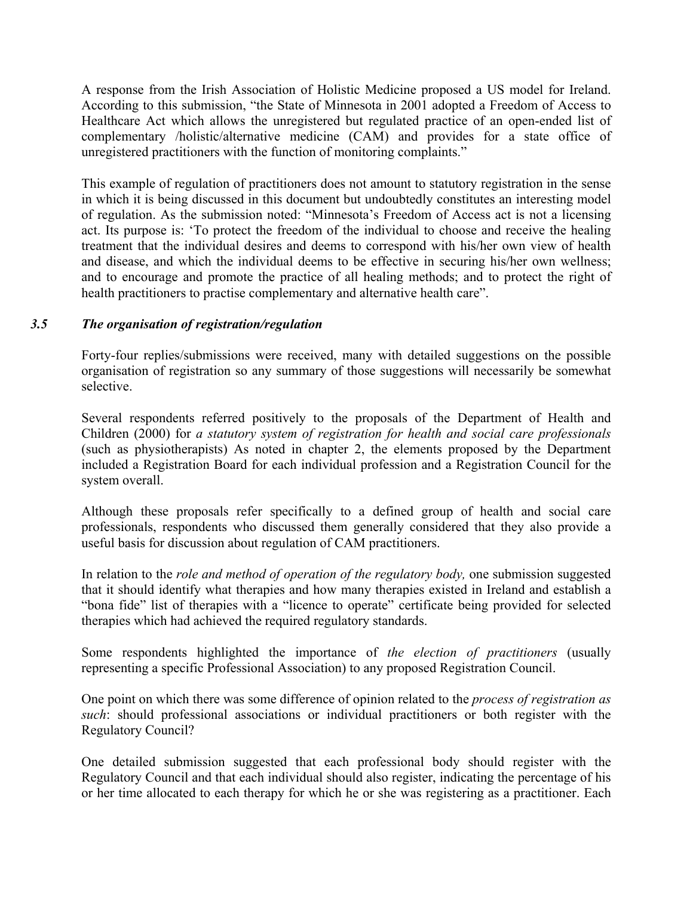A response from the Irish Association of Holistic Medicine proposed a US model for Ireland. According to this submission, "the State of Minnesota in 2001 adopted a Freedom of Access to Healthcare Act which allows the unregistered but regulated practice of an open-ended list of complementary /holistic/alternative medicine (CAM) and provides for a state office of unregistered practitioners with the function of monitoring complaints."

This example of regulation of practitioners does not amount to statutory registration in the sense in which it is being discussed in this document but undoubtedly constitutes an interesting model of regulation. As the submission noted: "Minnesota's Freedom of Access act is not a licensing act. Its purpose is: 'To protect the freedom of the individual to choose and receive the healing treatment that the individual desires and deems to correspond with his/her own view of health and disease, and which the individual deems to be effective in securing his/her own wellness; and to encourage and promote the practice of all healing methods; and to protect the right of health practitioners to practise complementary and alternative health care".

### *3.5 The organisation of registration/regulation*

Forty-four replies/submissions were received, many with detailed suggestions on the possible organisation of registration so any summary of those suggestions will necessarily be somewhat selective.

Several respondents referred positively to the proposals of the Department of Health and Children (2000) for *a statutory system of registration for health and social care professionals* (such as physiotherapists) As noted in chapter 2, the elements proposed by the Department included a Registration Board for each individual profession and a Registration Council for the system overall.

Although these proposals refer specifically to a defined group of health and social care professionals, respondents who discussed them generally considered that they also provide a useful basis for discussion about regulation of CAM practitioners.

In relation to the *role and method of operation of the regulatory body,* one submission suggested that it should identify what therapies and how many therapies existed in Ireland and establish a "bona fide" list of therapies with a "licence to operate" certificate being provided for selected therapies which had achieved the required regulatory standards.

Some respondents highlighted the importance of *the election of practitioners* (usually representing a specific Professional Association) to any proposed Registration Council.

One point on which there was some difference of opinion related to the *process of registration as such*: should professional associations or individual practitioners or both register with the Regulatory Council?

One detailed submission suggested that each professional body should register with the Regulatory Council and that each individual should also register, indicating the percentage of his or her time allocated to each therapy for which he or she was registering as a practitioner. Each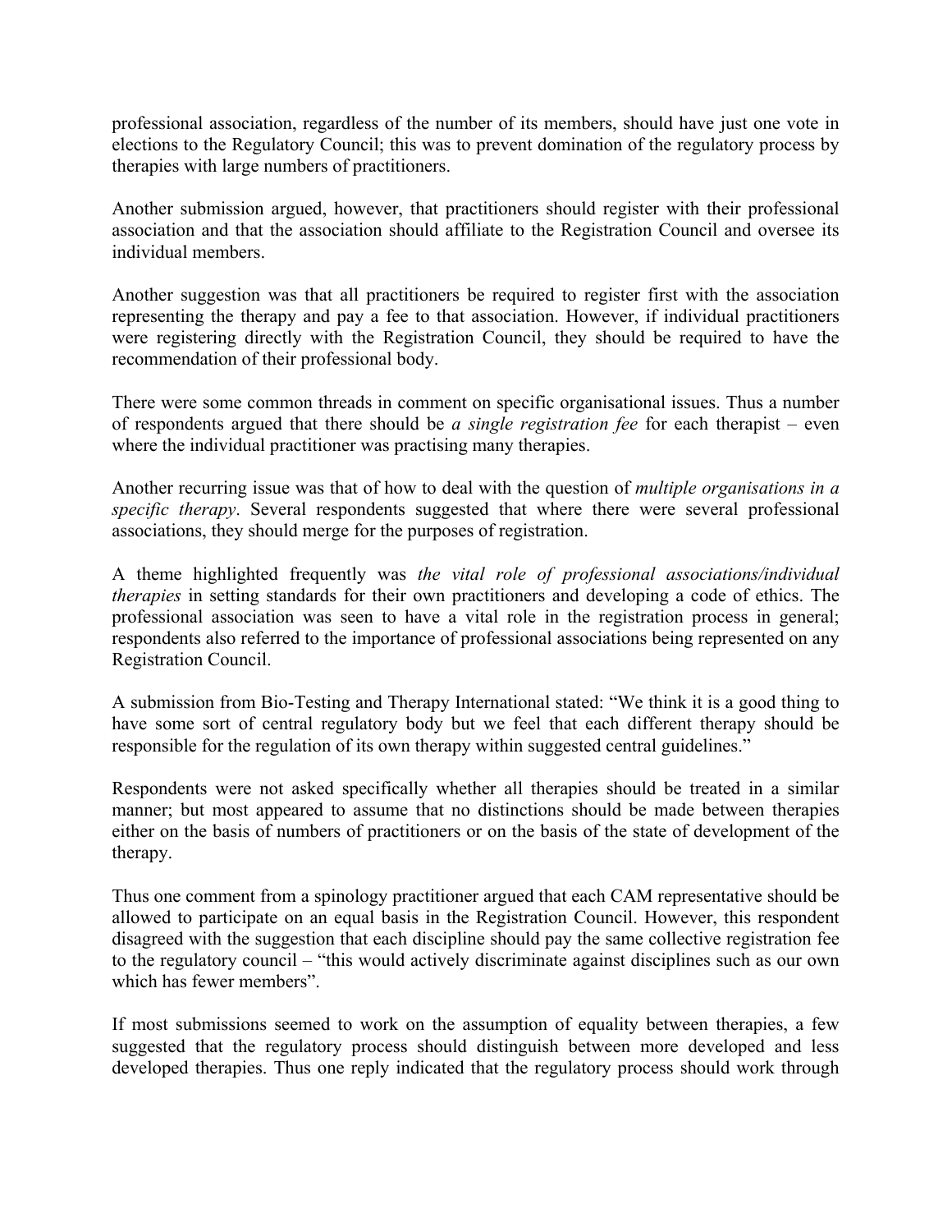professional association, regardless of the number of its members, should have just one vote in elections to the Regulatory Council; this was to prevent domination of the regulatory process by therapies with large numbers of practitioners.

Another submission argued, however, that practitioners should register with their professional association and that the association should affiliate to the Registration Council and oversee its individual members.

Another suggestion was that all practitioners be required to register first with the association representing the therapy and pay a fee to that association. However, if individual practitioners were registering directly with the Registration Council, they should be required to have the recommendation of their professional body.

There were some common threads in comment on specific organisational issues. Thus a number of respondents argued that there should be *a single registration fee* for each therapist – even where the individual practitioner was practising many therapies.

Another recurring issue was that of how to deal with the question of *multiple organisations in a specific therapy*. Several respondents suggested that where there were several professional associations, they should merge for the purposes of registration.

A theme highlighted frequently was *the vital role of professional associations/individual therapies* in setting standards for their own practitioners and developing a code of ethics. The professional association was seen to have a vital role in the registration process in general; respondents also referred to the importance of professional associations being represented on any Registration Council.

A submission from Bio-Testing and Therapy International stated: "We think it is a good thing to have some sort of central regulatory body but we feel that each different therapy should be responsible for the regulation of its own therapy within suggested central guidelines."

Respondents were not asked specifically whether all therapies should be treated in a similar manner; but most appeared to assume that no distinctions should be made between therapies either on the basis of numbers of practitioners or on the basis of the state of development of the therapy.

Thus one comment from a spinology practitioner argued that each CAM representative should be allowed to participate on an equal basis in the Registration Council. However, this respondent disagreed with the suggestion that each discipline should pay the same collective registration fee to the regulatory council – "this would actively discriminate against disciplines such as our own which has fewer members".

If most submissions seemed to work on the assumption of equality between therapies, a few suggested that the regulatory process should distinguish between more developed and less developed therapies. Thus one reply indicated that the regulatory process should work through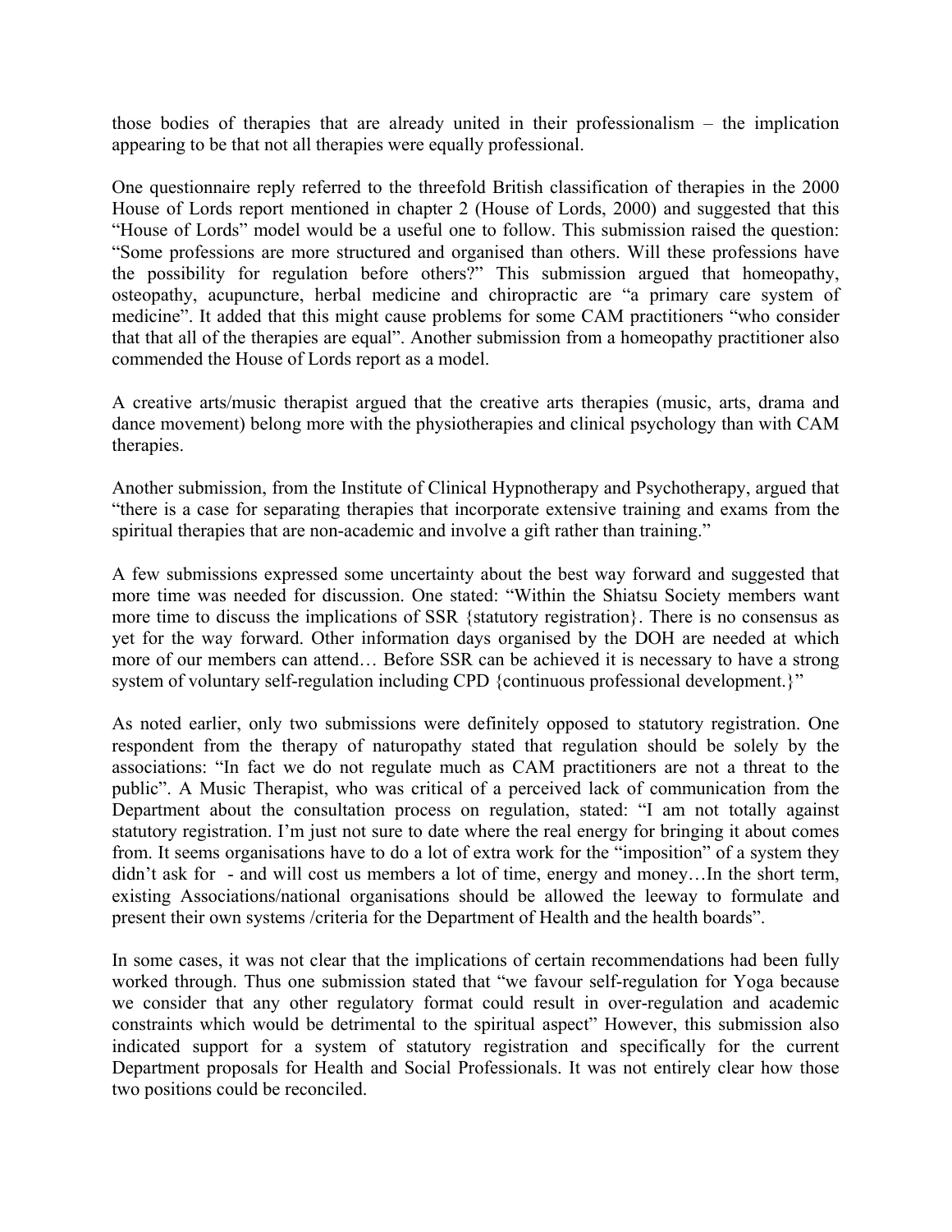those bodies of therapies that are already united in their professionalism – the implication appearing to be that not all therapies were equally professional.

One questionnaire reply referred to the threefold British classification of therapies in the 2000 House of Lords report mentioned in chapter 2 (House of Lords, 2000) and suggested that this "House of Lords" model would be a useful one to follow. This submission raised the question: "Some professions are more structured and organised than others. Will these professions have the possibility for regulation before others?" This submission argued that homeopathy, osteopathy, acupuncture, herbal medicine and chiropractic are "a primary care system of medicine". It added that this might cause problems for some CAM practitioners "who consider that that all of the therapies are equal". Another submission from a homeopathy practitioner also commended the House of Lords report as a model.

A creative arts/music therapist argued that the creative arts therapies (music, arts, drama and dance movement) belong more with the physiotherapies and clinical psychology than with CAM therapies.

Another submission, from the Institute of Clinical Hypnotherapy and Psychotherapy, argued that "there is a case for separating therapies that incorporate extensive training and exams from the spiritual therapies that are non-academic and involve a gift rather than training."

A few submissions expressed some uncertainty about the best way forward and suggested that more time was needed for discussion. One stated: "Within the Shiatsu Society members want more time to discuss the implications of SSR {statutory registration}. There is no consensus as yet for the way forward. Other information days organised by the DOH are needed at which more of our members can attend… Before SSR can be achieved it is necessary to have a strong system of voluntary self-regulation including CPD {continuous professional development.}"

As noted earlier, only two submissions were definitely opposed to statutory registration. One respondent from the therapy of naturopathy stated that regulation should be solely by the associations: "In fact we do not regulate much as CAM practitioners are not a threat to the public". A Music Therapist, who was critical of a perceived lack of communication from the Department about the consultation process on regulation, stated: "I am not totally against statutory registration. I'm just not sure to date where the real energy for bringing it about comes from. It seems organisations have to do a lot of extra work for the "imposition" of a system they didn't ask for - and will cost us members a lot of time, energy and money…In the short term, existing Associations/national organisations should be allowed the leeway to formulate and present their own systems /criteria for the Department of Health and the health boards".

In some cases, it was not clear that the implications of certain recommendations had been fully worked through. Thus one submission stated that "we favour self-regulation for Yoga because we consider that any other regulatory format could result in over-regulation and academic constraints which would be detrimental to the spiritual aspect" However, this submission also indicated support for a system of statutory registration and specifically for the current Department proposals for Health and Social Professionals. It was not entirely clear how those two positions could be reconciled.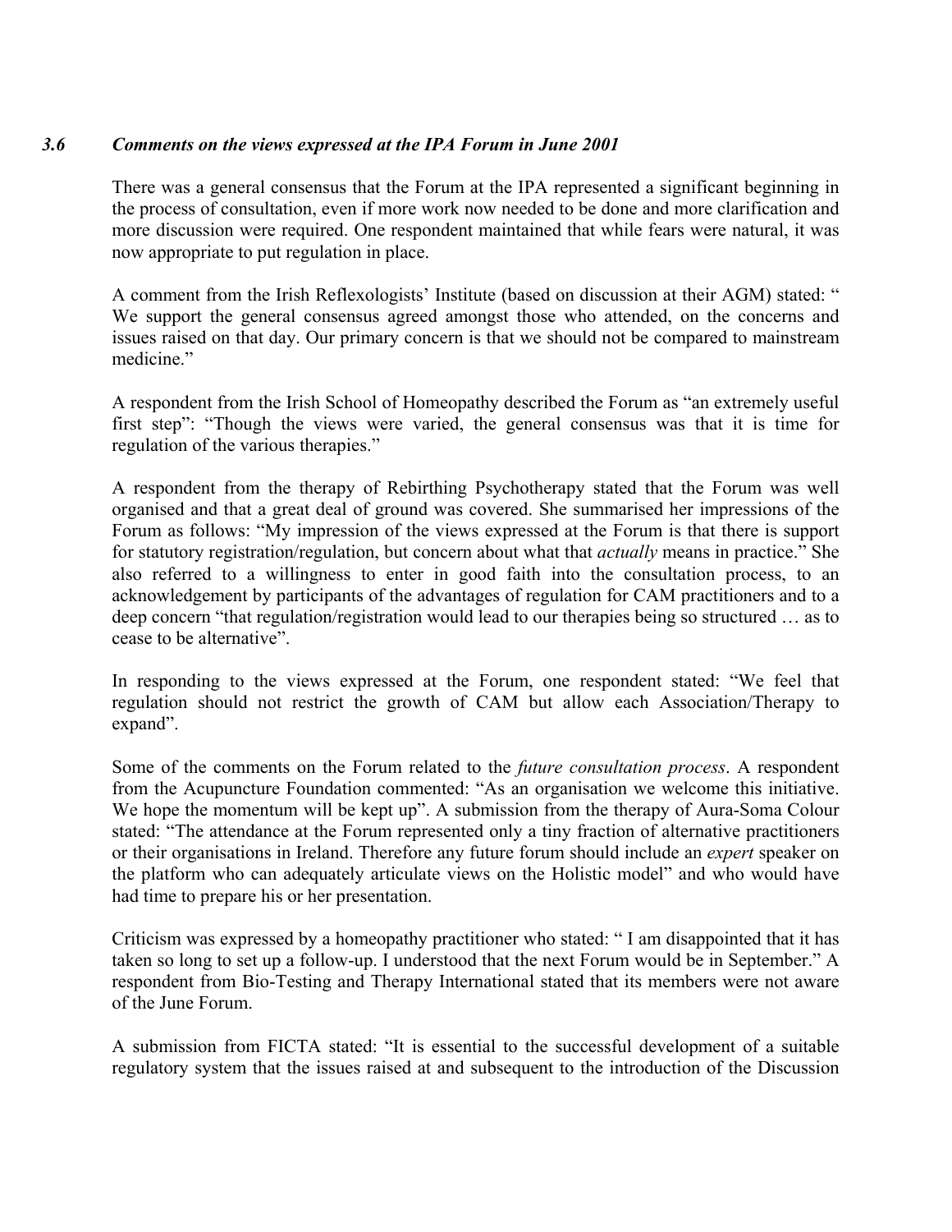### *3.6 Comments on the views expressed at the IPA Forum in June 2001*

There was a general consensus that the Forum at the IPA represented a significant beginning in the process of consultation, even if more work now needed to be done and more clarification and more discussion were required. One respondent maintained that while fears were natural, it was now appropriate to put regulation in place.

A comment from the Irish Reflexologists' Institute (based on discussion at their AGM) stated: " We support the general consensus agreed amongst those who attended, on the concerns and issues raised on that day. Our primary concern is that we should not be compared to mainstream medicine."

A respondent from the Irish School of Homeopathy described the Forum as "an extremely useful first step": "Though the views were varied, the general consensus was that it is time for regulation of the various therapies."

A respondent from the therapy of Rebirthing Psychotherapy stated that the Forum was well organised and that a great deal of ground was covered. She summarised her impressions of the Forum as follows: "My impression of the views expressed at the Forum is that there is support for statutory registration/regulation, but concern about what that *actually* means in practice." She also referred to a willingness to enter in good faith into the consultation process, to an acknowledgement by participants of the advantages of regulation for CAM practitioners and to a deep concern "that regulation/registration would lead to our therapies being so structured … as to cease to be alternative".

In responding to the views expressed at the Forum, one respondent stated: "We feel that regulation should not restrict the growth of CAM but allow each Association/Therapy to expand".

Some of the comments on the Forum related to the *future consultation process*. A respondent from the Acupuncture Foundation commented: "As an organisation we welcome this initiative. We hope the momentum will be kept up". A submission from the therapy of Aura-Soma Colour stated: "The attendance at the Forum represented only a tiny fraction of alternative practitioners or their organisations in Ireland. Therefore any future forum should include an *expert* speaker on the platform who can adequately articulate views on the Holistic model" and who would have had time to prepare his or her presentation.

Criticism was expressed by a homeopathy practitioner who stated: " I am disappointed that it has taken so long to set up a follow-up. I understood that the next Forum would be in September." A respondent from Bio-Testing and Therapy International stated that its members were not aware of the June Forum.

A submission from FICTA stated: "It is essential to the successful development of a suitable regulatory system that the issues raised at and subsequent to the introduction of the Discussion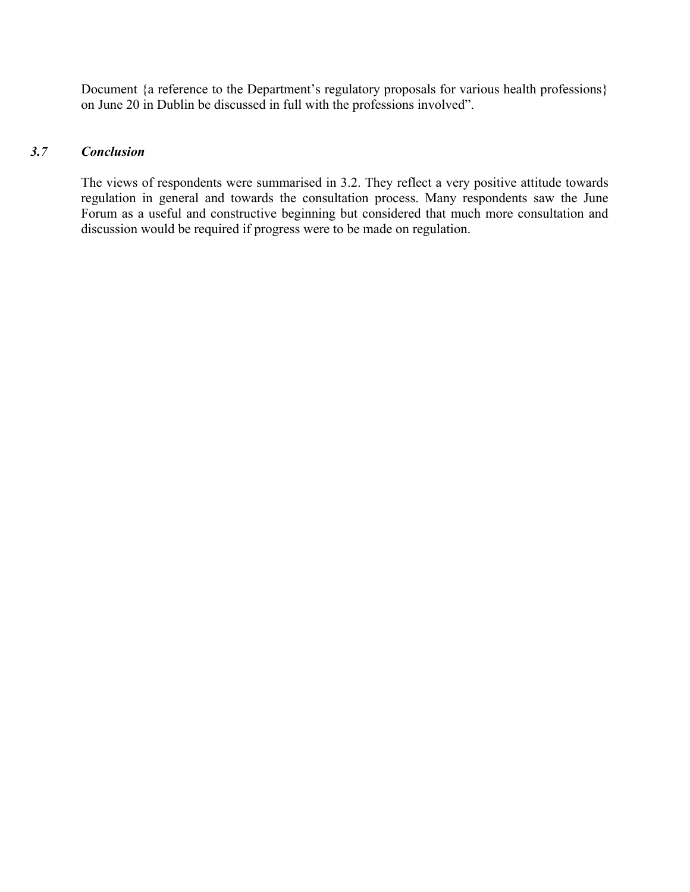Document {a reference to the Department's regulatory proposals for various health professions} on June 20 in Dublin be discussed in full with the professions involved".

### *3.7 Conclusion*

The views of respondents were summarised in 3.2. They reflect a very positive attitude towards regulation in general and towards the consultation process. Many respondents saw the June Forum as a useful and constructive beginning but considered that much more consultation and discussion would be required if progress were to be made on regulation.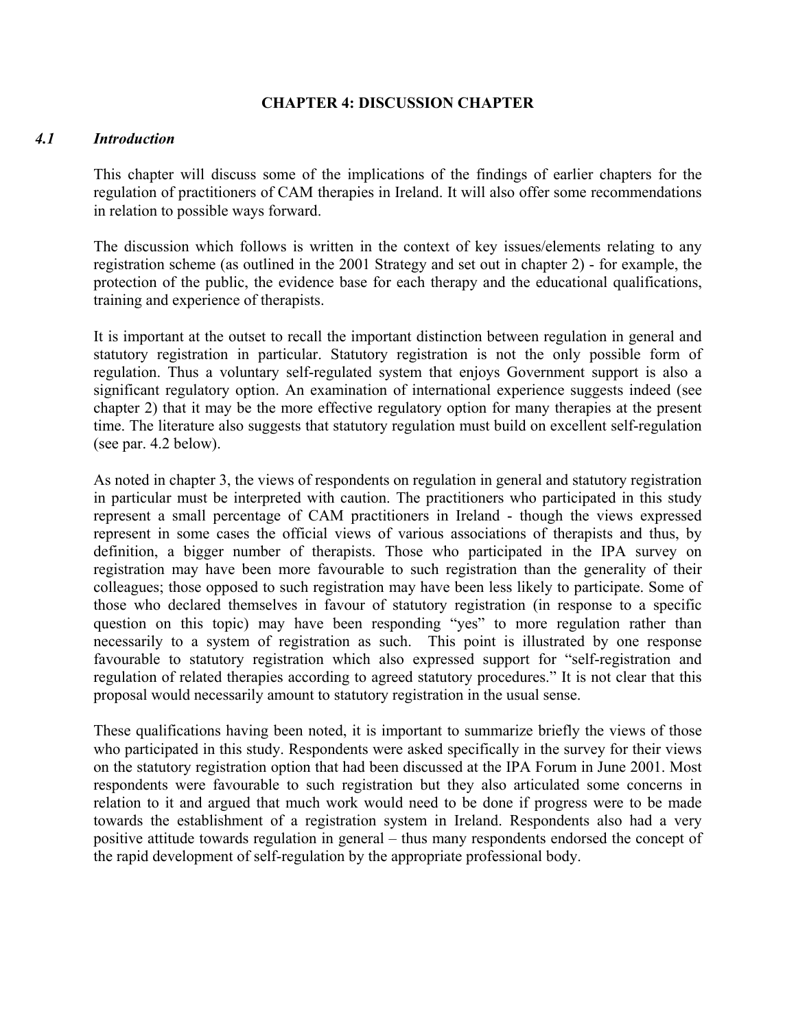# CHAPTER 4: DISCUSSION CHAPTER

## *4.1 Introduction*

This chapter will discuss some of the implications of the findings of earlier chapters for the regulation of practitioners of CAM therapies in Ireland. It will also offer some recommendations in relation to possible ways forward.

The discussion which follows is written in the context of key issues/elements relating to any registration scheme (as outlined in the 2001 Strategy and set out in chapter 2) - for example, the protection of the public, the evidence base for each therapy and the educational qualifications, training and experience of therapists.

It is important at the outset to recall the important distinction between regulation in general and statutory registration in particular. Statutory registration is not the only possible form of regulation. Thus a voluntary self-regulated system that enjoys Government support is also a significant regulatory option. An examination of international experience suggests indeed (see chapter 2) that it may be the more effective regulatory option for many therapies at the present time. The literature also suggests that statutory regulation must build on excellent self-regulation (see par. 4.2 below).

As noted in chapter 3, the views of respondents on regulation in general and statutory registration in particular must be interpreted with caution. The practitioners who participated in this study represent a small percentage of CAM practitioners in Ireland - though the views expressed represent in some cases the official views of various associations of therapists and thus, by definition, a bigger number of therapists. Those who participated in the IPA survey on registration may have been more favourable to such registration than the generality of their colleagues; those opposed to such registration may have been less likely to participate. Some of those who declared themselves in favour of statutory registration (in response to a specific question on this topic) may have been responding "yes" to more regulation rather than necessarily to a system of registration as such. This point is illustrated by one response favourable to statutory registration which also expressed support for "self-registration and regulation of related therapies according to agreed statutory procedures." It is not clear that this proposal would necessarily amount to statutory registration in the usual sense.

These qualifications having been noted, it is important to summarize briefly the views of those who participated in this study. Respondents were asked specifically in the survey for their views on the statutory registration option that had been discussed at the IPA Forum in June 2001. Most respondents were favourable to such registration but they also articulated some concerns in relation to it and argued that much work would need to be done if progress were to be made towards the establishment of a registration system in Ireland. Respondents also had a very positive attitude towards regulation in general – thus many respondents endorsed the concept of the rapid development of self-regulation by the appropriate professional body.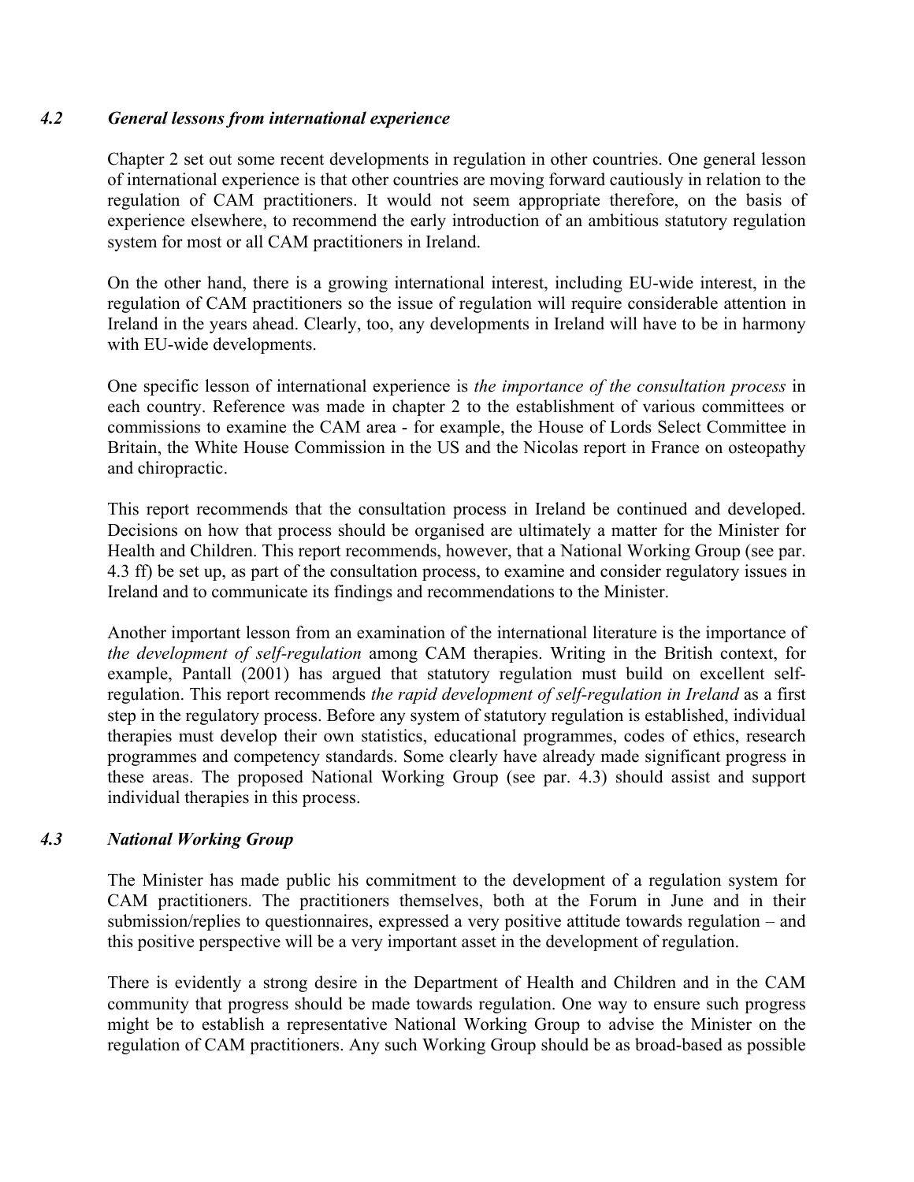### *4.2 General lessons from international experience*

Chapter 2 set out some recent developments in regulation in other countries. One general lesson of international experience is that other countries are moving forward cautiously in relation to the regulation of CAM practitioners. It would not seem appropriate therefore, on the basis of experience elsewhere, to recommend the early introduction of an ambitious statutory regulation system for most or all CAM practitioners in Ireland.

On the other hand, there is a growing international interest, including EU-wide interest, in the regulation of CAM practitioners so the issue of regulation will require considerable attention in Ireland in the years ahead. Clearly, too, any developments in Ireland will have to be in harmony with EU-wide developments.

One specific lesson of international experience is *the importance of the consultation process* in each country. Reference was made in chapter 2 to the establishment of various committees or commissions to examine the CAM area - for example, the House of Lords Select Committee in Britain, the White House Commission in the US and the Nicolas report in France on osteopathy and chiropractic.

This report recommends that the consultation process in Ireland be continued and developed. Decisions on how that process should be organised are ultimately a matter for the Minister for Health and Children. This report recommends, however, that a National Working Group (see par. 4.3 ff) be set up, as part of the consultation process, to examine and consider regulatory issues in Ireland and to communicate its findings and recommendations to the Minister.

Another important lesson from an examination of the international literature is the importance of *the development of self-regulation* among CAM therapies. Writing in the British context, for example, Pantall (2001) has argued that statutory regulation must build on excellent self-regulation. This report recommends *the rapid development of self-regulation in Ireland* as a first step in the regulatory process. Before any system of statutory regulation is established, individual therapies must develop their own statistics, educational programmes, codes of ethics, research programmes and competency standards. Some clearly have already made significant progress in these areas. The proposed National Working Group (see par. 4.3) should assist and support individual therapies in this process.

### *4.3 National Working Group*

The Minister has made public his commitment to the development of a regulation system for CAM practitioners. The practitioners themselves, both at the Forum in June and in their submission/replies to questionnaires, expressed a very positive attitude towards regulation – and this positive perspective will be a very important asset in the development of regulation.

There is evidently a strong desire in the Department of Health and Children and in the CAM community that progress should be made towards regulation. One way to ensure such progress might be to establish a representative National Working Group to advise the Minister on the regulation of CAM practitioners. Any such Working Group should be as broad-based as possible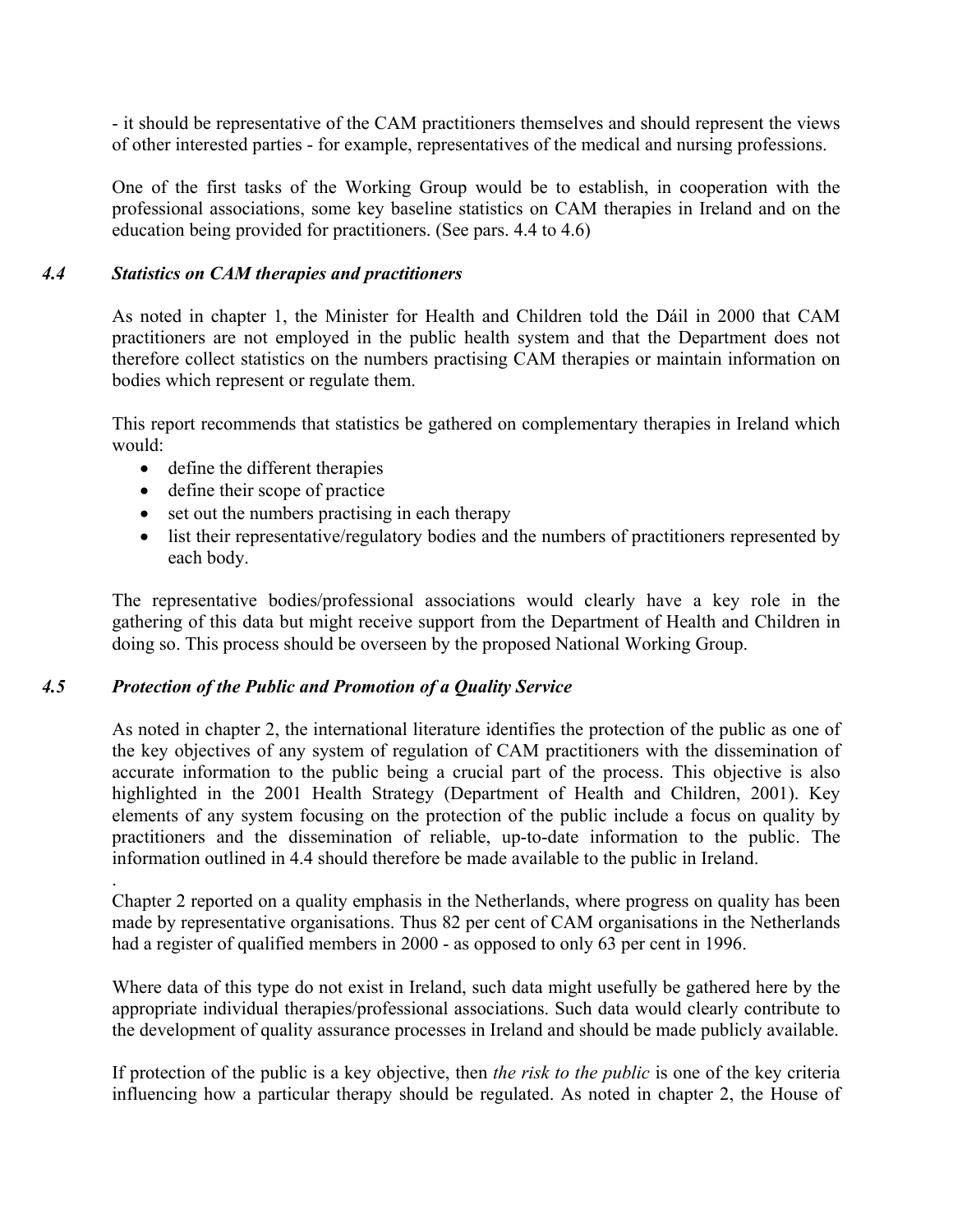- it should be representative of the CAM practitioners themselves and should represent the views of other interested parties - for example, representatives of the medical and nursing professions.

One of the first tasks of the Working Group would be to establish, in cooperation with the professional associations, some key baseline statistics on CAM therapies in Ireland and on the education being provided for practitioners. (See pars. 4.4 to 4.6)

### *4.4 Statistics on CAM therapies and practitioners*

As noted in chapter 1, the Minister for Health and Children told the Dáil in 2000 that CAM practitioners are not employed in the public health system and that the Department does not therefore collect statistics on the numbers practising CAM therapies or maintain information on bodies which represent or regulate them.

This report recommends that statistics be gathered on complementary therapies in Ireland which would:

- define the different therapies
- define their scope of practice
- set out the numbers practising in each therapy
- list their representative/regulatory bodies and the numbers of practitioners represented by each body.

The representative bodies/professional associations would clearly have a key role in the gathering of this data but might receive support from the Department of Health and Children in doing so. This process should be overseen by the proposed National Working Group.

### *4.5 Protection of the Public and Promotion of a Quality Service*

As noted in chapter 2, the international literature identifies the protection of the public as one of the key objectives of any system of regulation of CAM practitioners with the dissemination of accurate information to the public being a crucial part of the process. This objective is also highlighted in the 2001 Health Strategy (Department of Health and Children, 2001). Key elements of any system focusing on the protection of the public include a focus on quality by practitioners and the dissemination of reliable, up-to-date information to the public. The information outlined in 4.4 should therefore be made available to the public in Ireland.

.
Chapter 2 reported on a quality emphasis in the Netherlands, where progress on quality has been made by representative organisations. Thus 82 per cent of CAM organisations in the Netherlands had a register of qualified members in 2000 - as opposed to only 63 per cent in 1996.

Where data of this type do not exist in Ireland, such data might usefully be gathered here by the appropriate individual therapies/professional associations. Such data would clearly contribute to the development of quality assurance processes in Ireland and should be made publicly available.

If protection of the public is a key objective, then *the risk to the public* is one of the key criteria influencing how a particular therapy should be regulated. As noted in chapter 2, the House of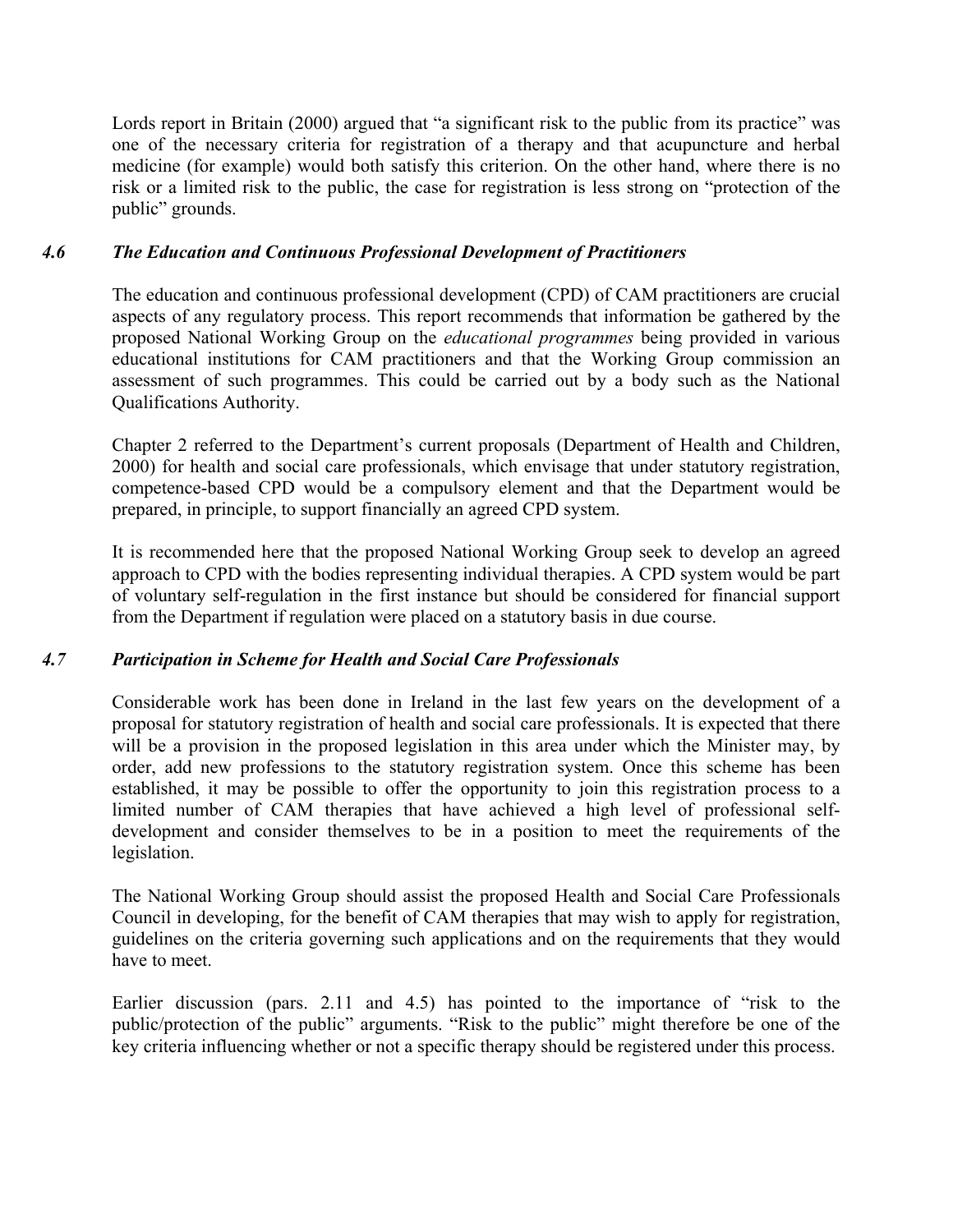Lords report in Britain (2000) argued that "a significant risk to the public from its practice" was one of the necessary criteria for registration of a therapy and that acupuncture and herbal medicine (for example) would both satisfy this criterion. On the other hand, where there is no risk or a limited risk to the public, the case for registration is less strong on "protection of the public" grounds.

### *4.6 The Education and Continuous Professional Development of Practitioners*

The education and continuous professional development (CPD) of CAM practitioners are crucial aspects of any regulatory process. This report recommends that information be gathered by the proposed National Working Group on the *educational programmes* being provided in various educational institutions for CAM practitioners and that the Working Group commission an assessment of such programmes. This could be carried out by a body such as the National Qualifications Authority.

Chapter 2 referred to the Department's current proposals (Department of Health and Children, 2000) for health and social care professionals, which envisage that under statutory registration, competence-based CPD would be a compulsory element and that the Department would be prepared, in principle, to support financially an agreed CPD system.

It is recommended here that the proposed National Working Group seek to develop an agreed approach to CPD with the bodies representing individual therapies. A CPD system would be part of voluntary self-regulation in the first instance but should be considered for financial support from the Department if regulation were placed on a statutory basis in due course.

### *4.7 Participation in Scheme for Health and Social Care Professionals*

Considerable work has been done in Ireland in the last few years on the development of a proposal for statutory registration of health and social care professionals. It is expected that there will be a provision in the proposed legislation in this area under which the Minister may, by order, add new professions to the statutory registration system. Once this scheme has been established, it may be possible to offer the opportunity to join this registration process to a limited number of CAM therapies that have achieved a high level of professional self-development and consider themselves to be in a position to meet the requirements of the legislation.

The National Working Group should assist the proposed Health and Social Care Professionals Council in developing, for the benefit of CAM therapies that may wish to apply for registration, guidelines on the criteria governing such applications and on the requirements that they would have to meet.

Earlier discussion (pars. 2.11 and 4.5) has pointed to the importance of "risk to the public/protection of the public" arguments. "Risk to the public" might therefore be one of the key criteria influencing whether or not a specific therapy should be registered under this process.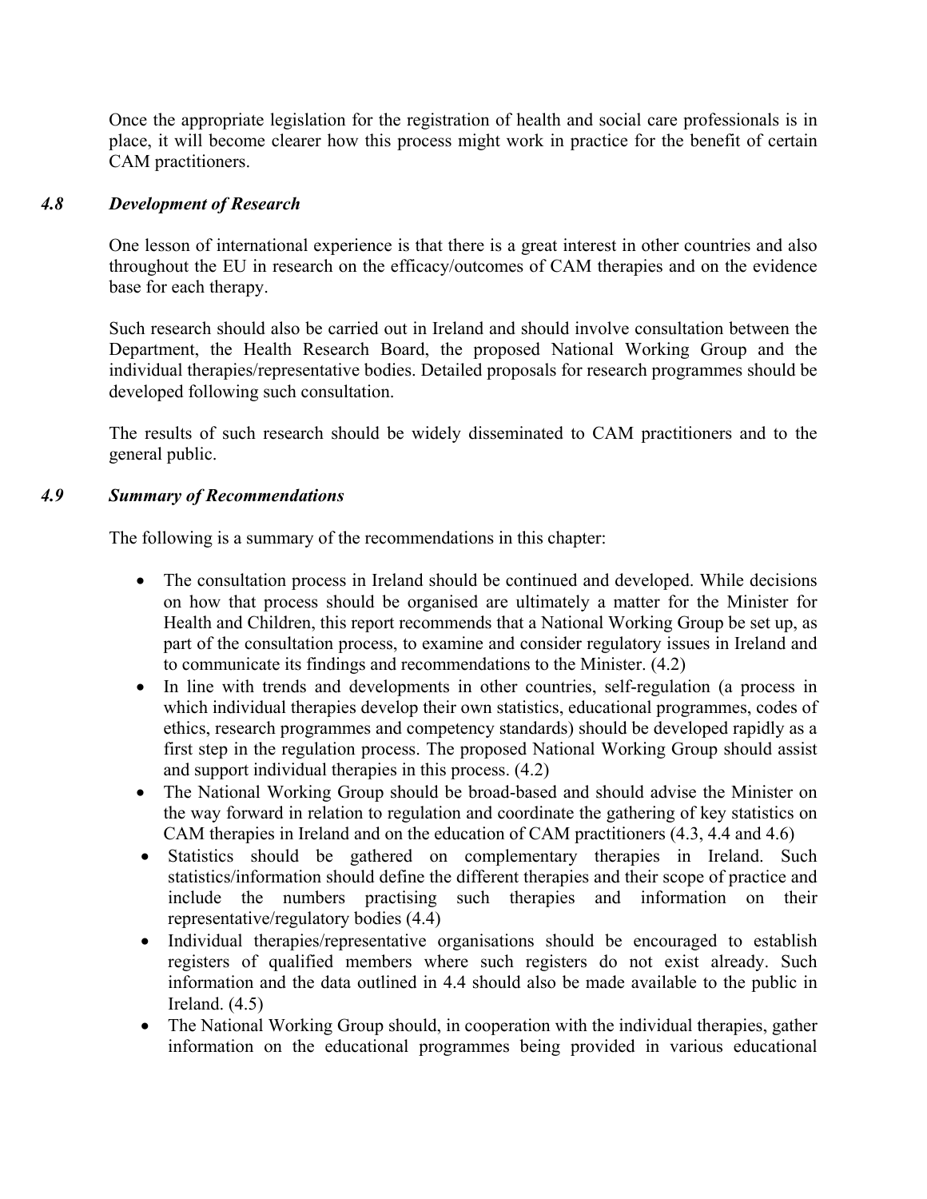Once the appropriate legislation for the registration of health and social care professionals is in place, it will become clearer how this process might work in practice for the benefit of certain CAM practitioners.

### *4.8 Development of Research*

One lesson of international experience is that there is a great interest in other countries and also throughout the EU in research on the efficacy/outcomes of CAM therapies and on the evidence base for each therapy.

Such research should also be carried out in Ireland and should involve consultation between the Department, the Health Research Board, the proposed National Working Group and the individual therapies/representative bodies. Detailed proposals for research programmes should be developed following such consultation.

The results of such research should be widely disseminated to CAM practitioners and to the general public.

### *4.9 Summary of Recommendations*

The following is a summary of the recommendations in this chapter:

- The consultation process in Ireland should be continued and developed. While decisions on how that process should be organised are ultimately a matter for the Minister for Health and Children, this report recommends that a National Working Group be set up, as part of the consultation process, to examine and consider regulatory issues in Ireland and to communicate its findings and recommendations to the Minister. (4.2)
- In line with trends and developments in other countries, self-regulation (a process in which individual therapies develop their own statistics, educational programmes, codes of ethics, research programmes and competency standards) should be developed rapidly as a first step in the regulation process. The proposed National Working Group should assist and support individual therapies in this process. (4.2)
- The National Working Group should be broad-based and should advise the Minister on the way forward in relation to regulation and coordinate the gathering of key statistics on CAM therapies in Ireland and on the education of CAM practitioners (4.3, 4.4 and 4.6)
- Statistics should be gathered on complementary therapies in Ireland. Such statistics/information should define the different therapies and their scope of practice and include the numbers practising such therapies and information on their representative/regulatory bodies (4.4)
- Individual therapies/representative organisations should be encouraged to establish registers of qualified members where such registers do not exist already. Such information and the data outlined in 4.4 should also be made available to the public in Ireland. (4.5)
- The National Working Group should, in cooperation with the individual therapies, gather information on the educational programmes being provided in various educational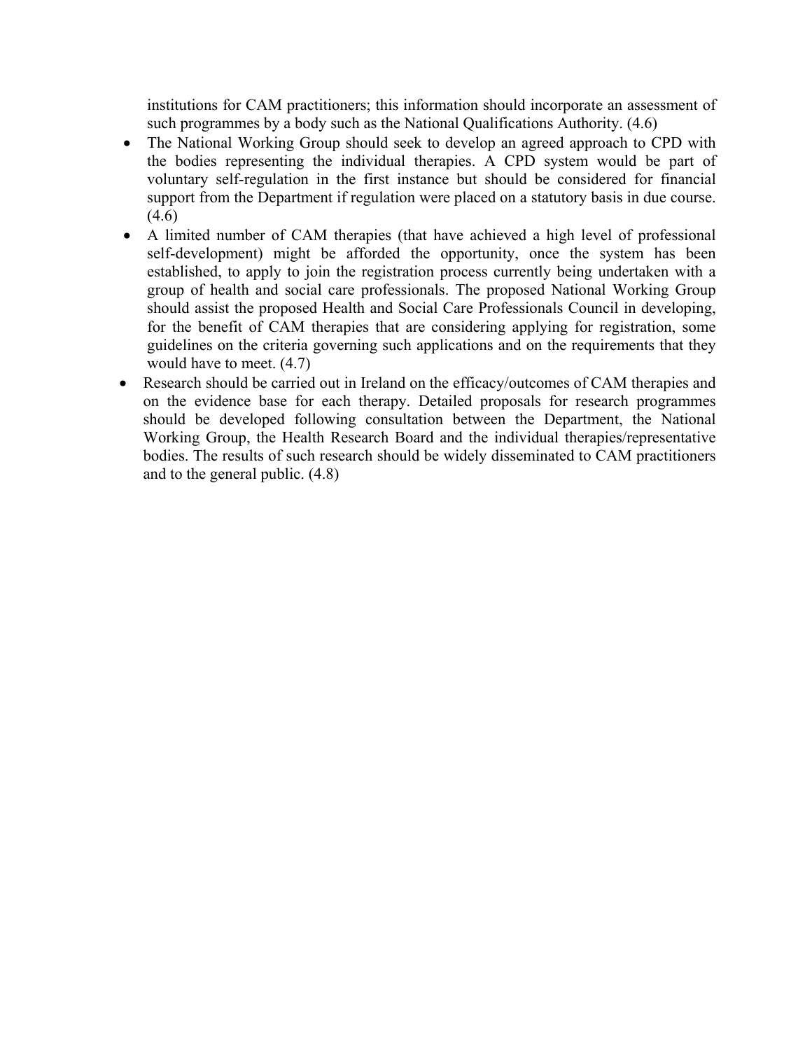institutions for CAM practitioners; this information should incorporate an assessment of such programmes by a body such as the National Qualifications Authority. (4.6)

- The National Working Group should seek to develop an agreed approach to CPD with the bodies representing the individual therapies. A CPD system would be part of voluntary self-regulation in the first instance but should be considered for financial support from the Department if regulation were placed on a statutory basis in due course. (4.6)
- A limited number of CAM therapies (that have achieved a high level of professional self-development) might be afforded the opportunity, once the system has been established, to apply to join the registration process currently being undertaken with a group of health and social care professionals. The proposed National Working Group should assist the proposed Health and Social Care Professionals Council in developing, for the benefit of CAM therapies that are considering applying for registration, some guidelines on the criteria governing such applications and on the requirements that they would have to meet. (4.7)
- Research should be carried out in Ireland on the efficacy/outcomes of CAM therapies and on the evidence base for each therapy. Detailed proposals for research programmes should be developed following consultation between the Department, the National Working Group, the Health Research Board and the individual therapies/representative bodies. The results of such research should be widely disseminated to CAM practitioners and to the general public. (4.8)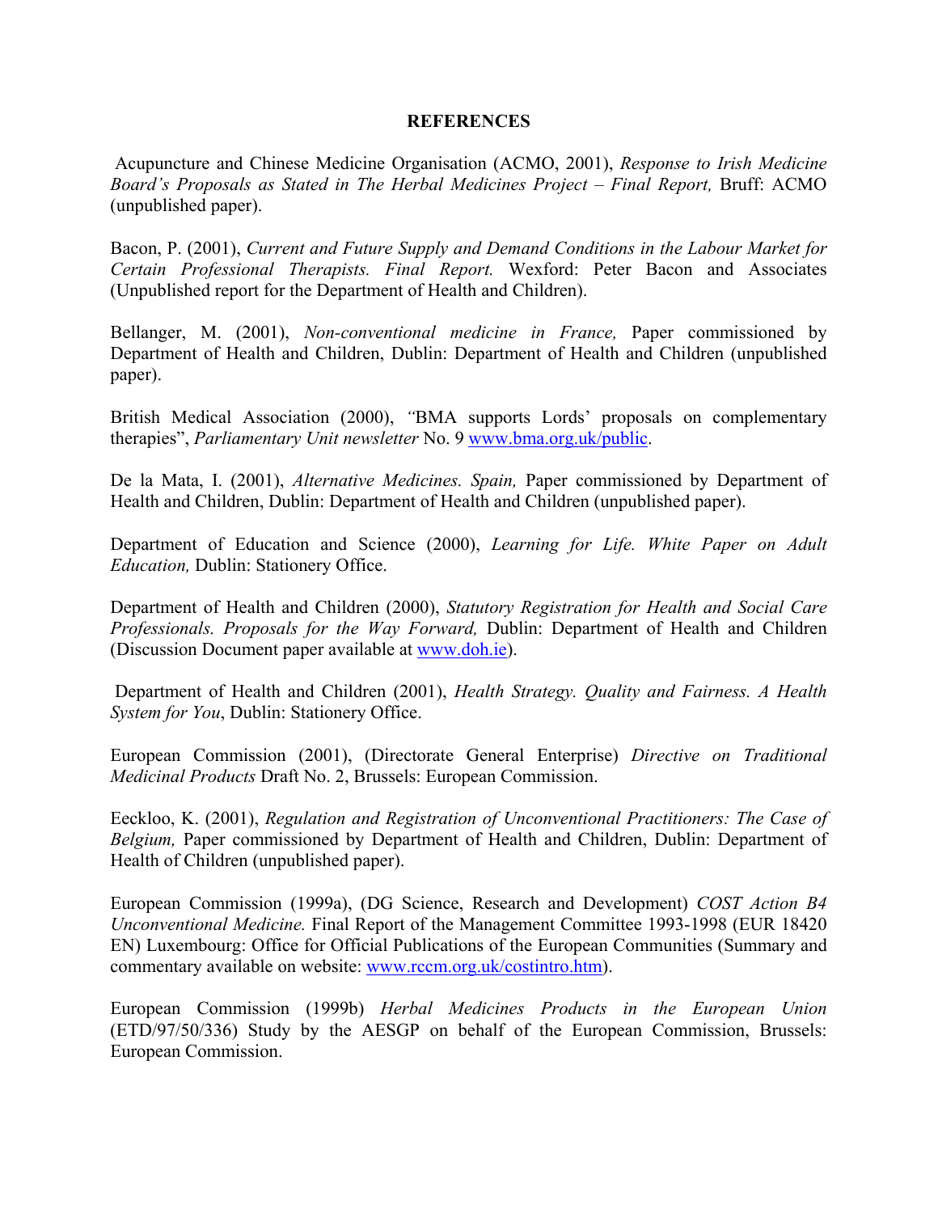**REFERENCES**

Acupuncture and Chinese Medicine Organisation (ACMO, 2001), *Response to Irish Medicine Board's Proposals as Stated in The Herbal Medicines Project – Final Report,* Bruff: ACMO (unpublished paper).

Bacon, P. (2001), *Current and Future Supply and Demand Conditions in the Labour Market for Certain Professional Therapists. Final Report.* Wexford: Peter Bacon and Associates (Unpublished report for the Department of Health and Children).

Bellanger, M. (2001), *Non-conventional medicine in France,* Paper commissioned by Department of Health and Children, Dublin: Department of Health and Children (unpublished paper).

British Medical Association (2000), *"*BMA supports Lords' proposals on complementary therapies", *Parliamentary Unit newsletter* No. 9 www.bma.org.uk/public.

De la Mata, I. (2001), *Alternative Medicines. Spain,* Paper commissioned by Department of Health and Children, Dublin: Department of Health and Children (unpublished paper).

Department of Education and Science (2000), *Learning for Life. White Paper on Adult Education,* Dublin: Stationery Office.

Department of Health and Children (2000), *Statutory Registration for Health and Social Care Professionals. Proposals for the Way Forward,* Dublin: Department of Health and Children (Discussion Document paper available at www.doh.ie).

Department of Health and Children (2001), *Health Strategy. Quality and Fairness. A Health System for You*, Dublin: Stationery Office.

European Commission (2001), (Directorate General Enterprise) *Directive on Traditional Medicinal Products* Draft No. 2, Brussels: European Commission.

Eeckloo, K. (2001), *Regulation and Registration of Unconventional Practitioners: The Case of Belgium,* Paper commissioned by Department of Health and Children, Dublin: Department of Health of Children (unpublished paper).

European Commission (1999a), (DG Science, Research and Development) *COST Action B4 Unconventional Medicine.* Final Report of the Management Committee 1993-1998 (EUR 18420 EN) Luxembourg: Office for Official Publications of the European Communities (Summary and commentary available on website: www.rccm.org.uk/costintro.htm).

European Commission (1999b) *Herbal Medicines Products in the European Union* (ETD/97/50/336) Study by the AESGP on behalf of the European Commission, Brussels: European Commission.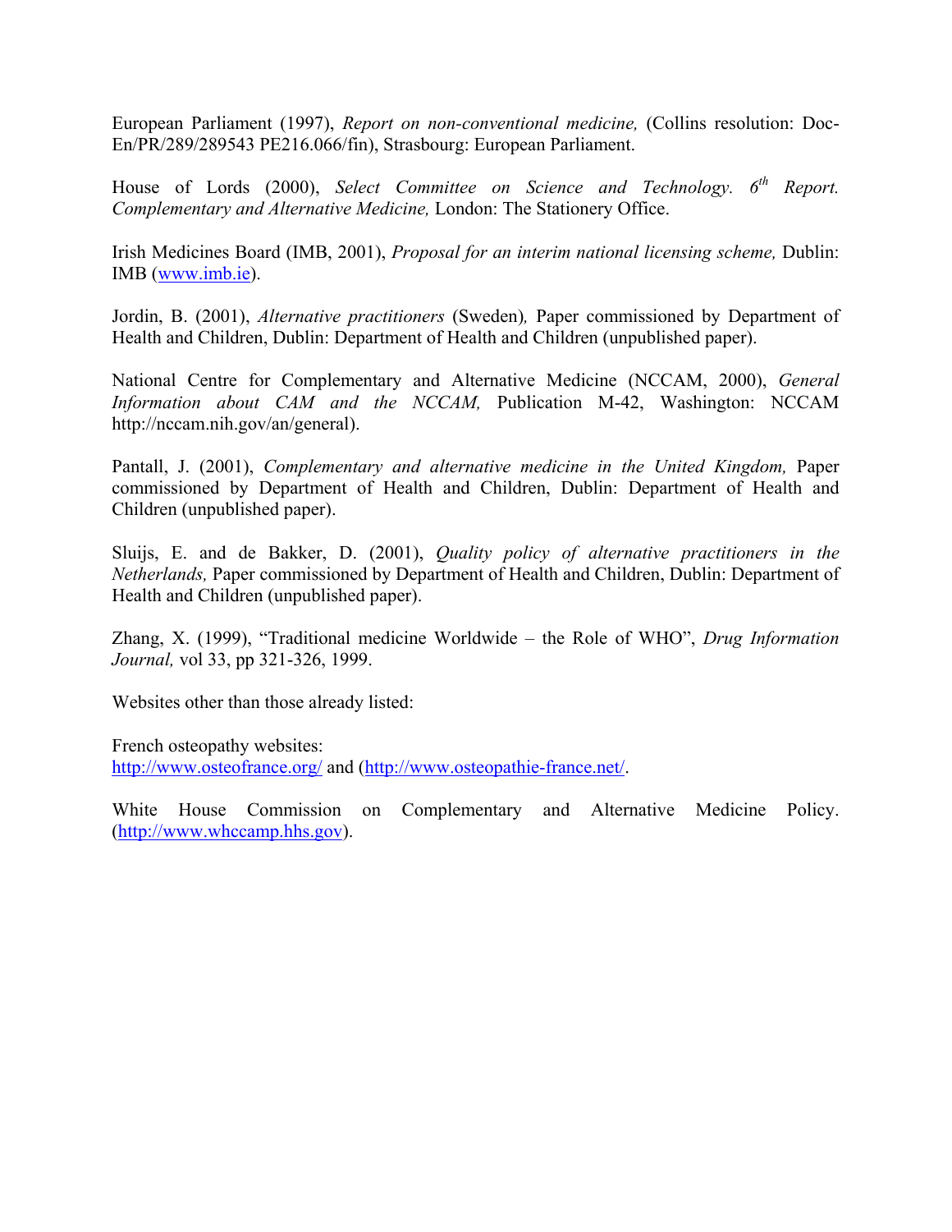European Parliament (1997), *Report on non-conventional medicine,* (Collins resolution: Doc-En/PR/289/289543 PE216.066/fin), Strasbourg: European Parliament.

House of Lords (2000), *Select Committee on Science and Technology. 6th Report. Complementary and Alternative Medicine,* London: The Stationery Office.

Irish Medicines Board (IMB, 2001), *Proposal for an interim national licensing scheme,* Dublin: IMB (www.imb.ie).

Jordin, B. (2001), *Alternative practitioners* (Sweden)*,* Paper commissioned by Department of Health and Children, Dublin: Department of Health and Children (unpublished paper).

National Centre for Complementary and Alternative Medicine (NCCAM, 2000), *General Information about CAM and the NCCAM,* Publication M-42, Washington: NCCAM http://nccam.nih.gov/an/general).

Pantall, J. (2001), *Complementary and alternative medicine in the United Kingdom,* Paper commissioned by Department of Health and Children, Dublin: Department of Health and Children (unpublished paper).

Sluijs, E. and de Bakker, D. (2001), *Quality policy of alternative practitioners in the Netherlands,* Paper commissioned by Department of Health and Children, Dublin: Department of Health and Children (unpublished paper).

Zhang, X. (1999), "Traditional medicine Worldwide – the Role of WHO", *Drug Information Journal,* vol 33, pp 321-326, 1999.

Websites other than those already listed:

French osteopathy websites:
http://www.osteofrance.org/ and (http://www.osteopathie-france.net/.

White House Commission on Complementary and Alternative Medicine Policy. (http://www.whccamp.hhs.gov).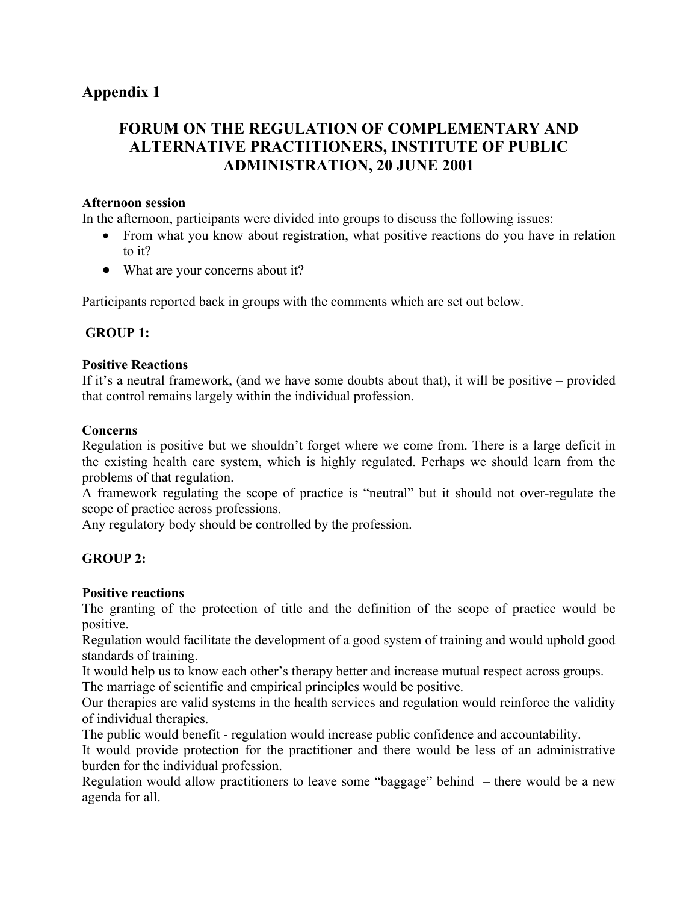## Appendix 1

## FORUM ON THE REGULATION OF COMPLEMENTARY AND ALTERNATIVE PRACTITIONERS, INSTITUTE OF PUBLIC ADMINISTRATION, 20 JUNE 2001

**Afternoon session**

In the afternoon, participants were divided into groups to discuss the following issues:

- From what you know about registration, what positive reactions do you have in relation to it?
- What are your concerns about it?

Participants reported back in groups with the comments which are set out below.

### GROUP 1:

**Positive Reactions**

If it's a neutral framework, (and we have some doubts about that), it will be positive – provided that control remains largely within the individual profession.

**Concerns**

Regulation is positive but we shouldn't forget where we come from. There is a large deficit in the existing health care system, which is highly regulated. Perhaps we should learn from the problems of that regulation.

A framework regulating the scope of practice is "neutral" but it should not over-regulate the scope of practice across professions.

Any regulatory body should be controlled by the profession.

### GROUP 2:

**Positive reactions**

The granting of the protection of title and the definition of the scope of practice would be positive.

Regulation would facilitate the development of a good system of training and would uphold good standards of training.

It would help us to know each other's therapy better and increase mutual respect across groups.

The marriage of scientific and empirical principles would be positive.

Our therapies are valid systems in the health services and regulation would reinforce the validity of individual therapies.

The public would benefit - regulation would increase public confidence and accountability.

It would provide protection for the practitioner and there would be less of an administrative burden for the individual profession.

Regulation would allow practitioners to leave some "baggage" behind – there would be a new agenda for all.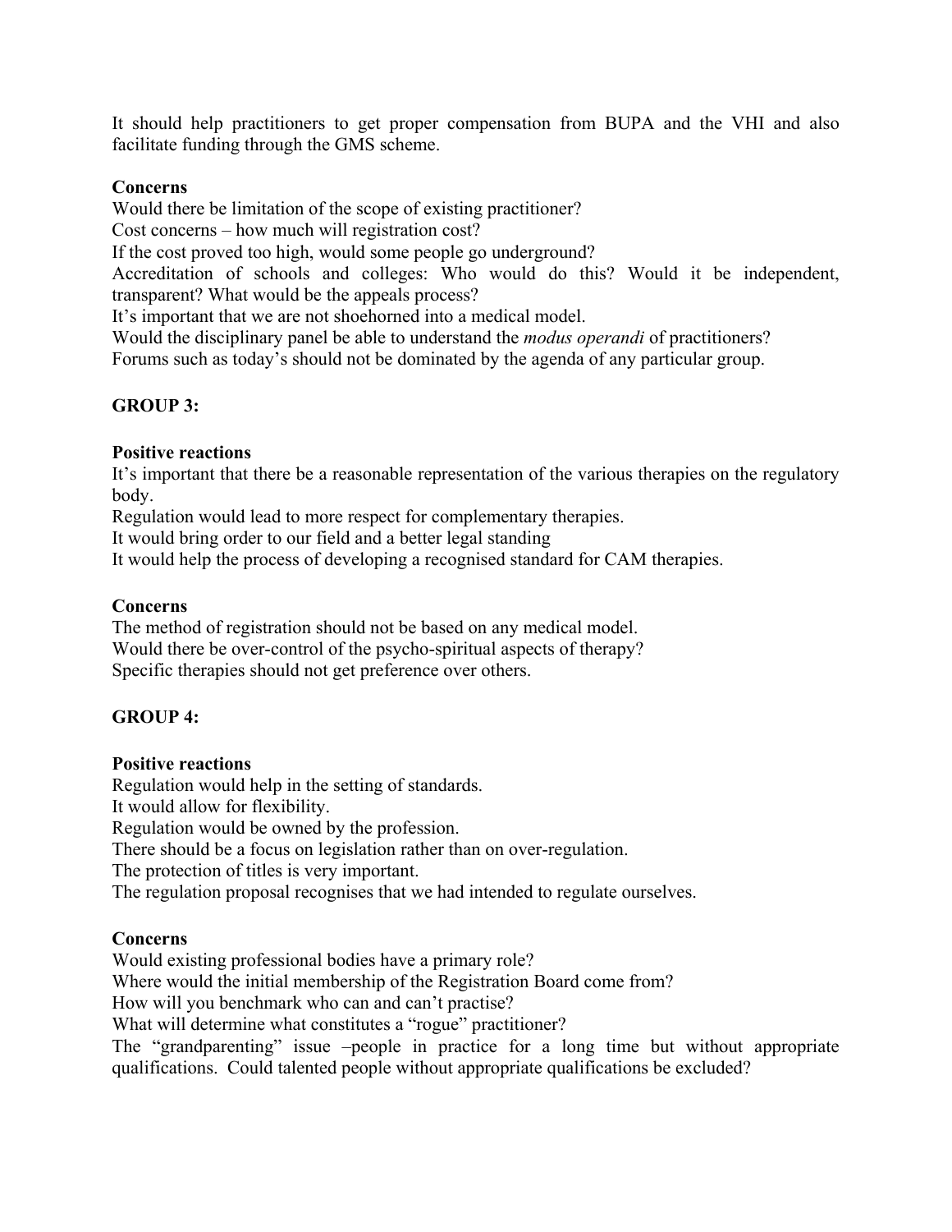It should help practitioners to get proper compensation from BUPA and the VHI and also facilitate funding through the GMS scheme.

**Concerns**

Would there be limitation of the scope of existing practitioner?

Cost concerns – how much will registration cost?

If the cost proved too high, would some people go underground?

Accreditation of schools and colleges: Who would do this? Would it be independent, transparent? What would be the appeals process?

It's important that we are not shoehorned into a medical model.

Would the disciplinary panel be able to understand the *modus operandi* of practitioners?

Forums such as today's should not be dominated by the agenda of any particular group.

**GROUP 3:**

**Positive reactions**

It's important that there be a reasonable representation of the various therapies on the regulatory body.

Regulation would lead to more respect for complementary therapies.

It would bring order to our field and a better legal standing

It would help the process of developing a recognised standard for CAM therapies.

**Concerns**

The method of registration should not be based on any medical model.

Would there be over-control of the psycho-spiritual aspects of therapy?

Specific therapies should not get preference over others.

**GROUP 4:**

**Positive reactions**

Regulation would help in the setting of standards.

It would allow for flexibility.

Regulation would be owned by the profession.

There should be a focus on legislation rather than on over-regulation.

The protection of titles is very important.

The regulation proposal recognises that we had intended to regulate ourselves.

**Concerns**

Would existing professional bodies have a primary role?

Where would the initial membership of the Registration Board come from?

How will you benchmark who can and can't practise?

What will determine what constitutes a "rogue" practitioner?

The "grandparenting" issue –people in practice for a long time but without appropriate qualifications. Could talented people without appropriate qualifications be excluded?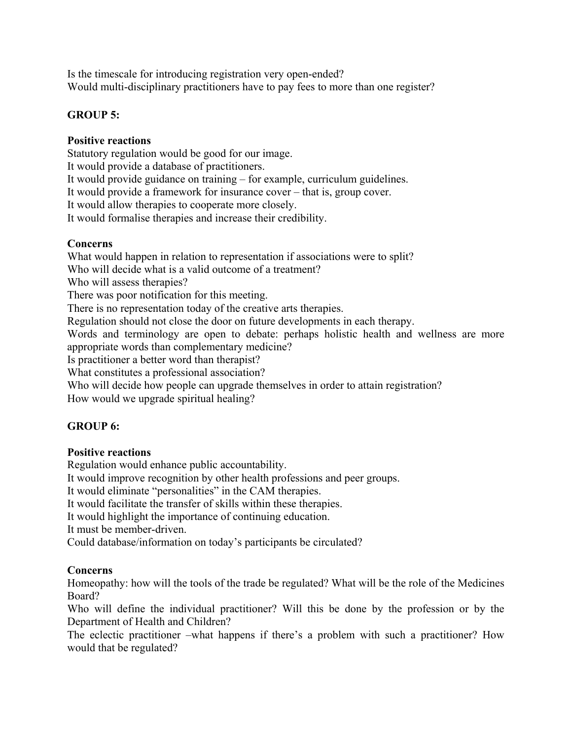Is the timescale for introducing registration very open-ended?
Would multi-disciplinary practitioners have to pay fees to more than one register?

**GROUP 5:**

**Positive reactions**
Statutory regulation would be good for our image.
It would provide a database of practitioners.
It would provide guidance on training – for example, curriculum guidelines.
It would provide a framework for insurance cover – that is, group cover.
It would allow therapies to cooperate more closely.
It would formalise therapies and increase their credibility.

**Concerns**
What would happen in relation to representation if associations were to split?
Who will decide what is a valid outcome of a treatment?
Who will assess therapies?
There was poor notification for this meeting.
There is no representation today of the creative arts therapies.
Regulation should not close the door on future developments in each therapy.
Words and terminology are open to debate: perhaps holistic health and wellness are more appropriate words than complementary medicine?
Is practitioner a better word than therapist?
What constitutes a professional association?
Who will decide how people can upgrade themselves in order to attain registration?
How would we upgrade spiritual healing?

**GROUP 6:**

**Positive reactions**
Regulation would enhance public accountability.
It would improve recognition by other health professions and peer groups.
It would eliminate "personalities" in the CAM therapies.
It would facilitate the transfer of skills within these therapies.
It would highlight the importance of continuing education.
It must be member-driven.
Could database/information on today's participants be circulated?

**Concerns**
Homeopathy: how will the tools of the trade be regulated? What will be the role of the Medicines Board?
Who will define the individual practitioner? Will this be done by the profession or by the Department of Health and Children?
The eclectic practitioner –what happens if there's a problem with such a practitioner? How would that be regulated?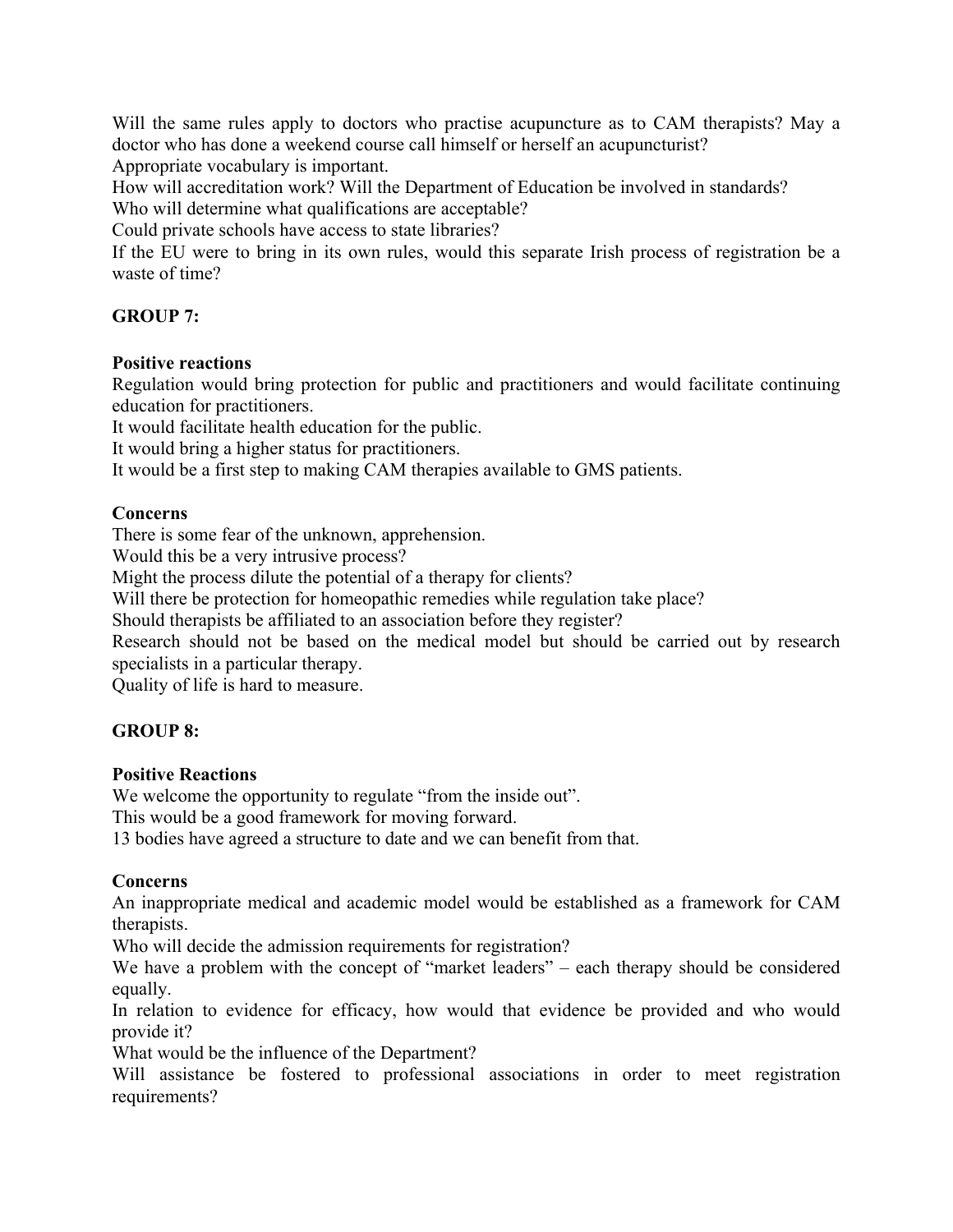Will the same rules apply to doctors who practise acupuncture as to CAM therapists? May a doctor who has done a weekend course call himself or herself an acupuncturist?

Appropriate vocabulary is important.

How will accreditation work? Will the Department of Education be involved in standards?

Who will determine what qualifications are acceptable?

Could private schools have access to state libraries?

If the EU were to bring in its own rules, would this separate Irish process of registration be a waste of time?

## GROUP 7:

**Positive reactions**

Regulation would bring protection for public and practitioners and would facilitate continuing education for practitioners.

It would facilitate health education for the public.

It would bring a higher status for practitioners.

It would be a first step to making CAM therapies available to GMS patients.

**Concerns**

There is some fear of the unknown, apprehension.

Would this be a very intrusive process?

Might the process dilute the potential of a therapy for clients?

Will there be protection for homeopathic remedies while regulation take place?

Should therapists be affiliated to an association before they register?

Research should not be based on the medical model but should be carried out by research specialists in a particular therapy.

Quality of life is hard to measure.

## GROUP 8:

**Positive Reactions**

We welcome the opportunity to regulate "from the inside out".

This would be a good framework for moving forward.

13 bodies have agreed a structure to date and we can benefit from that.

**Concerns**

An inappropriate medical and academic model would be established as a framework for CAM therapists.

Who will decide the admission requirements for registration?

We have a problem with the concept of "market leaders" – each therapy should be considered equally.

In relation to evidence for efficacy, how would that evidence be provided and who would provide it?

What would be the influence of the Department?

Will assistance be fostered to professional associations in order to meet registration requirements?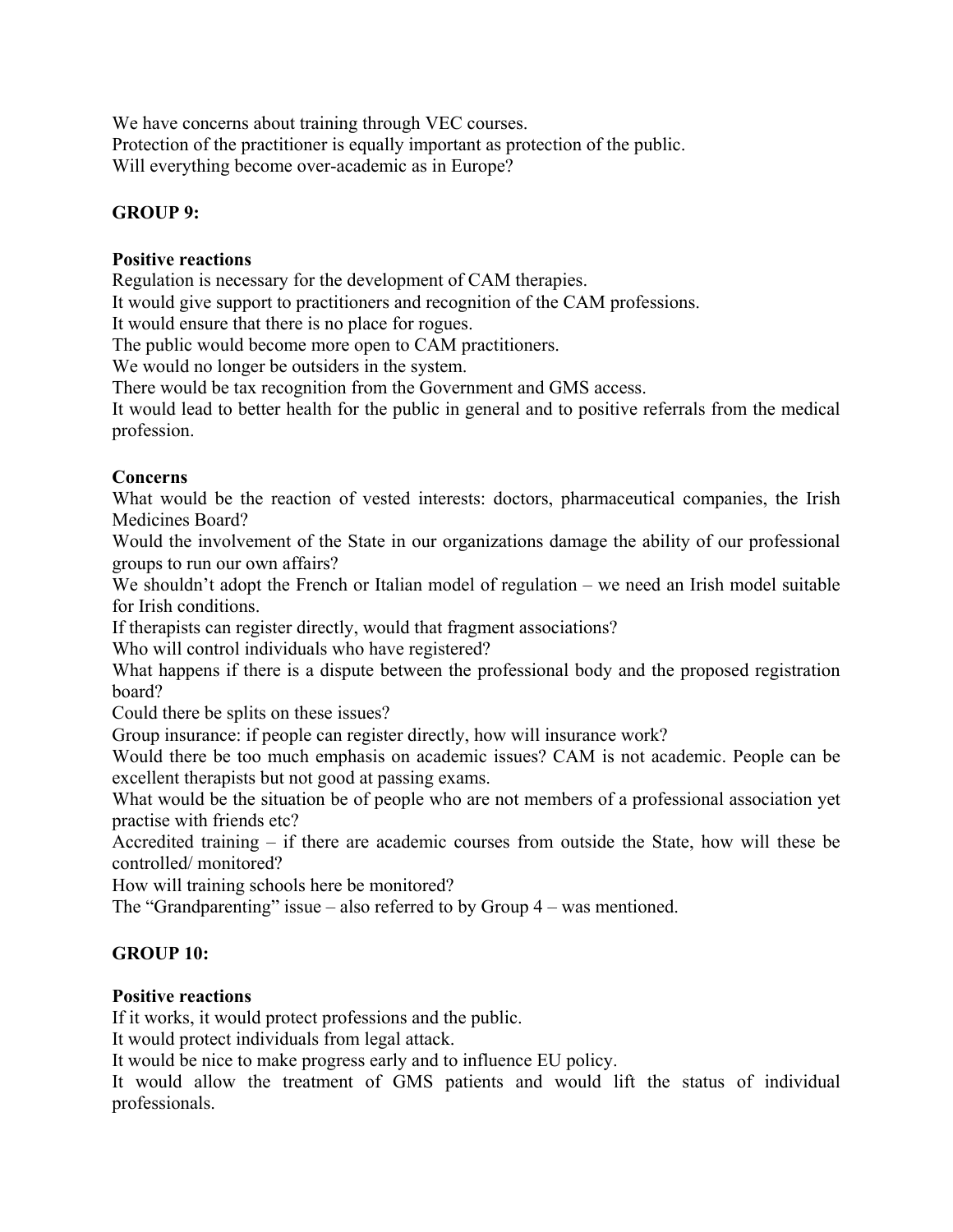We have concerns about training through VEC courses.
Protection of the practitioner is equally important as protection of the public.
Will everything become over-academic as in Europe?

**GROUP 9:**

**Positive reactions**

Regulation is necessary for the development of CAM therapies.
It would give support to practitioners and recognition of the CAM professions.
It would ensure that there is no place for rogues.
The public would become more open to CAM practitioners.
We would no longer be outsiders in the system.
There would be tax recognition from the Government and GMS access.
It would lead to better health for the public in general and to positive referrals from the medical profession.

**Concerns**

What would be the reaction of vested interests: doctors, pharmaceutical companies, the Irish Medicines Board?
Would the involvement of the State in our organizations damage the ability of our professional groups to run our own affairs?
We shouldn't adopt the French or Italian model of regulation – we need an Irish model suitable for Irish conditions.
If therapists can register directly, would that fragment associations?
Who will control individuals who have registered?
What happens if there is a dispute between the professional body and the proposed registration board?
Could there be splits on these issues?
Group insurance: if people can register directly, how will insurance work?
Would there be too much emphasis on academic issues? CAM is not academic. People can be excellent therapists but not good at passing exams.
What would be the situation be of people who are not members of a professional association yet practise with friends etc?
Accredited training – if there are academic courses from outside the State, how will these be controlled/ monitored?
How will training schools here be monitored?
The "Grandparenting" issue – also referred to by Group 4 – was mentioned.

**GROUP 10:**

**Positive reactions**

If it works, it would protect professions and the public.
It would protect individuals from legal attack.
It would be nice to make progress early and to influence EU policy.
It would allow the treatment of GMS patients and would lift the status of individual professionals.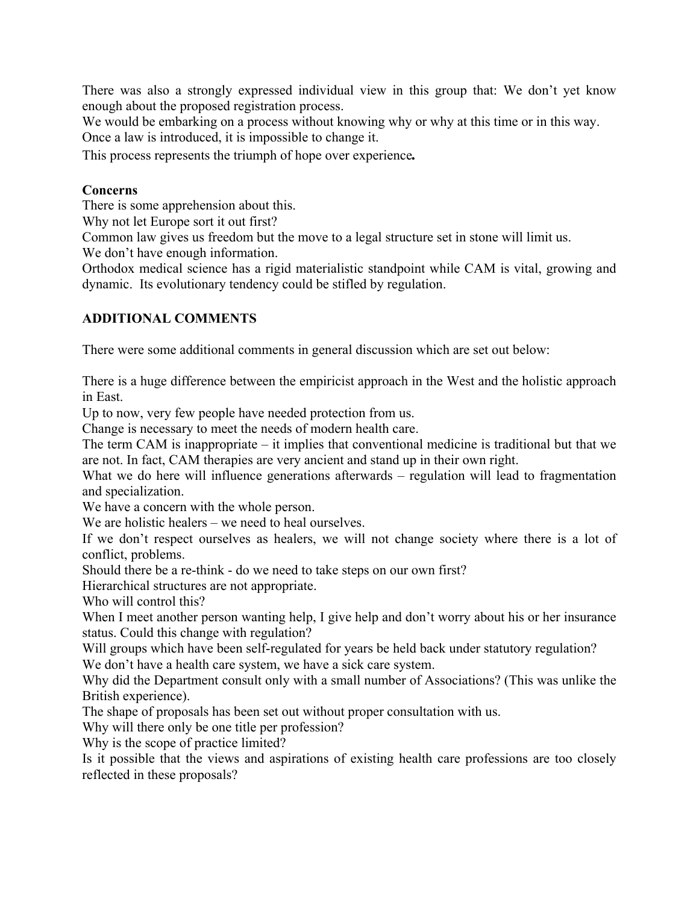There was also a strongly expressed individual view in this group that: We don't yet know enough about the proposed registration process.

We would be embarking on a process without knowing why or why at this time or in this way.

Once a law is introduced, it is impossible to change it.

This process represents the triumph of hope over experience**.**

**Concerns**

There is some apprehension about this.

Why not let Europe sort it out first?

Common law gives us freedom but the move to a legal structure set in stone will limit us.

We don't have enough information.

Orthodox medical science has a rigid materialistic standpoint while CAM is vital, growing and dynamic. Its evolutionary tendency could be stifled by regulation.

**ADDITIONAL COMMENTS**

There were some additional comments in general discussion which are set out below:

There is a huge difference between the empiricist approach in the West and the holistic approach in East.

Up to now, very few people have needed protection from us.

Change is necessary to meet the needs of modern health care.

The term CAM is inappropriate – it implies that conventional medicine is traditional but that we are not. In fact, CAM therapies are very ancient and stand up in their own right.

What we do here will influence generations afterwards – regulation will lead to fragmentation and specialization.

We have a concern with the whole person.

We are holistic healers – we need to heal ourselves.

If we don't respect ourselves as healers, we will not change society where there is a lot of conflict, problems.

Should there be a re-think - do we need to take steps on our own first?

Hierarchical structures are not appropriate.

Who will control this?

When I meet another person wanting help, I give help and don't worry about his or her insurance status. Could this change with regulation?

Will groups which have been self-regulated for years be held back under statutory regulation?

We don't have a health care system, we have a sick care system.

Why did the Department consult only with a small number of Associations? (This was unlike the British experience).

The shape of proposals has been set out without proper consultation with us.

Why will there only be one title per profession?

Why is the scope of practice limited?

Is it possible that the views and aspirations of existing health care professions are too closely reflected in these proposals?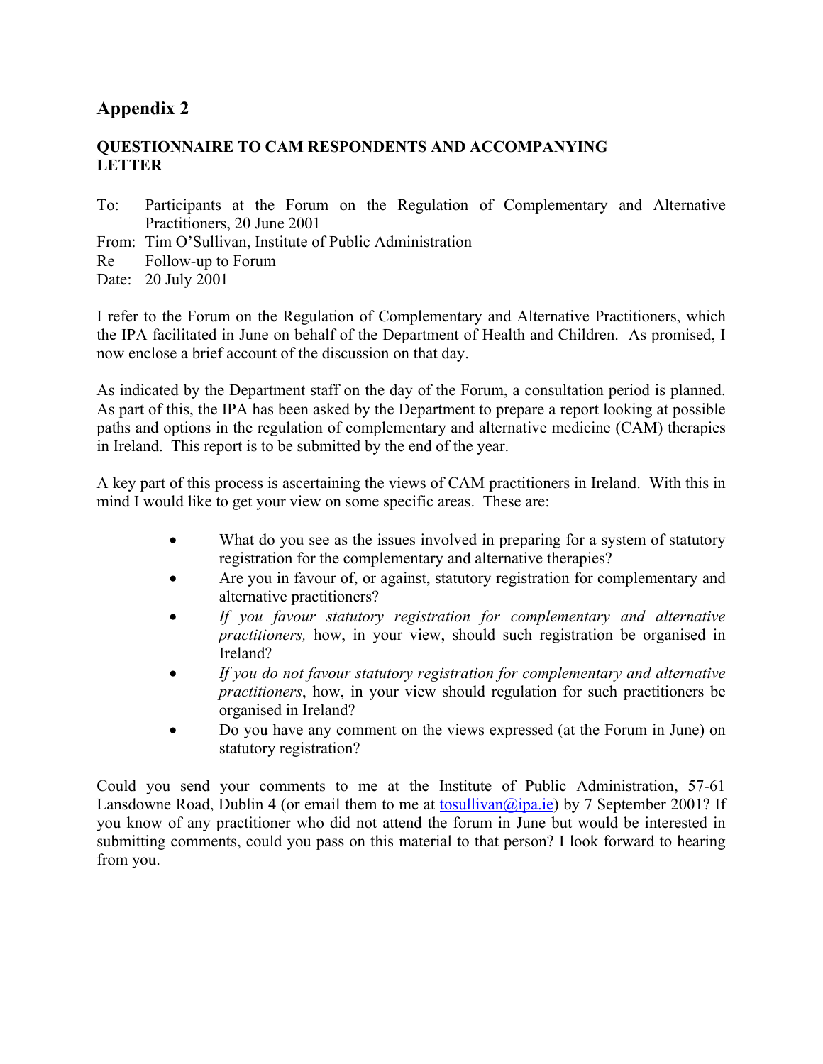## Appendix 2

### QUESTIONNAIRE TO CAM RESPONDENTS AND ACCOMPANYING LETTER

To: Participants at the Forum on the Regulation of Complementary and Alternative Practitioners, 20 June 2001
From: Tim O'Sullivan, Institute of Public Administration
Re Follow-up to Forum
Date: 20 July 2001

I refer to the Forum on the Regulation of Complementary and Alternative Practitioners, which the IPA facilitated in June on behalf of the Department of Health and Children. As promised, I now enclose a brief account of the discussion on that day.

As indicated by the Department staff on the day of the Forum, a consultation period is planned. As part of this, the IPA has been asked by the Department to prepare a report looking at possible paths and options in the regulation of complementary and alternative medicine (CAM) therapies in Ireland. This report is to be submitted by the end of the year.

A key part of this process is ascertaining the views of CAM practitioners in Ireland. With this in mind I would like to get your view on some specific areas. These are:

- What do you see as the issues involved in preparing for a system of statutory registration for the complementary and alternative therapies?
- Are you in favour of, or against, statutory registration for complementary and alternative practitioners?
- *If you favour statutory registration for complementary and alternative practitioners,* how, in your view, should such registration be organised in Ireland?
- *If you do not favour statutory registration for complementary and alternative practitioners*, how, in your view should regulation for such practitioners be organised in Ireland?
- Do you have any comment on the views expressed (at the Forum in June) on statutory registration?

Could you send your comments to me at the Institute of Public Administration, 57-61 Lansdowne Road, Dublin 4 (or email them to me at tosullivan@ipa.ie) by 7 September 2001? If you know of any practitioner who did not attend the forum in June but would be interested in submitting comments, could you pass on this material to that person? I look forward to hearing from you.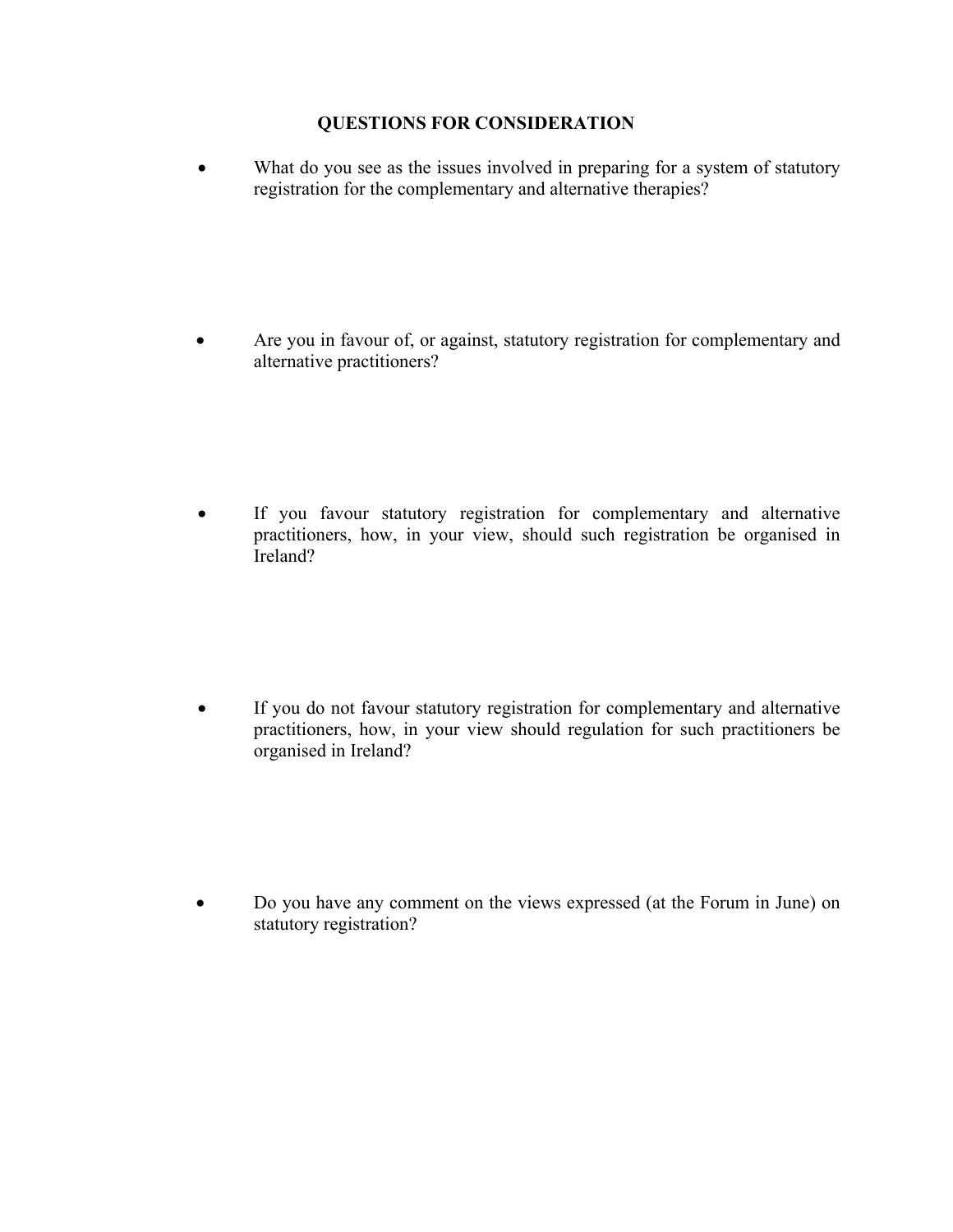## QUESTIONS FOR CONSIDERATION

- What do you see as the issues involved in preparing for a system of statutory registration for the complementary and alternative therapies?

- Are you in favour of, or against, statutory registration for complementary and alternative practitioners?

- If you favour statutory registration for complementary and alternative practitioners, how, in your view, should such registration be organised in Ireland?

- If you do not favour statutory registration for complementary and alternative practitioners, how, in your view should regulation for such practitioners be organised in Ireland?

- Do you have any comment on the views expressed (at the Forum in June) on statutory registration?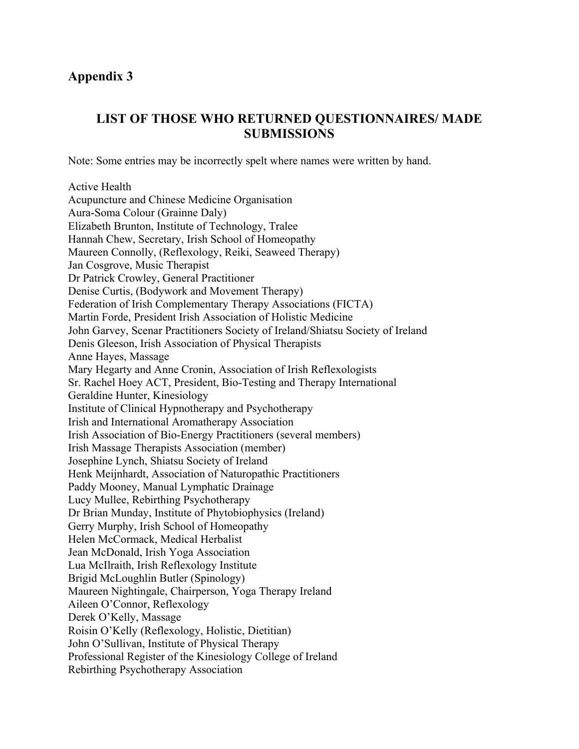## Appendix 3

### LIST OF THOSE WHO RETURNED QUESTIONNAIRES/ MADE SUBMISSIONS

Note: Some entries may be incorrectly spelt where names were written by hand.

Active Health
Acupuncture and Chinese Medicine Organisation
Aura-Soma Colour (Grainne Daly)
Elizabeth Brunton, Institute of Technology, Tralee
Hannah Chew, Secretary, Irish School of Homeopathy
Maureen Connolly, (Reflexology, Reiki, Seaweed Therapy)
Jan Cosgrove, Music Therapist
Dr Patrick Crowley, General Practitioner
Denise Curtis, (Bodywork and Movement Therapy)
Federation of Irish Complementary Therapy Associations (FICTA)
Martin Forde, President Irish Association of Holistic Medicine
John Garvey, Scenar Practitioners Society of Ireland/Shiatsu Society of Ireland
Denis Gleeson, Irish Association of Physical Therapists
Anne Hayes, Massage
Mary Hegarty and Anne Cronin, Association of Irish Reflexologists
Sr. Rachel Hoey ACT, President, Bio-Testing and Therapy International
Geraldine Hunter, Kinesiology
Institute of Clinical Hypnotherapy and Psychotherapy
Irish and International Aromatherapy Association
Irish Association of Bio-Energy Practitioners (several members)
Irish Massage Therapists Association (member)
Josephine Lynch, Shiatsu Society of Ireland
Henk Meijnhardt, Association of Naturopathic Practitioners
Paddy Mooney, Manual Lymphatic Drainage
Lucy Mullee, Rebirthing Psychotherapy
Dr Brian Munday, Institute of Phytobiophysics (Ireland)
Gerry Murphy, Irish School of Homeopathy
Helen McCormack, Medical Herbalist
Jean McDonald, Irish Yoga Association
Lua McIlraith, Irish Reflexology Institute
Brigid McLoughlin Butler (Spinology)
Maureen Nightingale, Chairperson, Yoga Therapy Ireland
Aileen O'Connor, Reflexology
Derek O'Kelly, Massage
Roisin O'Kelly (Reflexology, Holistic, Dietitian)
John O'Sullivan, Institute of Physical Therapy
Professional Register of the Kinesiology College of Ireland
Rebirthing Psychotherapy Association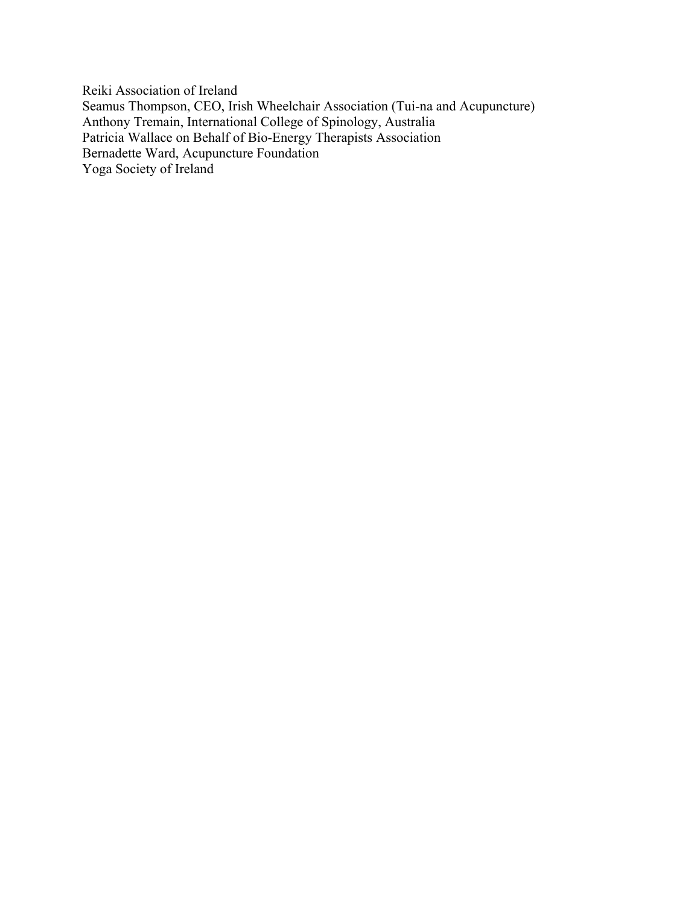Reiki Association of Ireland
Seamus Thompson, CEO, Irish Wheelchair Association (Tui-na and Acupuncture)
Anthony Tremain, International College of Spinology, Australia
Patricia Wallace on Behalf of Bio-Energy Therapists Association
Bernadette Ward, Acupuncture Foundation
Yoga Society of Ireland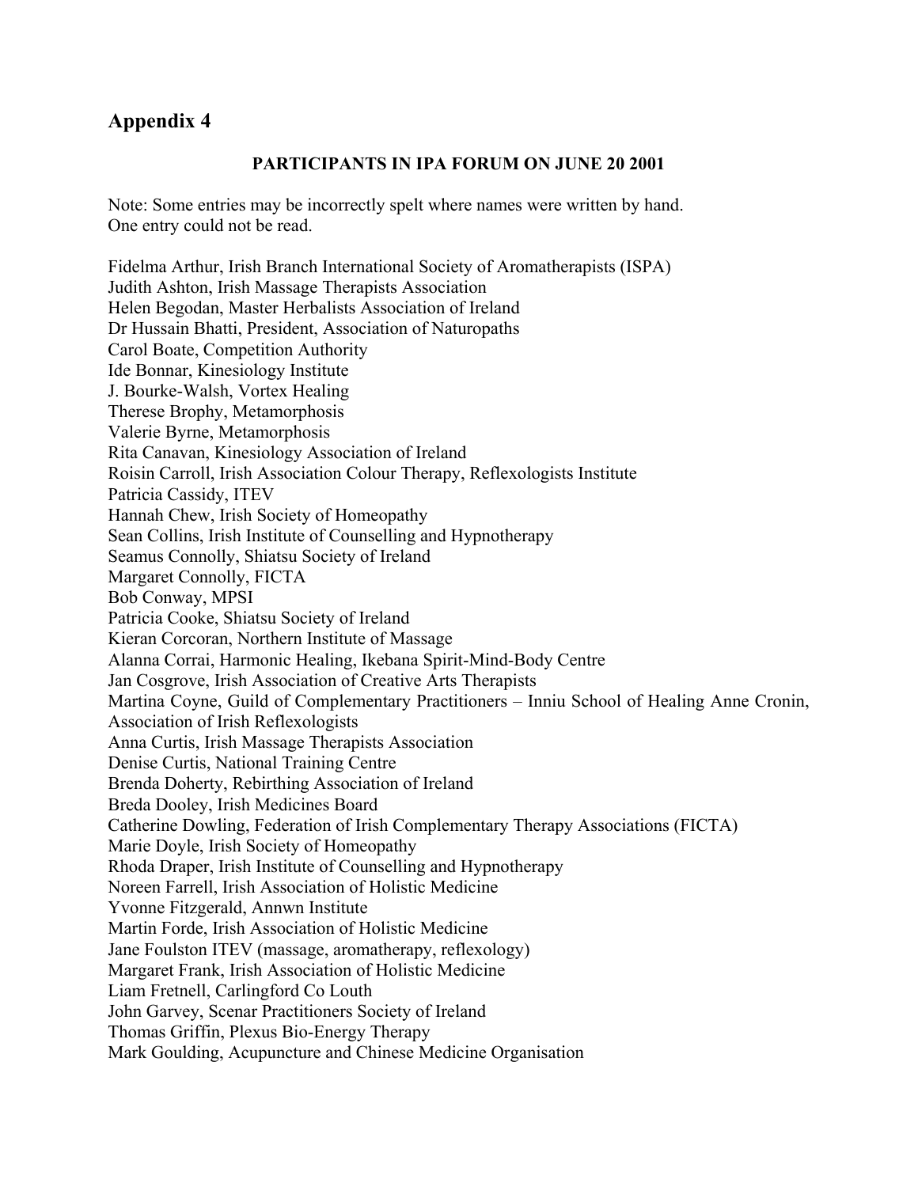## Appendix 4

**PARTICIPANTS IN IPA FORUM ON JUNE 20 2001**

Note: Some entries may be incorrectly spelt where names were written by hand.
One entry could not be read.

Fidelma Arthur, Irish Branch International Society of Aromatherapists (ISPA)
Judith Ashton, Irish Massage Therapists Association
Helen Begodan, Master Herbalists Association of Ireland
Dr Hussain Bhatti, President, Association of Naturopaths
Carol Boate, Competition Authority
Ide Bonnar, Kinesiology Institute
J. Bourke-Walsh, Vortex Healing
Therese Brophy, Metamorphosis
Valerie Byrne, Metamorphosis
Rita Canavan, Kinesiology Association of Ireland
Roisin Carroll, Irish Association Colour Therapy, Reflexologists Institute
Patricia Cassidy, ITEV
Hannah Chew, Irish Society of Homeopathy
Sean Collins, Irish Institute of Counselling and Hypnotherapy
Seamus Connolly, Shiatsu Society of Ireland
Margaret Connolly, FICTA
Bob Conway, MPSI
Patricia Cooke, Shiatsu Society of Ireland
Kieran Corcoran, Northern Institute of Massage
Alanna Corrai, Harmonic Healing, Ikebana Spirit-Mind-Body Centre
Jan Cosgrove, Irish Association of Creative Arts Therapists
Martina Coyne, Guild of Complementary Practitioners – Inniu School of Healing Anne Cronin, Association of Irish Reflexologists
Anna Curtis, Irish Massage Therapists Association
Denise Curtis, National Training Centre
Brenda Doherty, Rebirthing Association of Ireland
Breda Dooley, Irish Medicines Board
Catherine Dowling, Federation of Irish Complementary Therapy Associations (FICTA)
Marie Doyle, Irish Society of Homeopathy
Rhoda Draper, Irish Institute of Counselling and Hypnotherapy
Noreen Farrell, Irish Association of Holistic Medicine
Yvonne Fitzgerald, Annwn Institute
Martin Forde, Irish Association of Holistic Medicine
Jane Foulston ITEV (massage, aromatherapy, reflexology)
Margaret Frank, Irish Association of Holistic Medicine
Liam Fretnell, Carlingford Co Louth
John Garvey, Scenar Practitioners Society of Ireland
Thomas Griffin, Plexus Bio-Energy Therapy
Mark Goulding, Acupuncture and Chinese Medicine Organisation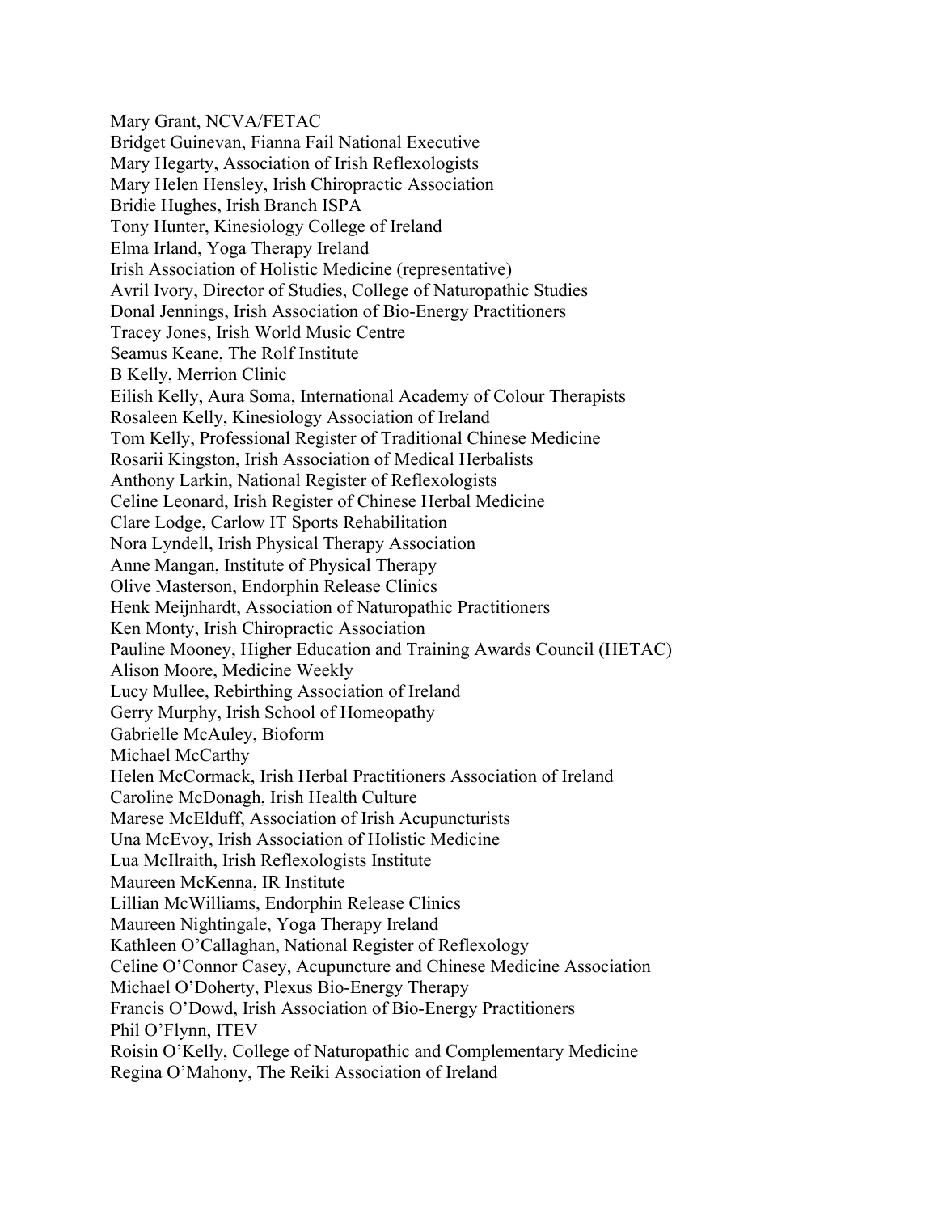Mary Grant, NCVA/FETAC
Bridget Guinevan, Fianna Fail National Executive
Mary Hegarty, Association of Irish Reflexologists
Mary Helen Hensley, Irish Chiropractic Association
Bridie Hughes, Irish Branch ISPA
Tony Hunter, Kinesiology College of Ireland
Elma Irland, Yoga Therapy Ireland
Irish Association of Holistic Medicine (representative)
Avril Ivory, Director of Studies, College of Naturopathic Studies
Donal Jennings, Irish Association of Bio-Energy Practitioners
Tracey Jones, Irish World Music Centre
Seamus Keane, The Rolf Institute
B Kelly, Merrion Clinic
Eilish Kelly, Aura Soma, International Academy of Colour Therapists
Rosaleen Kelly, Kinesiology Association of Ireland
Tom Kelly, Professional Register of Traditional Chinese Medicine
Rosarii Kingston, Irish Association of Medical Herbalists
Anthony Larkin, National Register of Reflexologists
Celine Leonard, Irish Register of Chinese Herbal Medicine
Clare Lodge, Carlow IT Sports Rehabilitation
Nora Lyndell, Irish Physical Therapy Association
Anne Mangan, Institute of Physical Therapy
Olive Masterson, Endorphin Release Clinics
Henk Meijnhardt, Association of Naturopathic Practitioners
Ken Monty, Irish Chiropractic Association
Pauline Mooney, Higher Education and Training Awards Council (HETAC)
Alison Moore, Medicine Weekly
Lucy Mullee, Rebirthing Association of Ireland
Gerry Murphy, Irish School of Homeopathy
Gabrielle McAuley, Bioform
Michael McCarthy
Helen McCormack, Irish Herbal Practitioners Association of Ireland
Caroline McDonagh, Irish Health Culture
Marese McElduff, Association of Irish Acupuncturists
Una McEvoy, Irish Association of Holistic Medicine
Lua McIlraith, Irish Reflexologists Institute
Maureen McKenna, IR Institute
Lillian McWilliams, Endorphin Release Clinics
Maureen Nightingale, Yoga Therapy Ireland
Kathleen O'Callaghan, National Register of Reflexology
Celine O'Connor Casey, Acupuncture and Chinese Medicine Association
Michael O'Doherty, Plexus Bio-Energy Therapy
Francis O'Dowd, Irish Association of Bio-Energy Practitioners
Phil O'Flynn, ITEV
Roisin O'Kelly, College of Naturopathic and Complementary Medicine
Regina O'Mahony, The Reiki Association of Ireland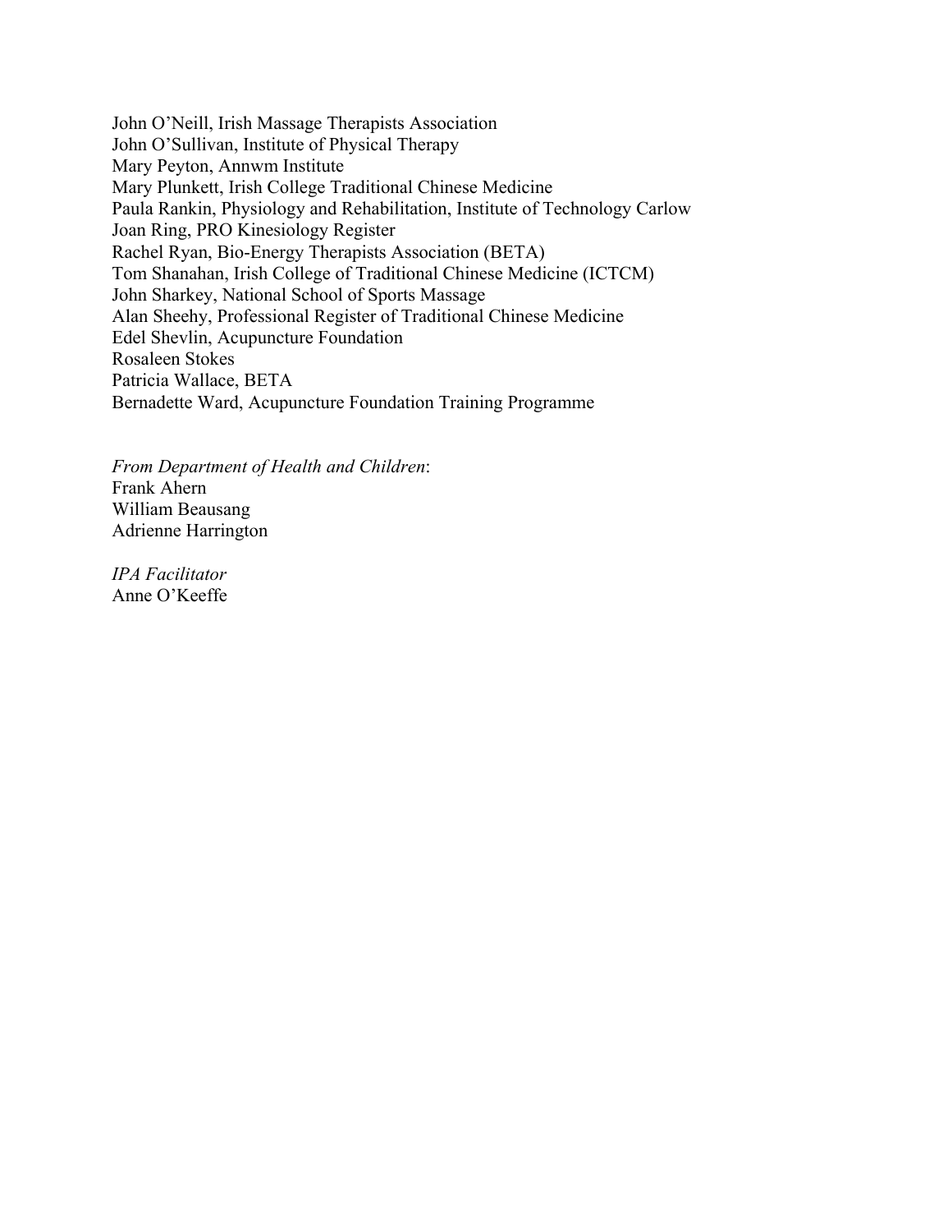John O'Neill, Irish Massage Therapists Association
John O'Sullivan, Institute of Physical Therapy
Mary Peyton, Annwm Institute
Mary Plunkett, Irish College Traditional Chinese Medicine
Paula Rankin, Physiology and Rehabilitation, Institute of Technology Carlow
Joan Ring, PRO Kinesiology Register
Rachel Ryan, Bio-Energy Therapists Association (BETA)
Tom Shanahan, Irish College of Traditional Chinese Medicine (ICTCM)
John Sharkey, National School of Sports Massage
Alan Sheehy, Professional Register of Traditional Chinese Medicine
Edel Shevlin, Acupuncture Foundation
Rosaleen Stokes
Patricia Wallace, BETA
Bernadette Ward, Acupuncture Foundation Training Programme

*From Department of Health and Children*:
Frank Ahern
William Beausang
Adrienne Harrington

*IPA Facilitator*
Anne O'Keeffe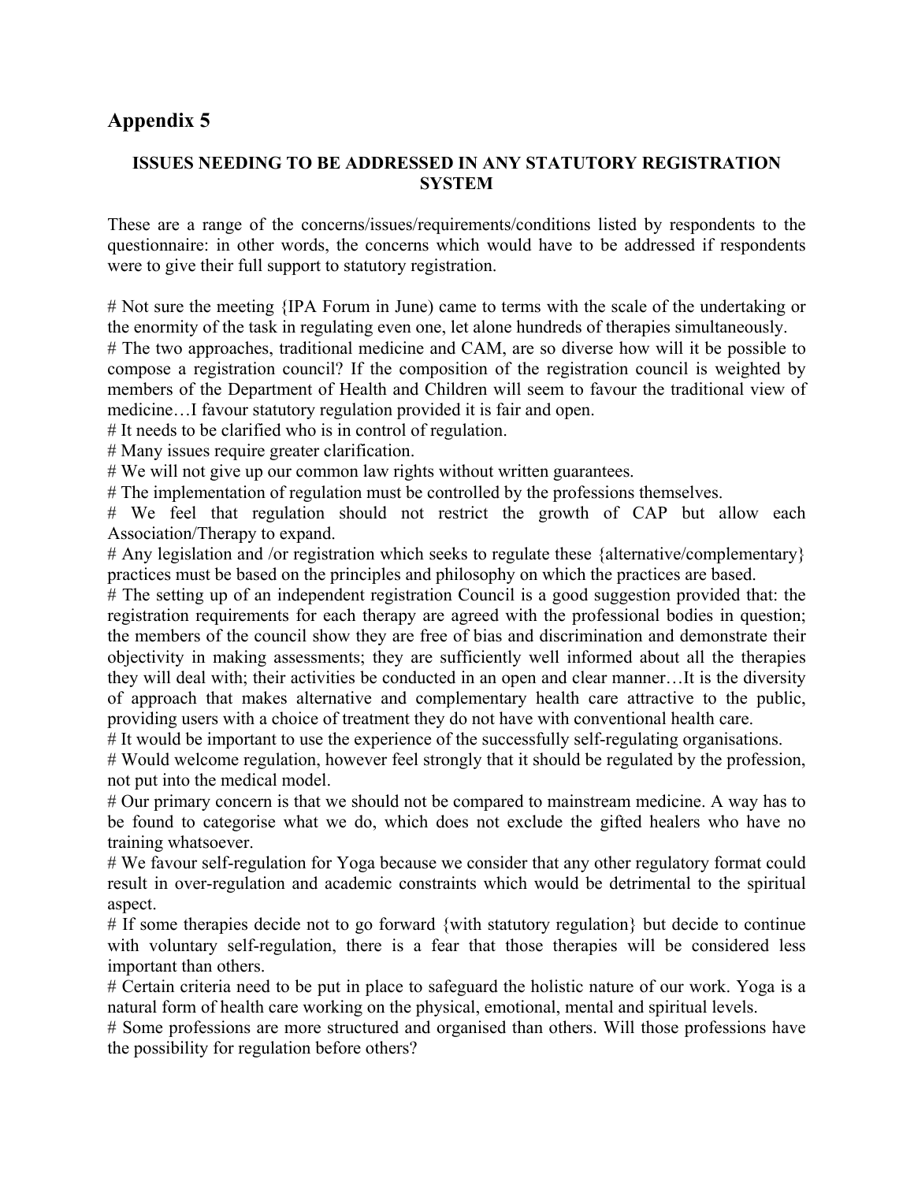## Appendix 5

**ISSUES NEEDING TO BE ADDRESSED IN ANY STATUTORY REGISTRATION SYSTEM**

These are a range of the concerns/issues/requirements/conditions listed by respondents to the questionnaire: in other words, the concerns which would have to be addressed if respondents were to give their full support to statutory registration.

# Not sure the meeting {IPA Forum in June) came to terms with the scale of the undertaking or the enormity of the task in regulating even one, let alone hundreds of therapies simultaneously.

# The two approaches, traditional medicine and CAM, are so diverse how will it be possible to compose a registration council? If the composition of the registration council is weighted by members of the Department of Health and Children will seem to favour the traditional view of medicine…I favour statutory regulation provided it is fair and open.

# It needs to be clarified who is in control of regulation.

# Many issues require greater clarification.

# We will not give up our common law rights without written guarantees.

# The implementation of regulation must be controlled by the professions themselves.

# We feel that regulation should not restrict the growth of CAP but allow each Association/Therapy to expand.

# Any legislation and /or registration which seeks to regulate these {alternative/complementary} practices must be based on the principles and philosophy on which the practices are based.

# The setting up of an independent registration Council is a good suggestion provided that: the registration requirements for each therapy are agreed with the professional bodies in question; the members of the council show they are free of bias and discrimination and demonstrate their objectivity in making assessments; they are sufficiently well informed about all the therapies they will deal with; their activities be conducted in an open and clear manner…It is the diversity of approach that makes alternative and complementary health care attractive to the public, providing users with a choice of treatment they do not have with conventional health care.

# It would be important to use the experience of the successfully self-regulating organisations.

# Would welcome regulation, however feel strongly that it should be regulated by the profession, not put into the medical model.

# Our primary concern is that we should not be compared to mainstream medicine. A way has to be found to categorise what we do, which does not exclude the gifted healers who have no training whatsoever.

# We favour self-regulation for Yoga because we consider that any other regulatory format could result in over-regulation and academic constraints which would be detrimental to the spiritual aspect.

# If some therapies decide not to go forward {with statutory regulation} but decide to continue with voluntary self-regulation, there is a fear that those therapies will be considered less important than others.

# Certain criteria need to be put in place to safeguard the holistic nature of our work. Yoga is a natural form of health care working on the physical, emotional, mental and spiritual levels.

# Some professions are more structured and organised than others. Will those professions have the possibility for regulation before others?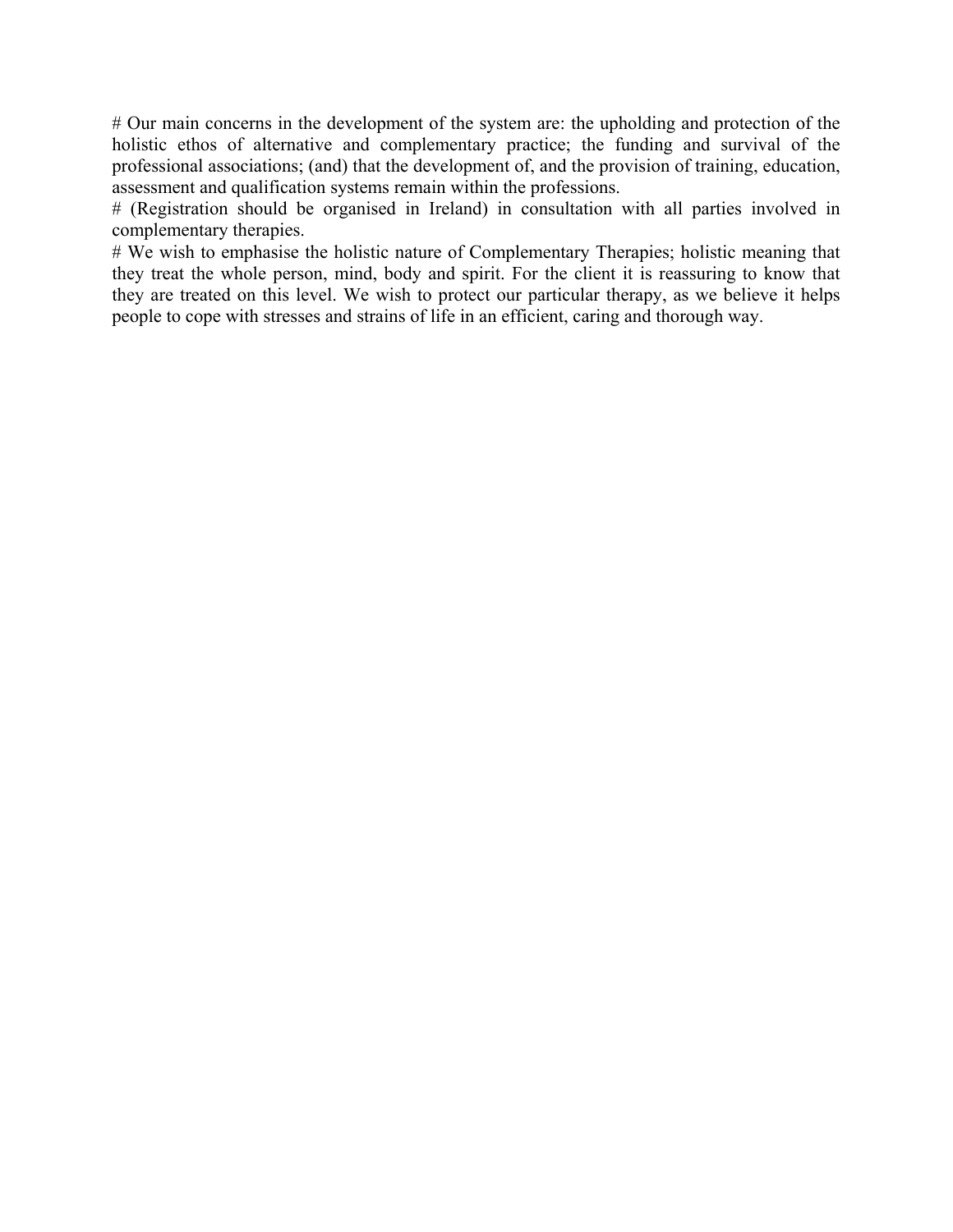# Our main concerns in the development of the system are: the upholding and protection of the holistic ethos of alternative and complementary practice; the funding and survival of the professional associations; (and) that the development of, and the provision of training, education, assessment and qualification systems remain within the professions.

# (Registration should be organised in Ireland) in consultation with all parties involved in complementary therapies.

# We wish to emphasise the holistic nature of Complementary Therapies; holistic meaning that they treat the whole person, mind, body and spirit. For the client it is reassuring to know that they are treated on this level. We wish to protect our particular therapy, as we believe it helps people to cope with stresses and strains of life in an efficient, caring and thorough way.